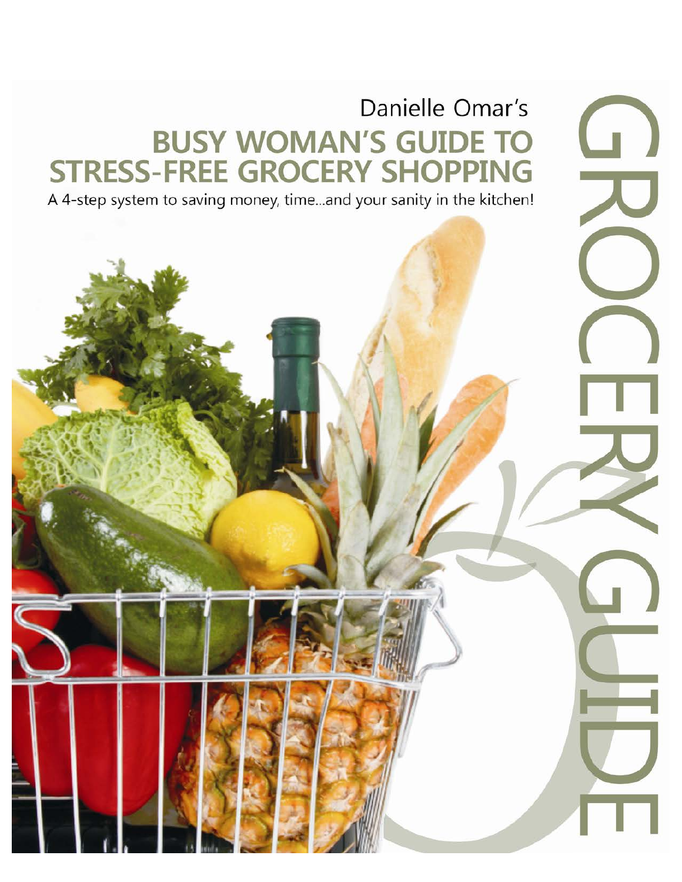Danielle Omar's

# BUSY WOMAN'S GUIDE TO STRESS-FREE GROCERY SHOPPING

A 4-step system to saving money, time...and your sanity in the kitchen!

GROCERY GUIDE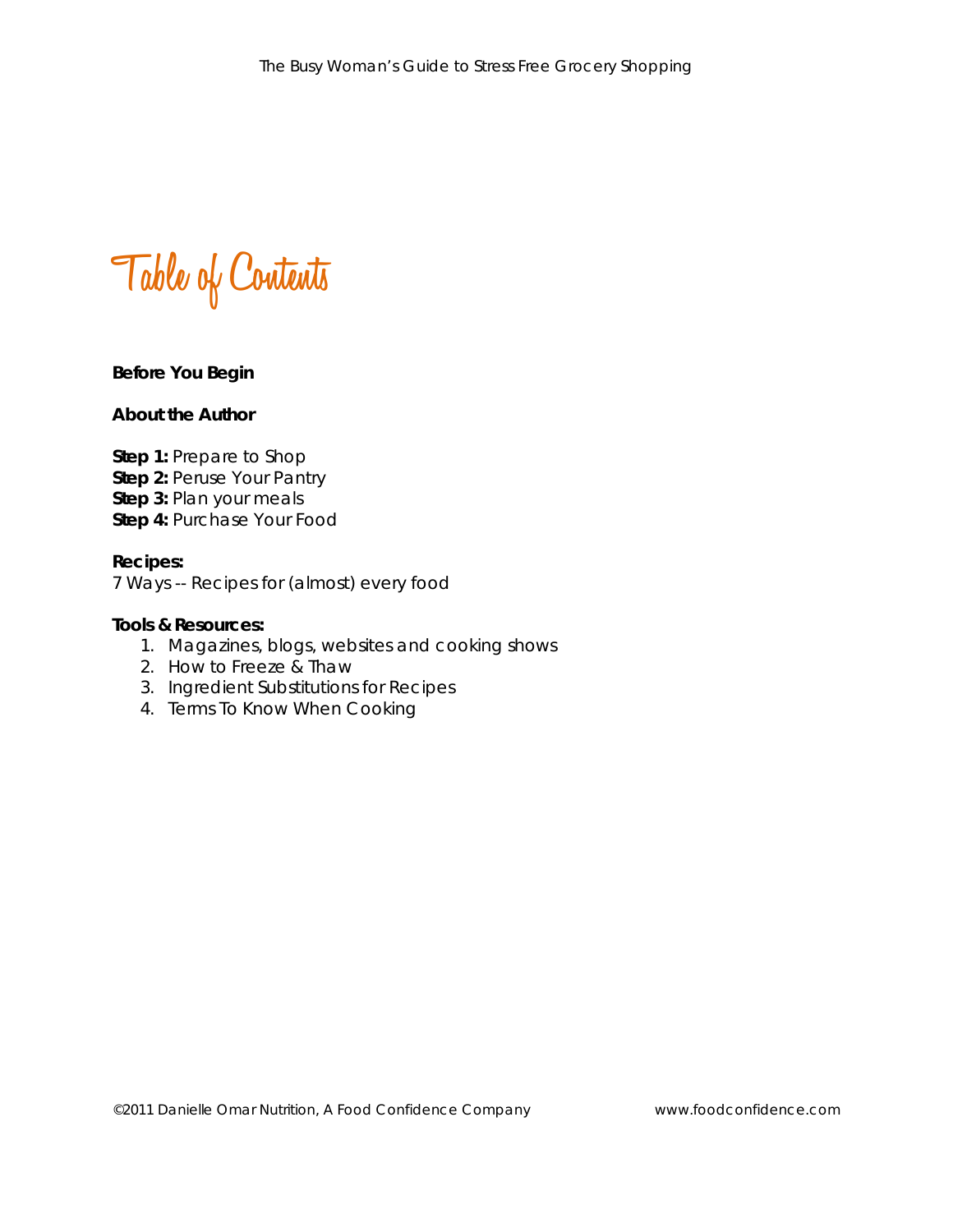# Table of Contents

**Before You Begin**

**About the Author**

**Step 1:** Prepare to Shop
**Step 2:** Peruse Your Pantry
**Step 3:** Plan your meals
**Step 4:** Purchase Your Food

**Recipes:**
7 Ways -- Recipes for (almost) every food

**Tools & Resources:**

1. Magazines, blogs, websites and cooking shows
2. How to Freeze & Thaw
3. Ingredient Substitutions for Recipes
4. Terms To Know When Cooking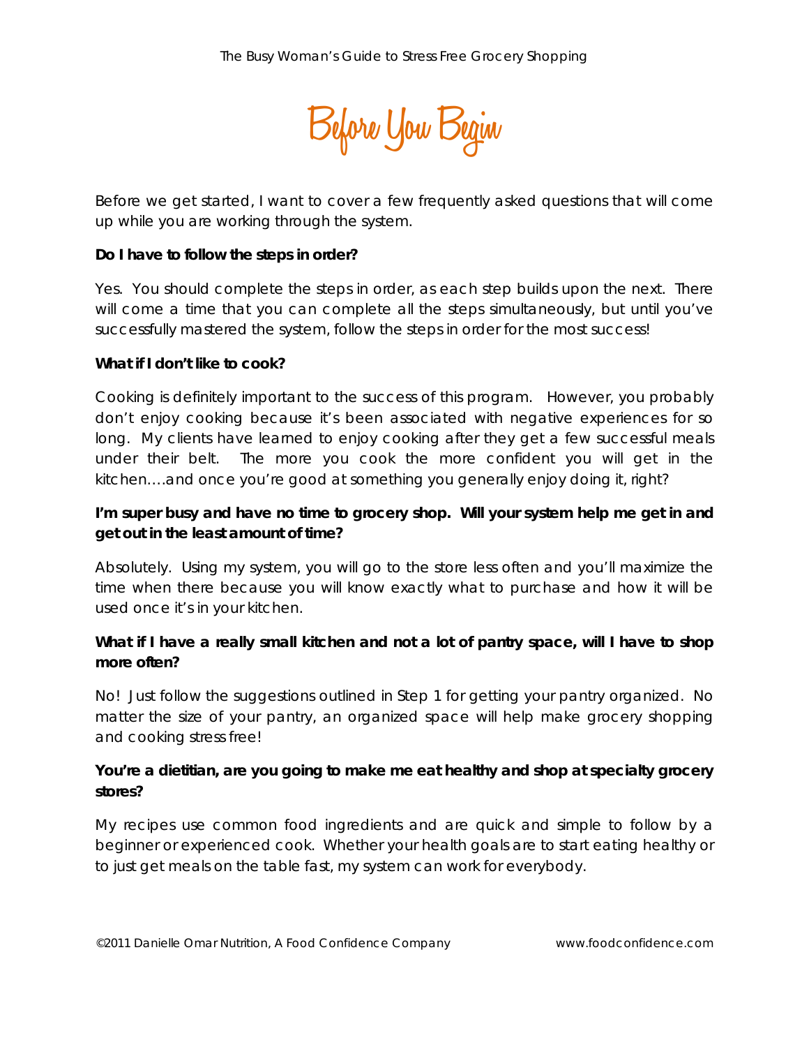# Before You Begin

Before we get started, I want to cover a few frequently asked questions that will come up while you are working through the system.

**Do I have to follow the steps in order?**

Yes. You should complete the steps in order, as each step builds upon the next. There will come a time that you can complete all the steps simultaneously, but until you've successfully mastered the system, follow the steps in order for the most success!

**What if I don't like to cook?**

Cooking is definitely important to the success of this program. However, you probably don't enjoy cooking because it's been associated with negative experiences for so long. My clients have learned to enjoy cooking after they get a few successful meals under their belt. The more you cook the more confident you will get in the kitchen….and once you're good at something you generally enjoy doing it, right?

**I'm super busy and have no time to grocery shop. Will your system help me get in and get out in the least amount of time?**

Absolutely. Using my system, you will go to the store less often and you'll maximize the time when there because you will know exactly what to purchase and how it will be used once it's in your kitchen.

**What if I have a really small kitchen and not a lot of pantry space, will I have to shop more often?**

No! Just follow the suggestions outlined in Step 1 for getting your pantry organized. No matter the size of your pantry, an organized space will help make grocery shopping and cooking stress free!

**You're a dietitian, are you going to make me eat healthy and shop at specialty grocery stores?**

My recipes use common food ingredients and are quick and simple to follow by a beginner or experienced cook. Whether your health goals are to start eating healthy or to just get meals on the table fast, my system can work for everybody.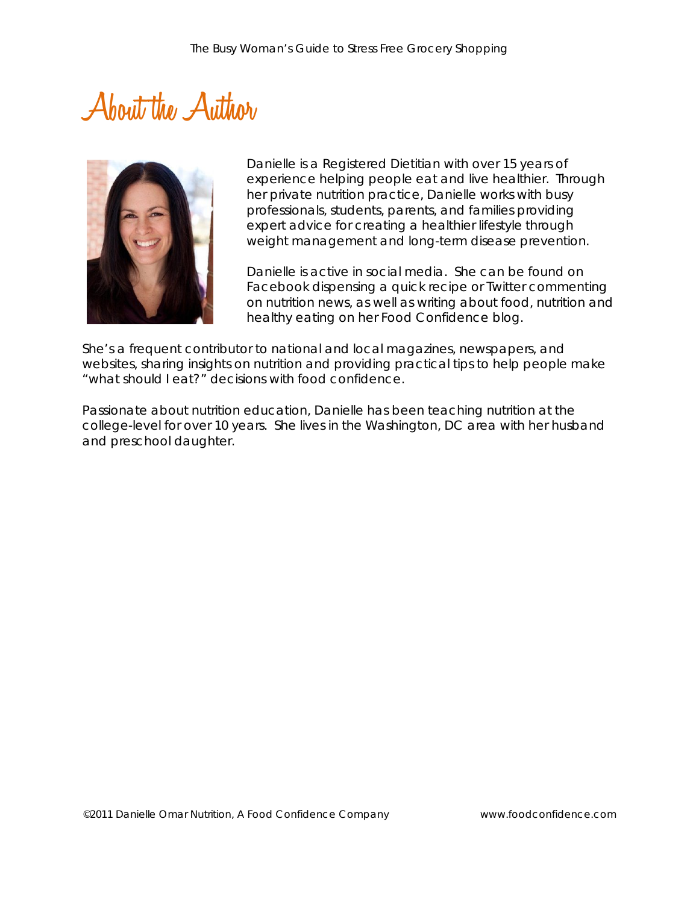# About the Author

Danielle is a Registered Dietitian with over 15 years of experience helping people eat and live healthier. Through her private nutrition practice, Danielle works with busy professionals, students, parents, and families providing expert advice for creating a healthier lifestyle through weight management and long-term disease prevention.

Danielle is active in social media. She can be found on Facebook dispensing a quick recipe or Twitter commenting on nutrition news, as well as writing about food, nutrition and healthy eating on her Food Confidence blog.

She's a frequent contributor to national and local magazines, newspapers, and websites, sharing insights on nutrition and providing practical tips to help people make "what should I eat?" decisions with food confidence.

Passionate about nutrition education, Danielle has been teaching nutrition at the college-level for over 10 years. She lives in the Washington, DC area with her husband and preschool daughter.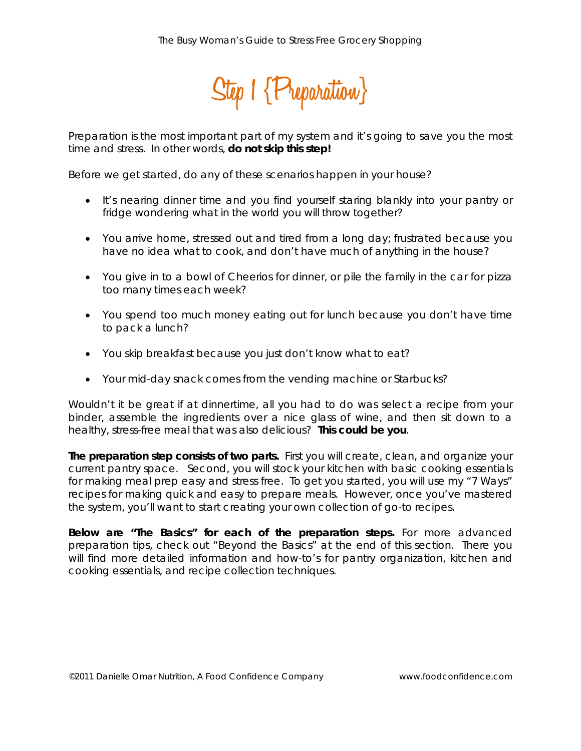# Step 1 {Preparation}

Preparation is the most important part of my system and it's going to save you the most time and stress. In other words, **do not skip this step!**

Before we get started, do any of these scenarios happen in your house?

- It's nearing dinner time and you find yourself staring blankly into your pantry or fridge wondering what in the world you will throw together?
- You arrive home, stressed out and tired from a long day; frustrated because you have no idea what to cook, and don't have much of anything in the house?
- You give in to a bowl of Cheerios for dinner, or pile the family in the car for pizza too many times each week?
- You spend too much money eating out for lunch because you don't have time to pack a lunch?
- You skip breakfast because you just don't know what to eat?
- Your mid-day snack comes from the vending machine or Starbucks?

Wouldn't it be great if at dinnertime, all you had to do was select a recipe from your binder, assemble the ingredients over a nice glass of wine, and then sit down to a healthy, stress-free meal that was also delicious? **This could be you**.

**The preparation step consists of two parts.** First you will create, clean, and organize your current pantry space. Second, you will stock your kitchen with basic cooking essentials for making meal prep easy and stress free. To get you started, you will use my "7 Ways" recipes for making quick and easy to prepare meals. However, once you've mastered the system, you'll want to start creating your own collection of go-to recipes.

**Below are "The Basics" for each of the preparation steps.** For more advanced preparation tips, check out "Beyond the Basics" at the end of this section. There you will find more detailed information and how-to's for pantry organization, kitchen and cooking essentials, and recipe collection techniques.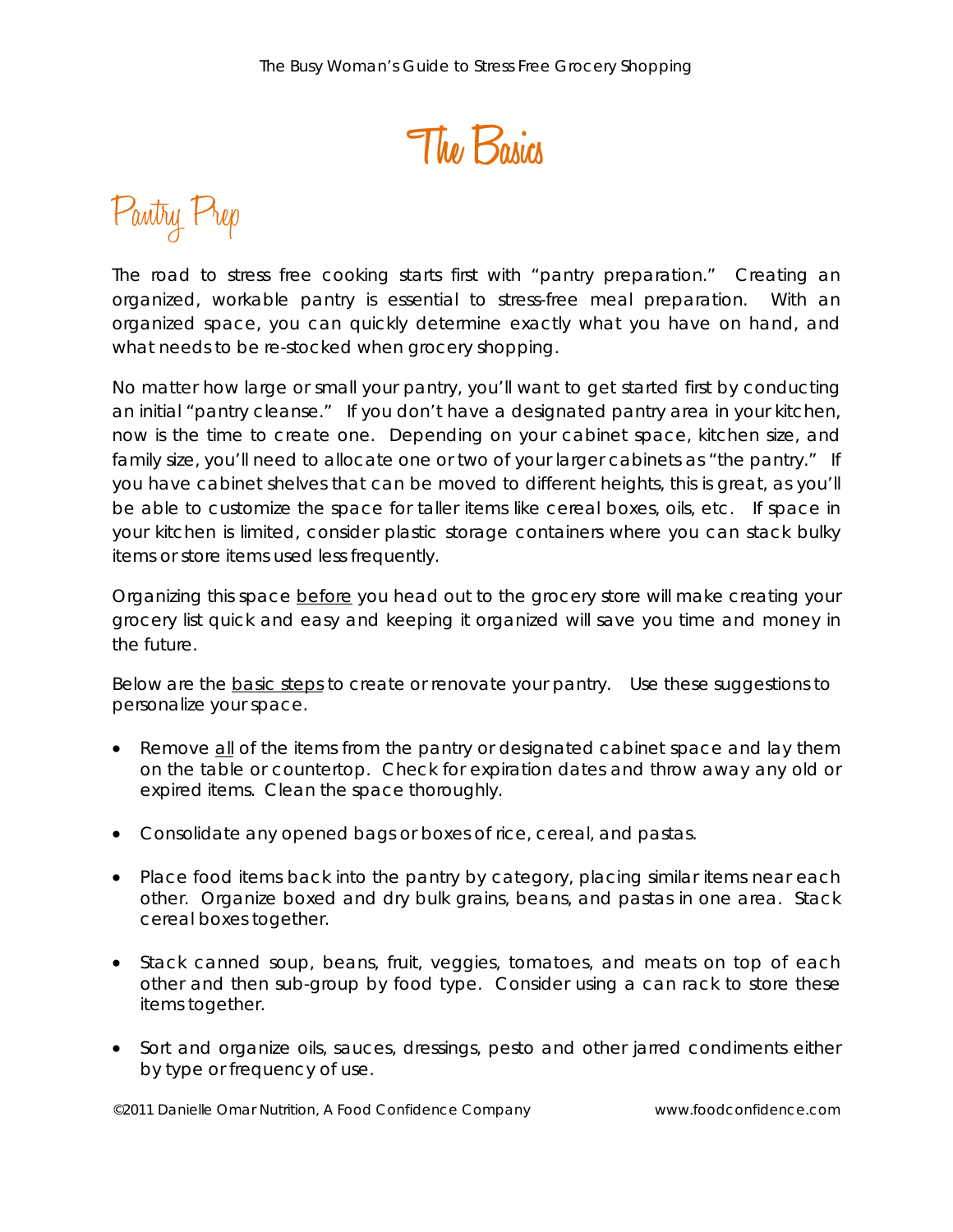# The Basics

## Pantry Prep

The road to stress free cooking starts first with "pantry preparation." Creating an organized, workable pantry is essential to stress-free meal preparation. With an organized space, you can quickly determine exactly what you have on hand, and what needs to be re-stocked when grocery shopping.

No matter how large or small your pantry, you'll want to get started first by conducting an initial "pantry cleanse." If you don't have a designated pantry area in your kitchen, now is the time to create one. Depending on your cabinet space, kitchen size, and family size, you'll need to allocate one or two of your larger cabinets as "the pantry." If you have cabinet shelves that can be moved to different heights, this is great, as you'll be able to customize the space for taller items like cereal boxes, oils, etc. If space in your kitchen is limited, consider plastic storage containers where you can stack bulky items or store items used less frequently.

Organizing this space <u>before</u> you head out to the grocery store will make creating your grocery list quick and easy and keeping it organized will save you time and money in the future.

Below are the <u>basic steps</u> to create or renovate your pantry. Use these suggestions to personalize your space.

- Remove <u>all</u> of the items from the pantry or designated cabinet space and lay them on the table or countertop. Check for expiration dates and throw away any old or expired items. Clean the space thoroughly.

- Consolidate any opened bags or boxes of rice, cereal, and pastas.

- Place food items back into the pantry by category, placing similar items near each other. Organize boxed and dry bulk grains, beans, and pastas in one area. Stack cereal boxes together.

- Stack canned soup, beans, fruit, veggies, tomatoes, and meats on top of each other and then sub-group by food type. Consider using a can rack to store these items together.

- Sort and organize oils, sauces, dressings, pesto and other jarred condiments either by type or frequency of use.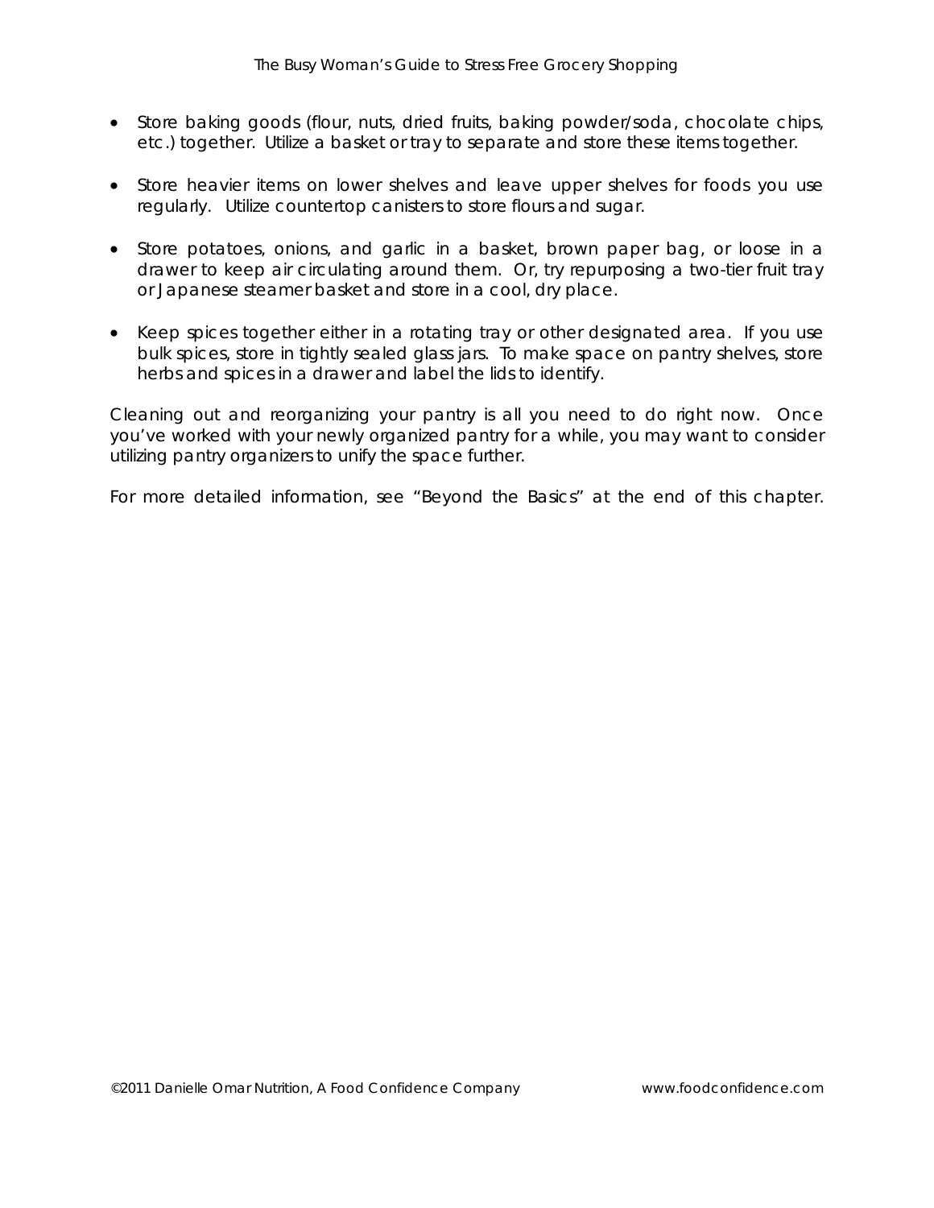- Store baking goods (flour, nuts, dried fruits, baking powder/soda, chocolate chips, etc.) together. Utilize a basket or tray to separate and store these items together.

- Store heavier items on lower shelves and leave upper shelves for foods you use regularly. Utilize countertop canisters to store flours and sugar.

- Store potatoes, onions, and garlic in a basket, brown paper bag, or loose in a drawer to keep air circulating around them. Or, try repurposing a two-tier fruit tray or Japanese steamer basket and store in a cool, dry place.

- Keep spices together either in a rotating tray or other designated area. If you use bulk spices, store in tightly sealed glass jars. To make space on pantry shelves, store herbs and spices in a drawer and label the lids to identify.

Cleaning out and reorganizing your pantry is all you need to do right now. Once you've worked with your newly organized pantry for a while, you may want to consider utilizing pantry organizers to unify the space further.

For more detailed information, see "Beyond the Basics" at the end of this chapter.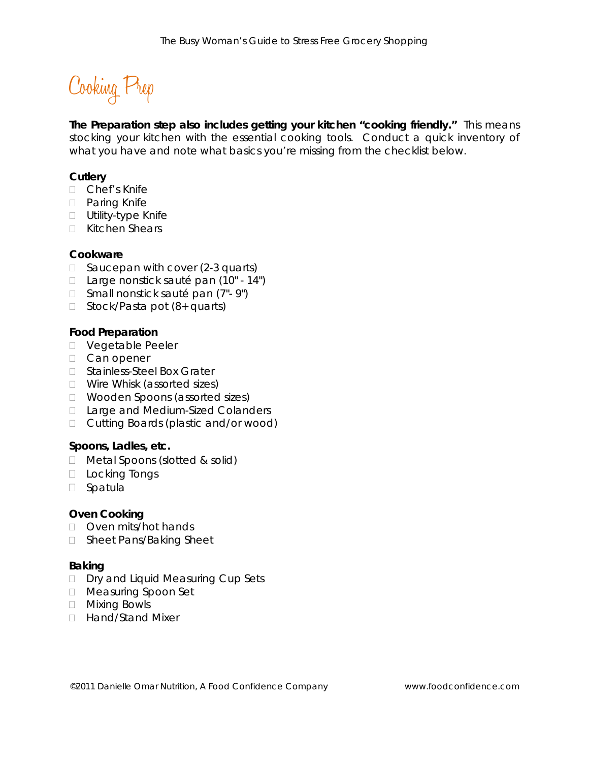# Cooking Prep

**The Preparation step also includes getting your kitchen "cooking friendly."** This means stocking your kitchen with the essential cooking tools. Conduct a quick inventory of what you have and note what basics you're missing from the checklist below.

**Cutlery**

- Chef's Knife
- Paring Knife
- Utility-type Knife
- Kitchen Shears

**Cookware**

- Saucepan with cover (2-3 quarts)
- Large nonstick sauté pan (10" - 14")
- Small nonstick sauté pan (7"- 9")
- Stock/Pasta pot (8+ quarts)

**Food Preparation**

- Vegetable Peeler
- Can opener
- Stainless-Steel Box Grater
- Wire Whisk (assorted sizes)
- Wooden Spoons (assorted sizes)
- Large and Medium-Sized Colanders
- Cutting Boards (plastic and/or wood)

**Spoons, Ladles, etc.**

- Metal Spoons (slotted & solid)
- Locking Tongs
- Spatula

**Oven Cooking**

- Oven mits/hot hands
- Sheet Pans/Baking Sheet

**Baking**

- Dry and Liquid Measuring Cup Sets
- Measuring Spoon Set
- Mixing Bowls
- Hand/Stand Mixer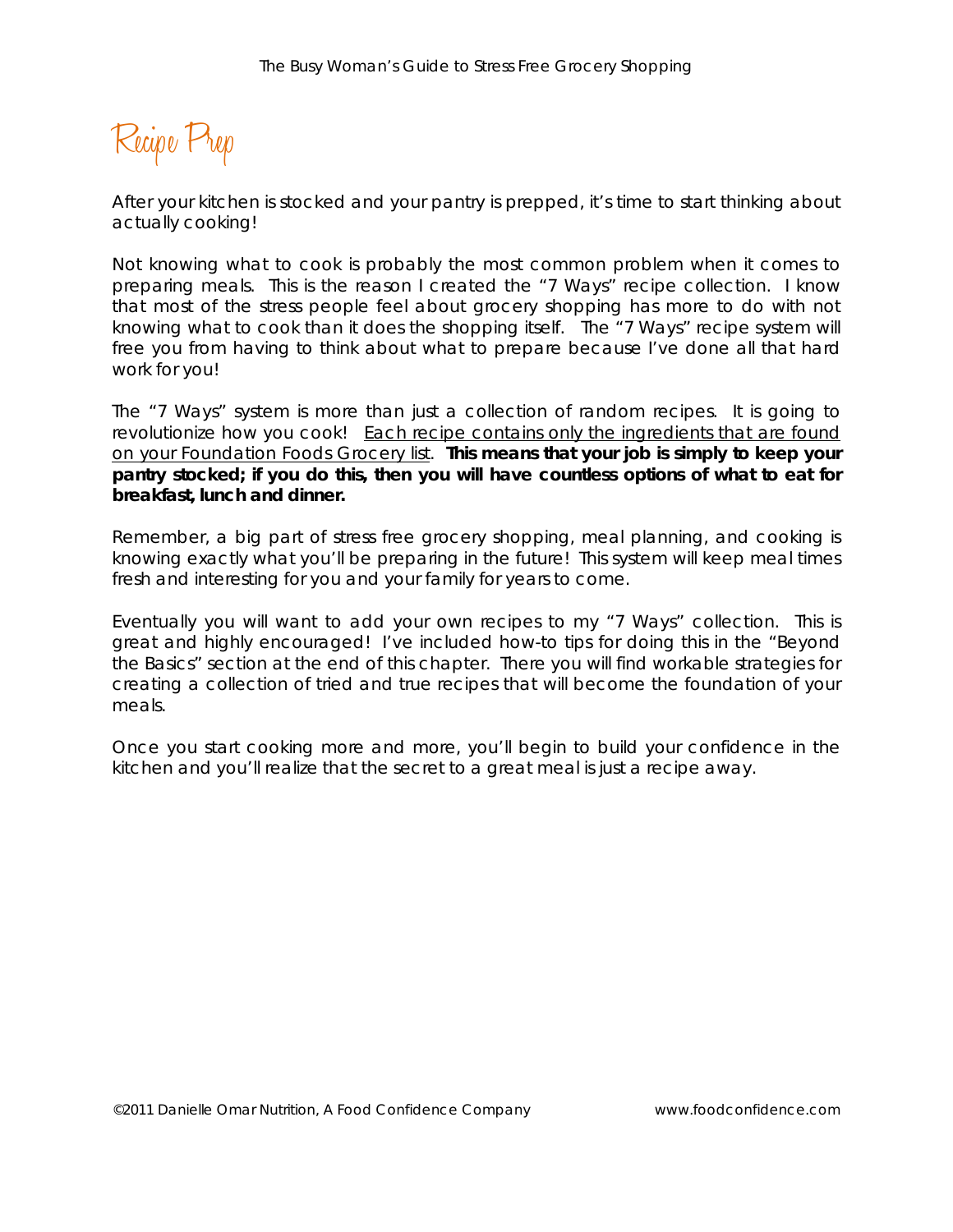# Recipe Prep

After your kitchen is stocked and your pantry is prepped, it's time to start thinking about actually cooking!

Not knowing what to cook is probably the most common problem when it comes to preparing meals. This is the reason I created the "7 Ways" recipe collection. I know that most of the stress people feel about grocery shopping has more to do with not knowing what to cook than it does the shopping itself. The "7 Ways" recipe system will free you from having to think about what to prepare because I've done all that hard work for you!

The "7 Ways" system is more than just a collection of random recipes. It is going to revolutionize how you cook! <u>Each recipe contains only the ingredients that are found on your Foundation Foods Grocery list</u>. **This means that your job is simply to keep your pantry stocked; if you do this, then you will have countless options of what to eat for breakfast, lunch and dinner.**

Remember, a big part of stress free grocery shopping, meal planning, and cooking is knowing exactly what you'll be preparing in the future! This system will keep meal times fresh and interesting for you and your family for years to come.

Eventually you will want to add your own recipes to my "7 Ways" collection. This is great and highly encouraged! I've included how-to tips for doing this in the "Beyond the Basics" section at the end of this chapter. There you will find workable strategies for creating a collection of tried and true recipes that will become the foundation of your meals.

Once you start cooking more and more, you'll begin to build your confidence in the kitchen and you'll realize that the secret to a great meal is just a recipe away.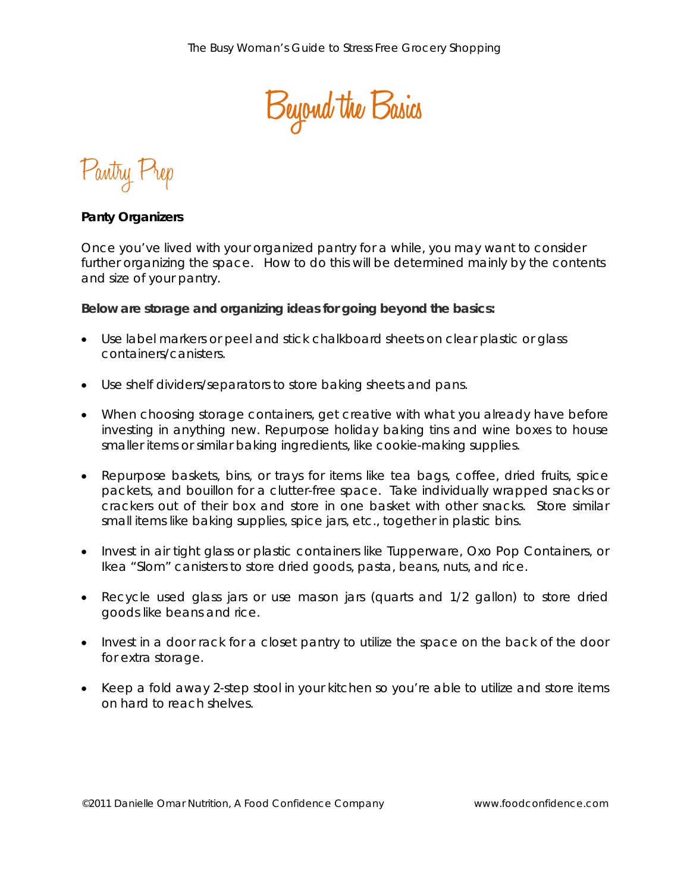# Beyond the Basics

## Pantry Prep

**Panty Organizers**

Once you've lived with your organized pantry for a while, you may want to consider further organizing the space. How to do this will be determined mainly by the contents and size of your pantry.

**Below are storage and organizing ideas for going beyond the basics:**

- Use label markers or peel and stick chalkboard sheets on clear plastic or glass containers/canisters.
- Use shelf dividers/separators to store baking sheets and pans.
- When choosing storage containers, get creative with what you already have before investing in anything new. Repurpose holiday baking tins and wine boxes to house smaller items or similar baking ingredients, like cookie-making supplies.
- Repurpose baskets, bins, or trays for items like tea bags, coffee, dried fruits, spice packets, and bouillon for a clutter-free space. Take individually wrapped snacks or crackers out of their box and store in one basket with other snacks. Store similar small items like baking supplies, spice jars, etc., together in plastic bins.
- Invest in air tight glass or plastic containers like Tupperware, Oxo Pop Containers, or Ikea "Slom" canisters to store dried goods, pasta, beans, nuts, and rice.
- Recycle used glass jars or use mason jars (quarts and 1/2 gallon) to store dried goods like beans and rice.
- Invest in a door rack for a closet pantry to utilize the space on the back of the door for extra storage.
- Keep a fold away 2-step stool in your kitchen so you're able to utilize and store items on hard to reach shelves.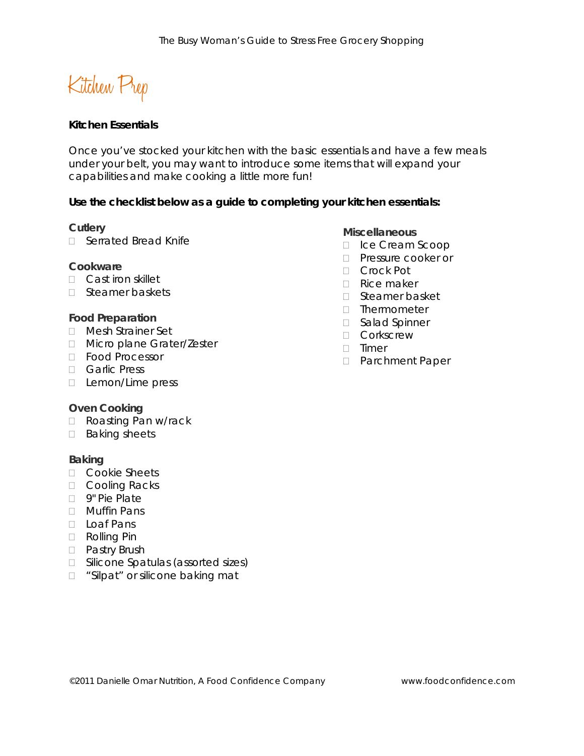# Kitchen Prep

**Kitchen Essentials**

Once you've stocked your kitchen with the basic essentials and have a few meals under your belt, you may want to introduce some items that will expand your capabilities and make cooking a little more fun!

**Use the checklist below as a guide to completing your kitchen essentials:**

**Cutlery**

- Serrated Bread Knife

**Cookware**

- Cast iron skillet
- Steamer baskets

**Food Preparation**

- Mesh Strainer Set
- Micro plane Grater/Zester
- Food Processor
- Garlic Press
- Lemon/Lime press

**Oven Cooking**

- Roasting Pan w/rack
- Baking sheets

**Baking**

- Cookie Sheets
- Cooling Racks
- 9" Pie Plate
- Muffin Pans
- Loaf Pans
- Rolling Pin
- Pastry Brush
- Silicone Spatulas (assorted sizes)
- "Silpat" or silicone baking mat

**Miscellaneous**

- Ice Cream Scoop
- Pressure cooker or
- Crock Pot
- Rice maker
- Steamer basket
- Thermometer
- Salad Spinner
- Corkscrew
- Timer
- Parchment Paper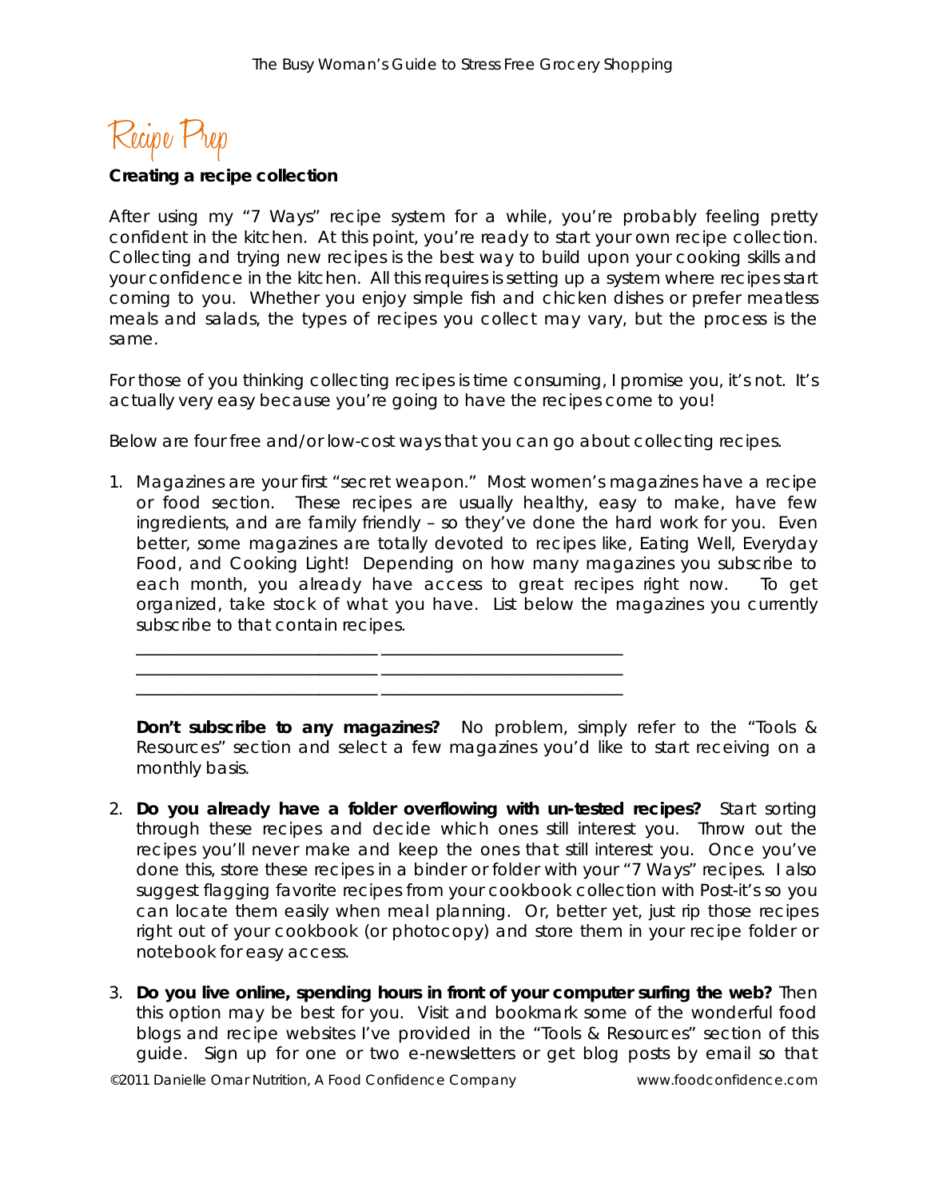# Recipe Prep

**Creating a recipe collection**

After using my "7 Ways" recipe system for a while, you're probably feeling pretty confident in the kitchen. At this point, you're ready to start your own recipe collection. Collecting and trying new recipes is the best way to build upon your cooking skills and your confidence in the kitchen. All this requires is setting up a system where recipes start coming to you. Whether you enjoy simple fish and chicken dishes or prefer meatless meals and salads, the types of recipes you collect may vary, but the process is the same.

For those of you thinking collecting recipes is time consuming, I promise you, it's not. It's actually very easy because you're going to have the recipes come to you!

Below are four free and/or low-cost ways that you can go about collecting recipes.

1. Magazines are your first "secret weapon." Most women's magazines have a recipe or food section. These recipes are usually healthy, easy to make, have few ingredients, and are family friendly – so they've done the hard work for you. Even better, some magazines are totally devoted to recipes like, Eating Well, Everyday Food, and Cooking Light! Depending on how many magazines you subscribe to each month, you already have access to great recipes right now. To get organized, take stock of what you have. List below the magazines you currently subscribe to that contain recipes.

   ___________________________ ___________________________
   ___________________________ ___________________________
   ___________________________ ___________________________

   **Don't subscribe to any magazines?** No problem, simply refer to the "Tools & Resources" section and select a few magazines you'd like to start receiving on a monthly basis.

2. **Do you already have a folder overflowing with un-tested recipes?** Start sorting through these recipes and decide which ones still interest you. Throw out the recipes you'll never make and keep the ones that still interest you. Once you've done this, store these recipes in a binder or folder with your "7 Ways" recipes. I also suggest flagging favorite recipes from your cookbook collection with Post-it's so you can locate them easily when meal planning. Or, better yet, just rip those recipes right out of your cookbook (or photocopy) and store them in your recipe folder or notebook for easy access.

3. **Do you live online, spending hours in front of your computer surfing the web?** Then this option may be best for you. Visit and bookmark some of the wonderful food blogs and recipe websites I've provided in the "Tools & Resources" section of this guide. Sign up for one or two e-newsletters or get blog posts by email so that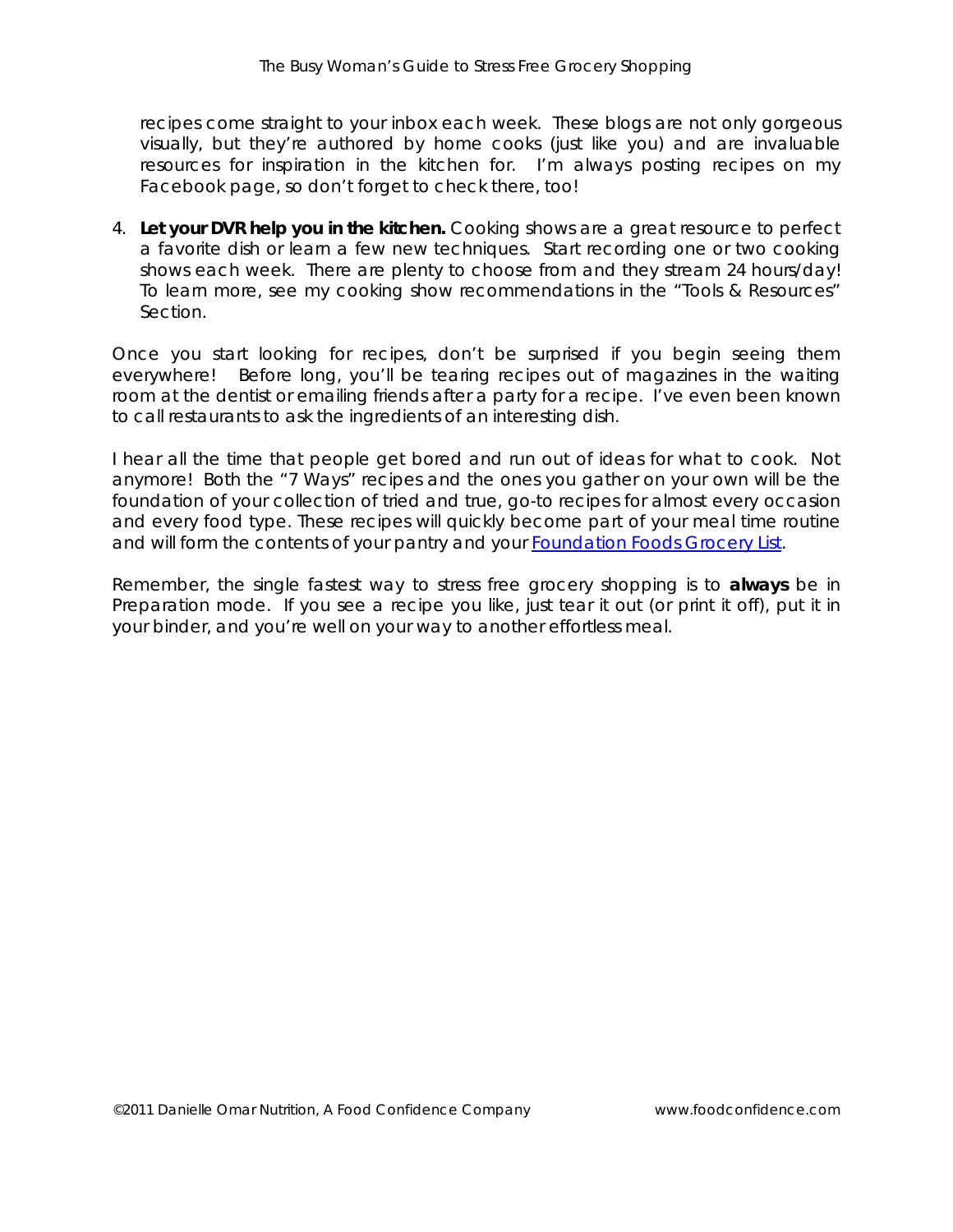recipes come straight to your inbox each week. These blogs are not only gorgeous visually, but they're authored by home cooks (just like you) and are invaluable resources for inspiration in the kitchen for. I'm always posting recipes on my Facebook page, so don't forget to check there, too!

4. **Let your DVR help you in the kitchen.** Cooking shows are a great resource to perfect a favorite dish or learn a few new techniques. Start recording one or two cooking shows each week. There are plenty to choose from and they stream 24 hours/day! To learn more, see my cooking show recommendations in the "Tools & Resources" Section.

Once you start looking for recipes, don't be surprised if you begin seeing them everywhere! Before long, you'll be tearing recipes out of magazines in the waiting room at the dentist or emailing friends after a party for a recipe. I've even been known to call restaurants to ask the ingredients of an interesting dish.

I hear all the time that people get bored and run out of ideas for what to cook. Not anymore! Both the "7 Ways" recipes and the ones you gather on your own will be the foundation of your collection of tried and true, go-to recipes for almost every occasion and every food type. These recipes will quickly become part of your meal time routine and will form the contents of your pantry and your Foundation Foods Grocery List.

Remember, the single fastest way to stress free grocery shopping is to **always** be in Preparation mode. If you see a recipe you like, just tear it out (or print it off), put it in your binder, and you're well on your way to another effortless meal.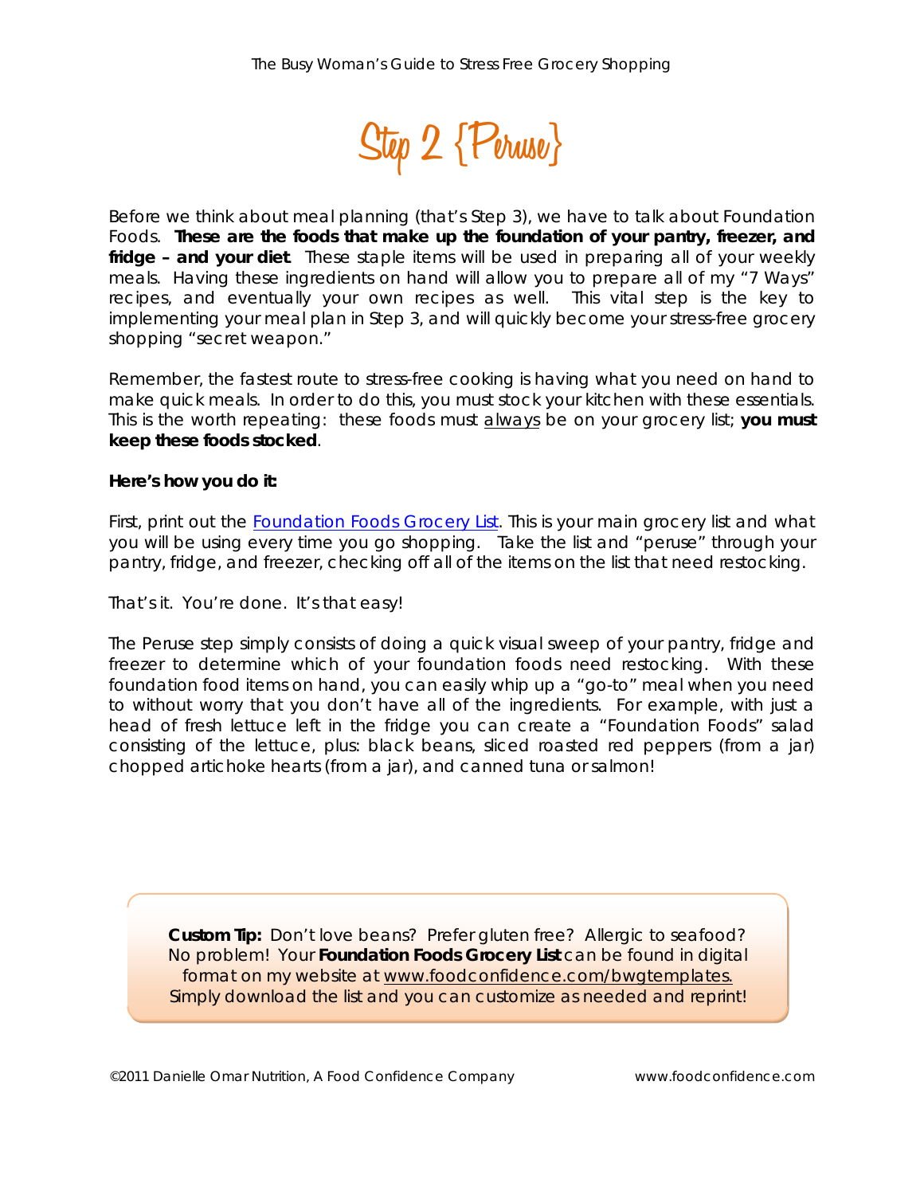# Step 2 {Peruse}

Before we think about meal planning (that's Step 3), we have to talk about Foundation Foods. **These are the foods that make up the foundation of your pantry, freezer, and fridge – and your diet**. These staple items will be used in preparing all of your weekly meals. Having these ingredients on hand will allow you to prepare all of my "7 Ways" recipes, and eventually your own recipes as well. This vital step is the key to implementing your meal plan in Step 3, and will quickly become your stress-free grocery shopping "secret weapon."

Remember, the fastest route to stress-free cooking is having what you need on hand to make quick meals. In order to do this, you must stock your kitchen with these essentials. This is the worth repeating: these foods must <u>always</u> be on your grocery list; **you must keep these foods stocked**.

**Here's how you do it:**

First, print out the [Foundation Foods Grocery List](). This is your main grocery list and what you will be using every time you go shopping. Take the list and "peruse" through your pantry, fridge, and freezer, checking off all of the items on the list that need restocking.

That's it. You're done. It's that easy!

The Peruse step simply consists of doing a quick visual sweep of your pantry, fridge and freezer to determine which of your foundation foods need restocking. With these foundation food items on hand, you can easily whip up a "go-to" meal when you need to without worry that you don't have all of the ingredients. For example, with just a head of fresh lettuce left in the fridge you can create a "Foundation Foods" salad consisting of the lettuce, plus: black beans, sliced roasted red peppers (from a jar) chopped artichoke hearts (from a jar), and canned tuna or salmon!

**Custom Tip:** Don't love beans? Prefer gluten free? Allergic to seafood? No problem! Your **Foundation Foods Grocery List** can be found in digital format on my website at <u>www.foodconfidence.com/bwgtemplates.</u> Simply download the list and you can customize as needed and reprint!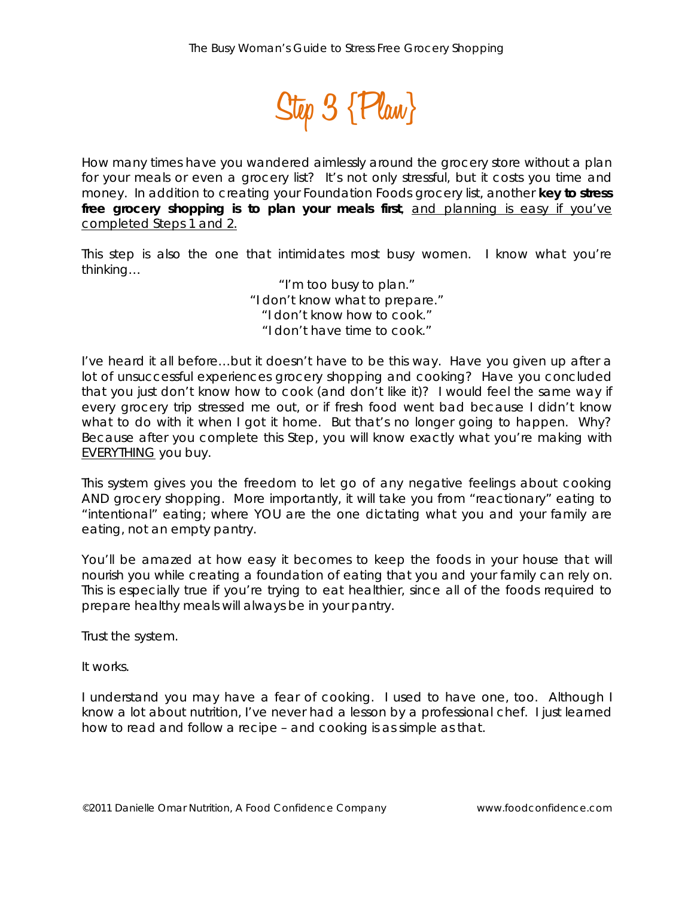# Step 3 {Plan}

How many times have you wandered aimlessly around the grocery store without a plan for your meals or even a grocery list? It's not only stressful, but it costs you time and money. In addition to creating your Foundation Foods grocery list, another **key to stress free grocery shopping is to plan your meals first**, <u>and planning is easy if you've completed Steps 1 and 2.</u>

This step is also the one that intimidates most busy women. I know what you're thinking…

"I'm too busy to plan."
"I don't know what to prepare."
"I don't know how to cook."
"I don't have time to cook."

I've heard it all before…but it doesn't have to be this way. Have you given up after a lot of unsuccessful experiences grocery shopping and cooking? Have you concluded that you just don't know how to cook (and don't like it)? I would feel the same way if every grocery trip stressed me out, or if fresh food went bad because I didn't know what to do with it when I got it home. But that's no longer going to happen. Why? Because after you complete this Step, you will know exactly what you're making with <u>EVERYTHING</u> you buy.

This system gives you the freedom to let go of any negative feelings about cooking AND grocery shopping. More importantly, it will take you from "reactionary" eating to "intentional" eating; where YOU are the one dictating what you and your family are eating, not an empty pantry.

You'll be amazed at how easy it becomes to keep the foods in your house that will nourish you while creating a foundation of eating that you and your family can rely on. This is especially true if you're trying to eat healthier, since all of the foods required to prepare healthy meals will always be in your pantry.

Trust the system.

It works.

I understand you may have a fear of cooking. I used to have one, too. Although I know a lot about nutrition, I've never had a lesson by a professional chef. I just learned how to read and follow a recipe – and cooking is as simple as that.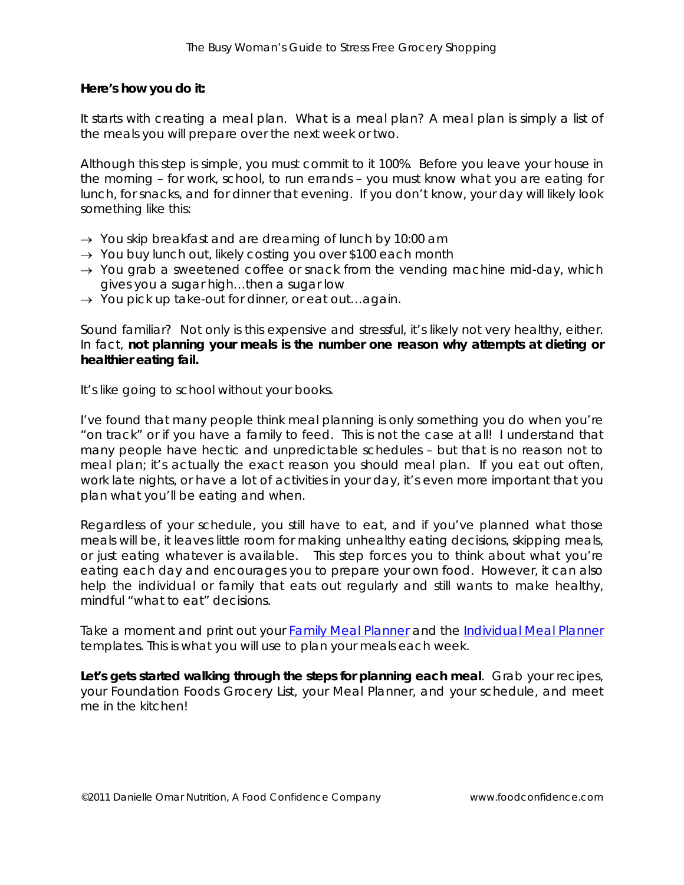**Here's how you do it:**

It starts with creating a meal plan. What is a meal plan? A meal plan is simply a list of the meals you will prepare over the next week or two.

Although this step is simple, you must commit to it 100%. Before you leave your house in the morning – for work, school, to run errands – you must know what you are eating for lunch, for snacks, and for dinner that evening. If you don't know, your day will likely look something like this:

- → You skip breakfast and are dreaming of lunch by 10:00 am
- → You buy lunch out, likely costing you over $100 each month
- → You grab a sweetened coffee or snack from the vending machine mid-day, which gives you a sugar high…then a sugar low
- → You pick up take-out for dinner, or eat out…again.

Sound familiar? Not only is this expensive and stressful, it's likely not very healthy, either. In fact, **not planning your meals is the number one reason why attempts at dieting or healthier eating fail.**

It's like going to school without your books.

I've found that many people think meal planning is only something you do when you're "on track" or if you have a family to feed. This is not the case at all! I understand that many people have hectic and unpredictable schedules – but that is no reason not to meal plan; it's actually the exact reason you should meal plan. If you eat out often, work late nights, or have a lot of activities in your day, it's even more important that you plan what you'll be eating and when.

Regardless of your schedule, you still have to eat, and if you've planned what those meals will be, it leaves little room for making unhealthy eating decisions, skipping meals, or just eating whatever is available. This step forces you to think about what you're eating each day and encourages you to prepare your own food. However, it can also help the individual or family that eats out regularly and still wants to make healthy, mindful "what to eat" decisions.

Take a moment and print out your Family Meal Planner and the Individual Meal Planner templates. This is what you will use to plan your meals each week.

**Let's gets started walking through the steps for planning each meal**. Grab your recipes, your Foundation Foods Grocery List, your Meal Planner, and your schedule, and meet me in the kitchen!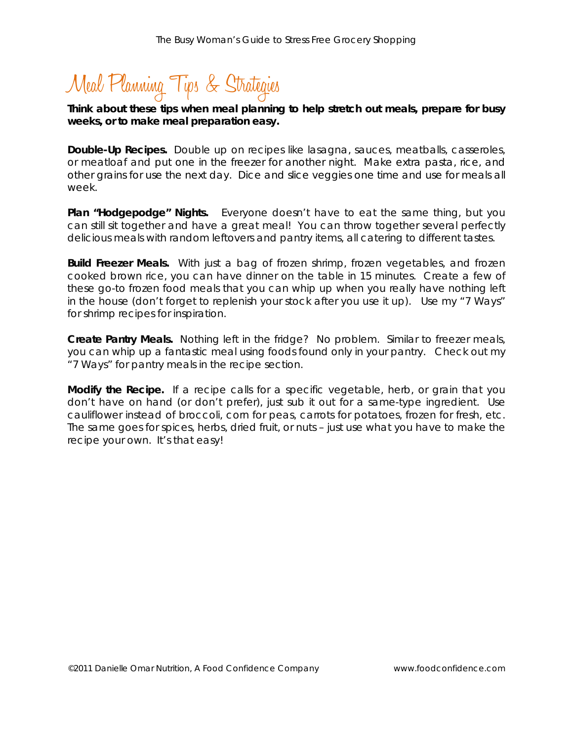# Meal Planning Tips & Strategies

**Think about these tips when meal planning to help stretch out meals, prepare for busy weeks, or to make meal preparation easy.**

**Double-Up Recipes.** Double up on recipes like lasagna, sauces, meatballs, casseroles, or meatloaf and put one in the freezer for another night. Make extra pasta, rice, and other grains for use the next day. Dice and slice veggies one time and use for meals all week.

**Plan "Hodgepodge" Nights.** Everyone doesn't have to eat the same thing, but you can still sit together and have a great meal! You can throw together several perfectly delicious meals with random leftovers and pantry items, all catering to different tastes.

**Build Freezer Meals.** With just a bag of frozen shrimp, frozen vegetables, and frozen cooked brown rice, you can have dinner on the table in 15 minutes. Create a few of these go-to frozen food meals that you can whip up when you really have nothing left in the house (don't forget to replenish your stock after you use it up). Use my "7 Ways" for shrimp recipes for inspiration.

**Create Pantry Meals.** Nothing left in the fridge? No problem. Similar to freezer meals, you can whip up a fantastic meal using foods found only in your pantry. Check out my "7 Ways" for pantry meals in the recipe section.

**Modify the Recipe.** If a recipe calls for a specific vegetable, herb, or grain that you don't have on hand (or don't prefer), just sub it out for a same-type ingredient. Use cauliflower instead of broccoli, corn for peas, carrots for potatoes, frozen for fresh, etc. The same goes for spices, herbs, dried fruit, or nuts – just use what you have to make the recipe your own. It's that easy!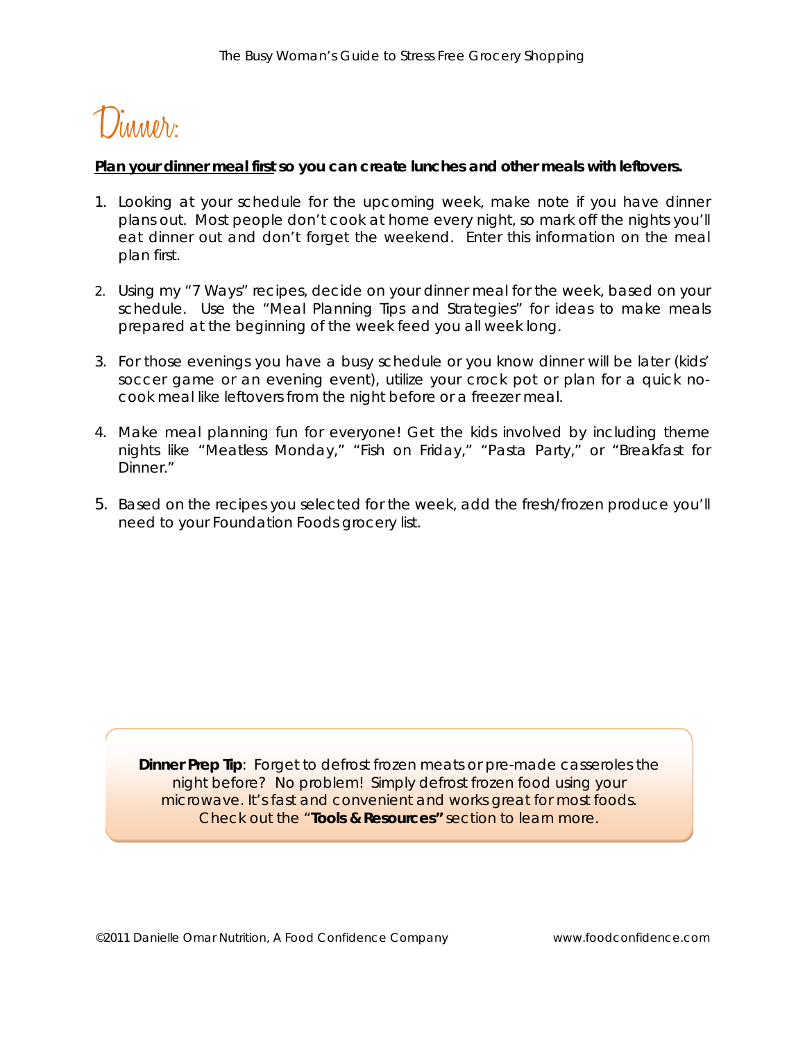# Dinner:

**Plan your dinner meal first so you can create lunches and other meals with leftovers.**

1. Looking at your schedule for the upcoming week, make note if you have dinner plans out. Most people don't cook at home every night, so mark off the nights you'll eat dinner out and don't forget the weekend. Enter this information on the meal plan first.

2. Using my "7 Ways" recipes, decide on your dinner meal for the week, based on your schedule. Use the "Meal Planning Tips and Strategies" for ideas to make meals prepared at the beginning of the week feed you all week long.

3. For those evenings you have a busy schedule or you know dinner will be later (kids' soccer game or an evening event), utilize your crock pot or plan for a quick no-cook meal like leftovers from the night before or a freezer meal.

4. Make meal planning fun for everyone! Get the kids involved by including theme nights like "Meatless Monday," "Fish on Friday," "Pasta Party," or "Breakfast for Dinner."

5. Based on the recipes you selected for the week, add the fresh/frozen produce you'll need to your Foundation Foods grocery list.

**Dinner Prep Tip**: Forget to defrost frozen meats or pre-made casseroles the night before? No problem! Simply defrost frozen food using your microwave. It's fast and convenient and works great for most foods. Check out the "**Tools & Resources"** section to learn more.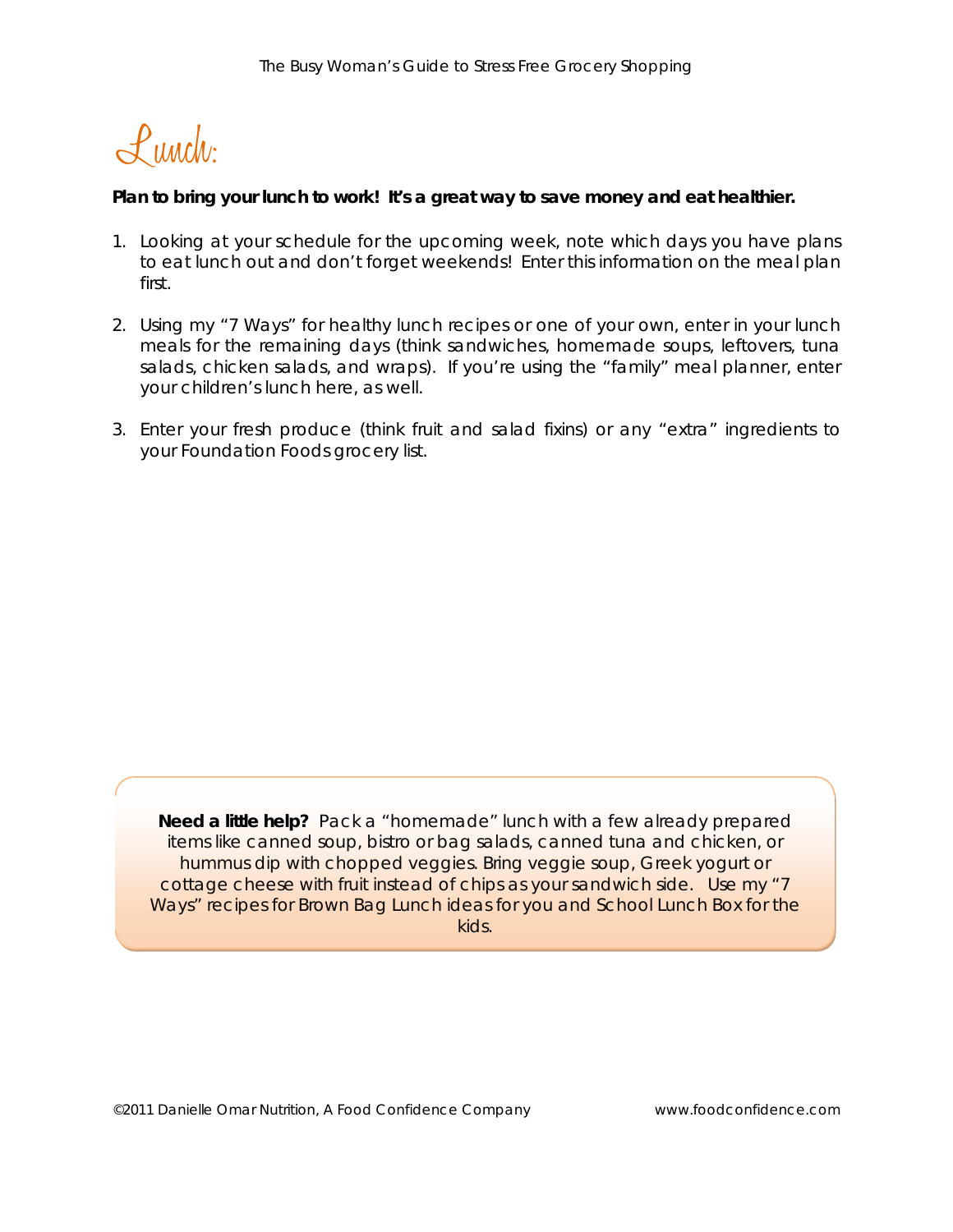# Lunch:

**Plan to bring your lunch to work! It's a great way to save money and eat healthier.**

1. Looking at your schedule for the upcoming week, note which days you have plans to eat lunch out and don't forget weekends! Enter this information on the meal plan first.

2. Using my "7 Ways" for healthy lunch recipes or one of your own, enter in your lunch meals for the remaining days (think sandwiches, homemade soups, leftovers, tuna salads, chicken salads, and wraps). If you're using the "family" meal planner, enter your children's lunch here, as well.

3. Enter your fresh produce (think fruit and salad fixins) or any "extra" ingredients to your Foundation Foods grocery list.

**Need a little help?** Pack a "homemade" lunch with a few already prepared items like canned soup, bistro or bag salads, canned tuna and chicken, or hummus dip with chopped veggies. Bring veggie soup, Greek yogurt or cottage cheese with fruit instead of chips as your sandwich side. Use my "7 Ways" recipes for Brown Bag Lunch ideas for you and School Lunch Box for the kids.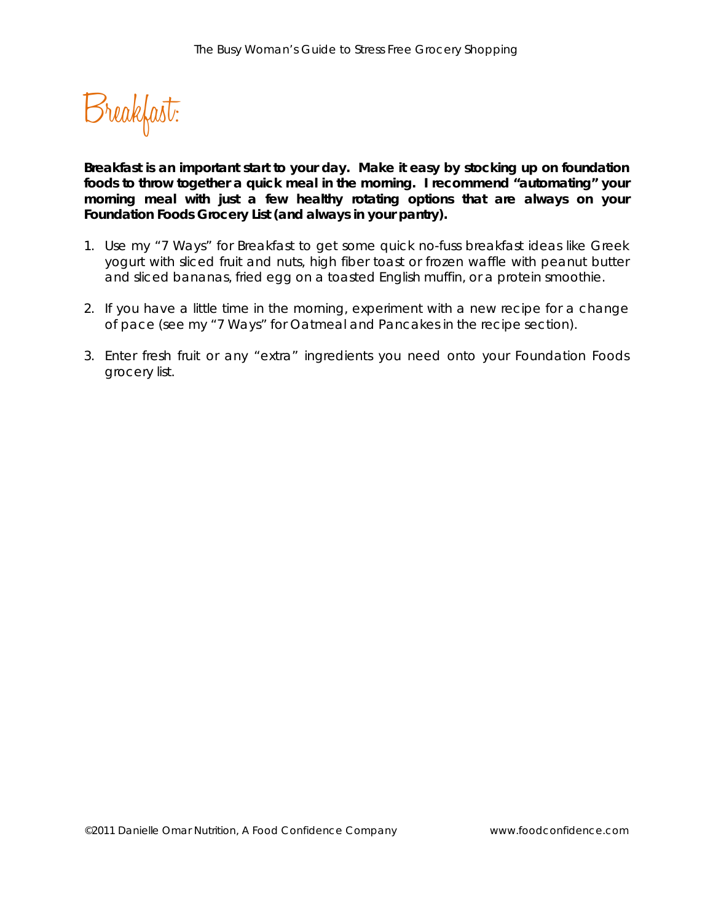# Breakfast:

**Breakfast is an important start to your day. Make it easy by stocking up on foundation foods to throw together a quick meal in the morning. I recommend "automating" your morning meal with just a few healthy rotating options that are always on your Foundation Foods Grocery List (and always in your pantry).**

1. Use my "7 Ways" for Breakfast to get some quick no-fuss breakfast ideas like Greek yogurt with sliced fruit and nuts, high fiber toast or frozen waffle with peanut butter and sliced bananas, fried egg on a toasted English muffin, or a protein smoothie.

2. If you have a little time in the morning, experiment with a new recipe for a change of pace (see my "7 Ways" for Oatmeal and Pancakes in the recipe section).

3. Enter fresh fruit or any "extra" ingredients you need onto your Foundation Foods grocery list.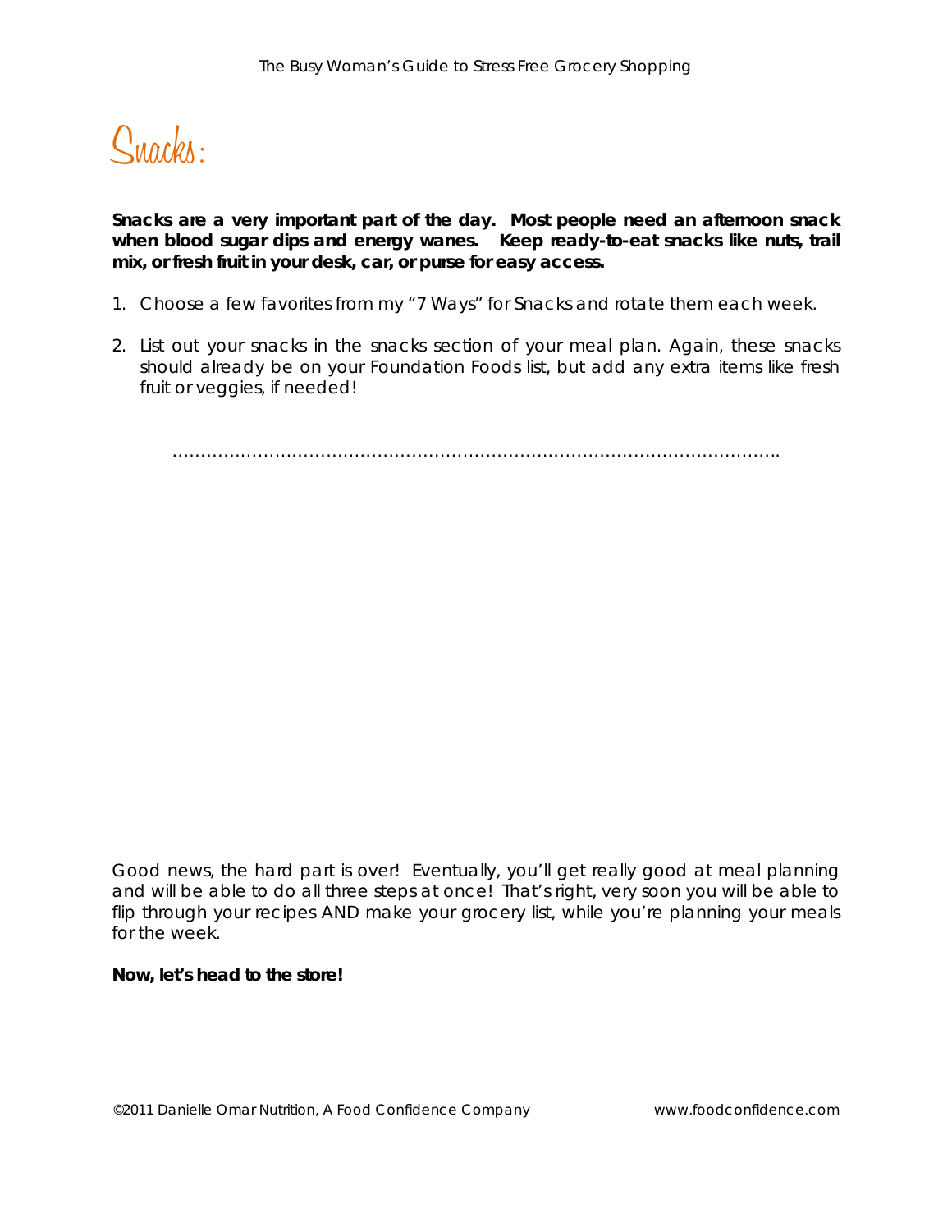# Snacks:

**Snacks are a very important part of the day. Most people need an afternoon snack when blood sugar dips and energy wanes. Keep ready-to-eat snacks like nuts, trail mix, or fresh fruit in your desk, car, or purse for easy access.**

1. Choose a few favorites from my "7 Ways" for Snacks and rotate them each week.
2. List out your snacks in the snacks section of your meal plan. Again, these snacks should already be on your Foundation Foods list, but add any extra items like fresh fruit or veggies, if needed!

…………………………………………………………………………………………….

Good news, the hard part is over! Eventually, you'll get really good at meal planning and will be able to do all three steps at once! That's right, very soon you will be able to flip through your recipes AND make your grocery list, while you're planning your meals for the week.

**Now, let's head to the store!**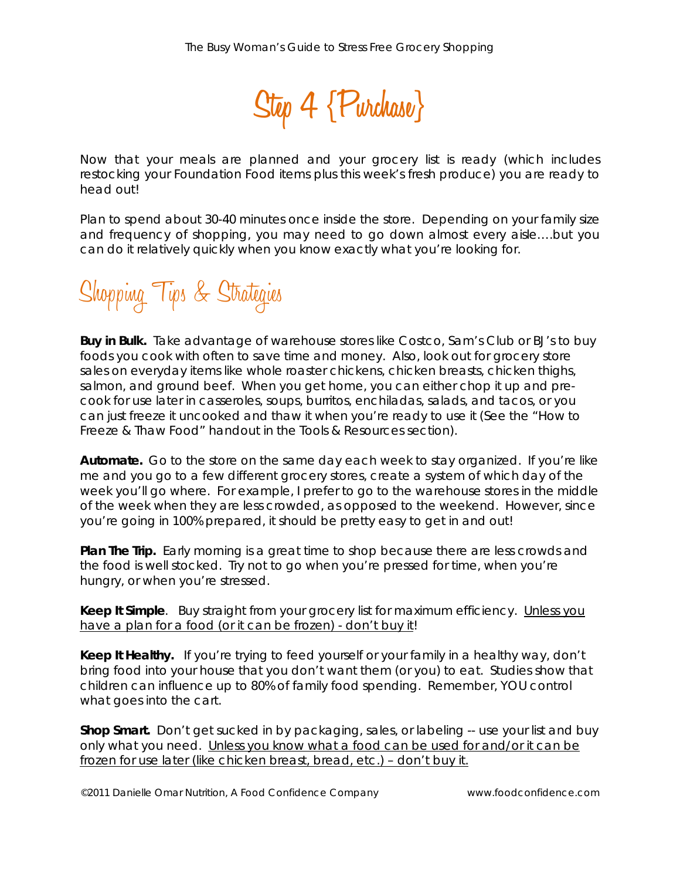# Step 4 {Purchase}

Now that your meals are planned and your grocery list is ready (which includes restocking your Foundation Food items plus this week's fresh produce) you are ready to head out!

Plan to spend about 30-40 minutes once inside the store. Depending on your family size and frequency of shopping, you may need to go down almost every aisle….but you can do it relatively quickly when you know exactly what you're looking for.

## Shopping Tips & Strategies

**Buy in Bulk.** Take advantage of warehouse stores like Costco, Sam's Club or BJ's to buy foods you cook with often to save time and money. Also, look out for grocery store sales on everyday items like whole roaster chickens, chicken breasts, chicken thighs, salmon, and ground beef. When you get home, you can either chop it up and pre-cook for use later in casseroles, soups, burritos, enchiladas, salads, and tacos, or you can just freeze it uncooked and thaw it when you're ready to use it (See the "How to Freeze & Thaw Food" handout in the Tools & Resources section).

**Automate.** Go to the store on the same day each week to stay organized. If you're like me and you go to a few different grocery stores, create a system of which day of the week you'll go where. For example, I prefer to go to the warehouse stores in the middle of the week when they are less crowded, as opposed to the weekend. However, since you're going in 100% prepared, it should be pretty easy to get in and out!

**Plan The Trip.** Early morning is a great time to shop because there are less crowds and the food is well stocked. Try not to go when you're pressed for time, when you're hungry, or when you're stressed.

**Keep It Simple**. Buy straight from your grocery list for maximum efficiency. <u>Unless you have a plan for a food (or it can be frozen) - don't buy it</u>!

**Keep It Healthy.** If you're trying to feed yourself or your family in a healthy way, don't bring food into your house that you don't want them (or you) to eat. Studies show that children can influence up to 80% of family food spending. Remember, YOU control what goes into the cart.

**Shop Smart.** Don't get sucked in by packaging, sales, or labeling -- use your list and buy only what you need. <u>Unless you know what a food can be used for and/or it can be frozen for use later (like chicken breast, bread, etc.) – don't buy it.</u>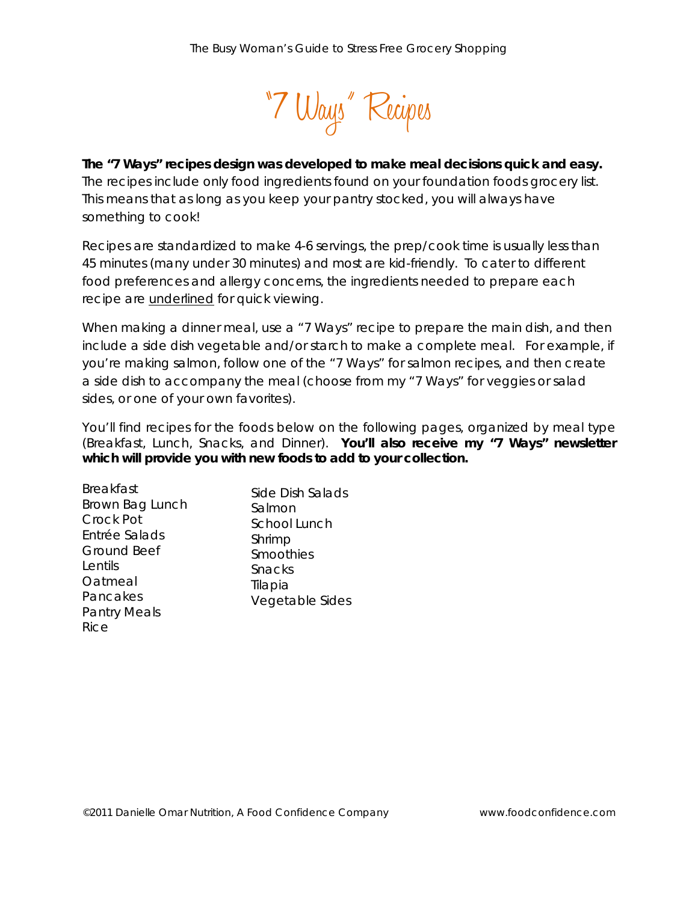# "7 Ways" Recipes

**The "7 Ways" recipes design was developed to make meal decisions quick and easy.** The recipes include only food ingredients found on your foundation foods grocery list. This means that as long as you keep your pantry stocked, you will always have something to cook!

Recipes are standardized to make 4-6 servings, the prep/cook time is usually less than 45 minutes (many under 30 minutes) and most are kid-friendly. To cater to different food preferences and allergy concerns, the ingredients needed to prepare each recipe are <u>underlined</u> for quick viewing.

When making a dinner meal, use a "7 Ways" recipe to prepare the main dish, and then include a side dish vegetable and/or starch to make a complete meal. For example, if you're making salmon, follow one of the "7 Ways" for salmon recipes, and then create a side dish to accompany the meal (choose from my "7 Ways" for veggies or salad sides, or one of your own favorites).

You'll find recipes for the foods below on the following pages, organized by meal type (Breakfast, Lunch, Snacks, and Dinner). **You'll also receive my "7 Ways" newsletter which will provide you with new foods to add to your collection.**

Breakfast
Brown Bag Lunch
Crock Pot
Entrée Salads
Ground Beef
Lentils
Oatmeal
Pancakes
Pantry Meals
Rice
Side Dish Salads
Salmon
School Lunch
Shrimp
Smoothies
Snacks
Tilapia
Vegetable Sides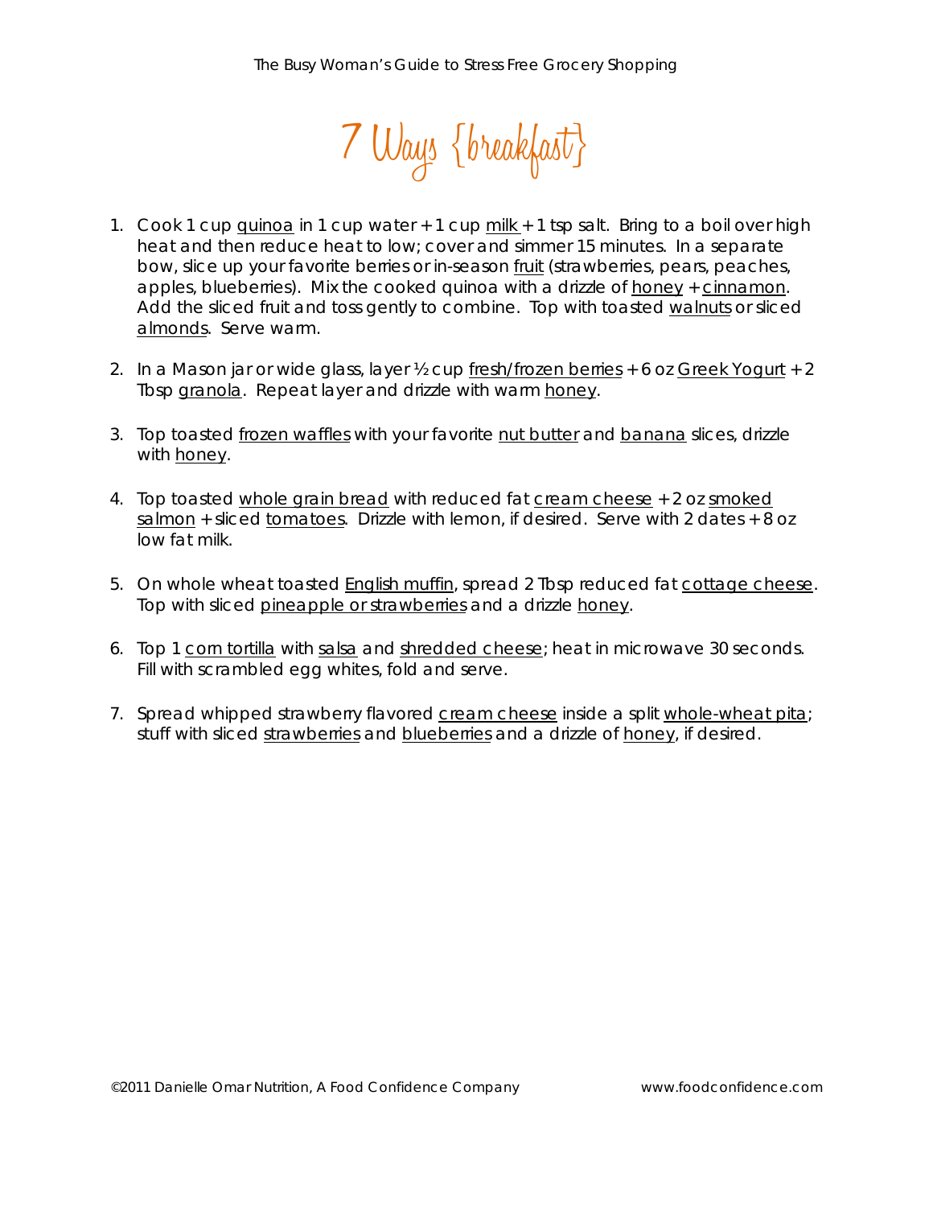# 7 Ways {breakfast}

1. Cook 1 cup quinoa in 1 cup water + 1 cup milk + 1 tsp salt. Bring to a boil over high heat and then reduce heat to low; cover and simmer 15 minutes. In a separate bow, slice up your favorite berries or in-season fruit (strawberries, pears, peaches, apples, blueberries). Mix the cooked quinoa with a drizzle of honey + cinnamon. Add the sliced fruit and toss gently to combine. Top with toasted walnuts or sliced almonds. Serve warm.

2. In a Mason jar or wide glass, layer ½ cup fresh/frozen berries + 6 oz Greek Yogurt + 2 Tbsp granola. Repeat layer and drizzle with warm honey.

3. Top toasted frozen waffles with your favorite nut butter and banana slices, drizzle with honey.

4. Top toasted whole grain bread with reduced fat cream cheese + 2 oz smoked salmon + sliced tomatoes. Drizzle with lemon, if desired. Serve with 2 dates + 8 oz low fat milk.

5. On whole wheat toasted English muffin, spread 2 Tbsp reduced fat cottage cheese. Top with sliced pineapple or strawberries and a drizzle honey.

6. Top 1 corn tortilla with salsa and shredded cheese; heat in microwave 30 seconds. Fill with scrambled egg whites, fold and serve.

7. Spread whipped strawberry flavored cream cheese inside a split whole-wheat pita; stuff with sliced strawberries and blueberries and a drizzle of honey, if desired.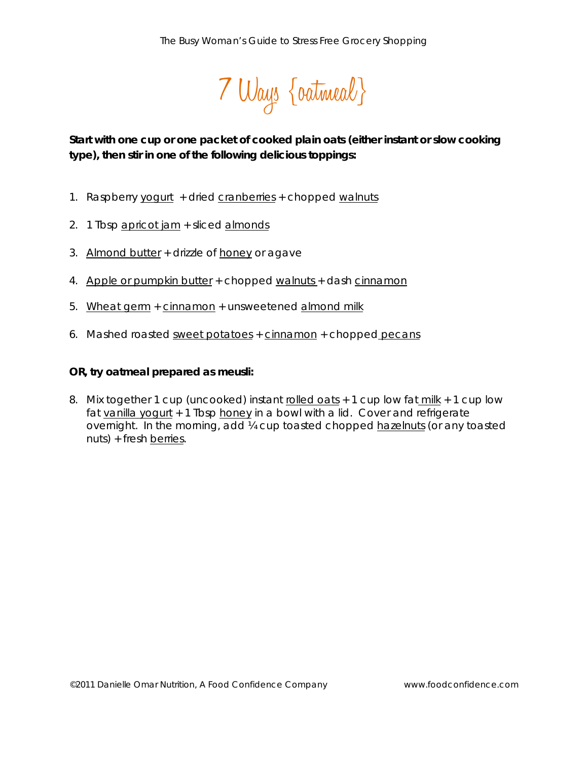# 7 Ways {oatmeal}

**Start with one cup or one packet of cooked plain oats (either instant or slow cooking type), then stir in one of the following delicious toppings:**

1. Raspberry yogurt + dried cranberries + chopped walnuts
2. 1 Tbsp apricot jam + sliced almonds
3. Almond butter + drizzle of honey or agave
4. Apple or pumpkin butter + chopped walnuts + dash cinnamon
5. Wheat germ + cinnamon + unsweetened almond milk
6. Mashed roasted sweet potatoes + cinnamon + chopped pecans

**OR, try oatmeal prepared as meusli:**

8. Mix together 1 cup (uncooked) instant rolled oats + 1 cup low fat milk + 1 cup low fat vanilla yogurt + 1 Tbsp honey in a bowl with a lid. Cover and refrigerate overnight. In the morning, add ¼ cup toasted chopped hazelnuts (or any toasted nuts) + fresh berries.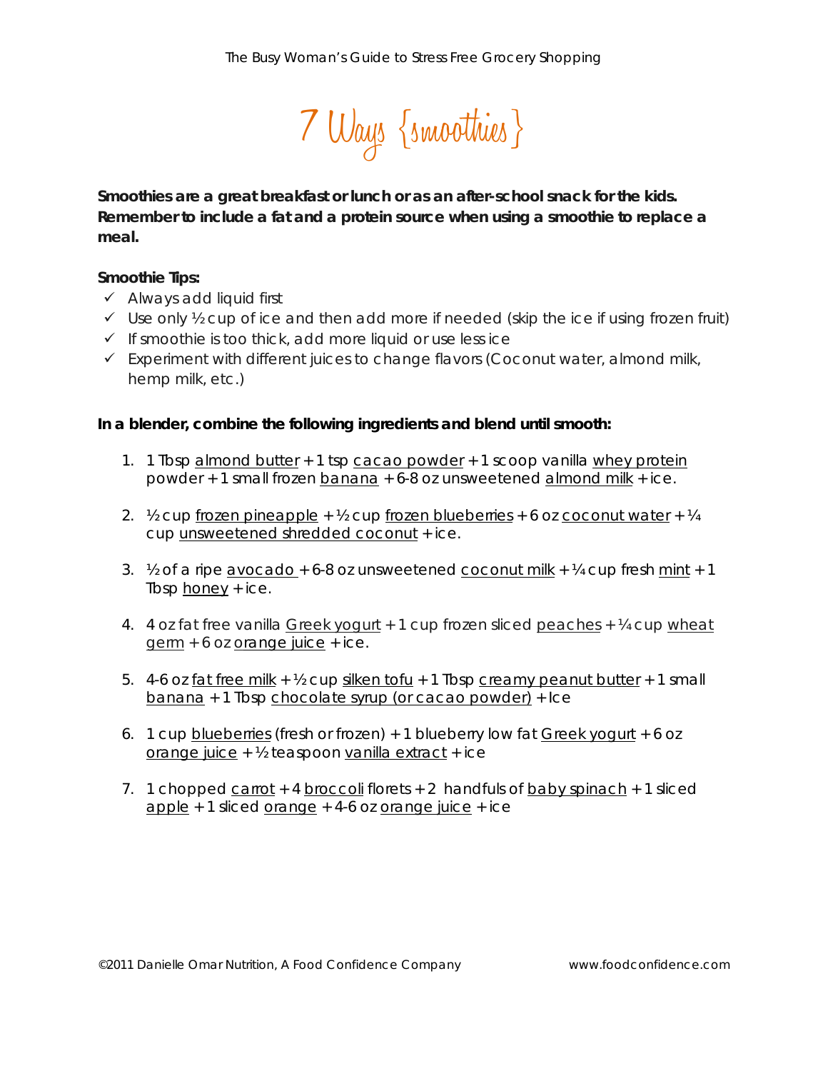# 7 Ways {smoothies}

**Smoothies are a great breakfast or lunch or as an after-school snack for the kids. Remember to include a fat and a protein source when using a smoothie to replace a meal.**

**Smoothie Tips:**

- ✓ Always add liquid first
- ✓ Use only ½ cup of ice and then add more if needed (skip the ice if using frozen fruit)
- ✓ If smoothie is too thick, add more liquid or use less ice
- ✓ Experiment with different juices to change flavors (Coconut water, almond milk, hemp milk, etc.)

**In a blender, combine the following ingredients and blend until smooth:**

1. 1 Tbsp almond butter + 1 tsp cacao powder + 1 scoop vanilla whey protein powder + 1 small frozen banana + 6-8 oz unsweetened almond milk + ice.

2. ½ cup frozen pineapple + ½ cup frozen blueberries + 6 oz coconut water + ¼ cup unsweetened shredded coconut + ice.

3. ½ of a ripe avocado + 6-8 oz unsweetened coconut milk + ¼ cup fresh mint + 1 Tbsp honey + ice.

4. 4 oz fat free vanilla Greek yogurt + 1 cup frozen sliced peaches + ¼ cup wheat germ + 6 oz orange juice + ice.

5. 4-6 oz fat free milk + ½ cup silken tofu + 1 Tbsp creamy peanut butter + 1 small banana + 1 Tbsp chocolate syrup (or cacao powder) + Ice

6. 1 cup blueberries (fresh or frozen) + 1 blueberry low fat Greek yogurt + 6 oz orange juice + ½ teaspoon vanilla extract + ice

7. 1 chopped carrot + 4 broccoli florets + 2 handfuls of baby spinach + 1 sliced apple + 1 sliced orange + 4-6 oz orange juice + ice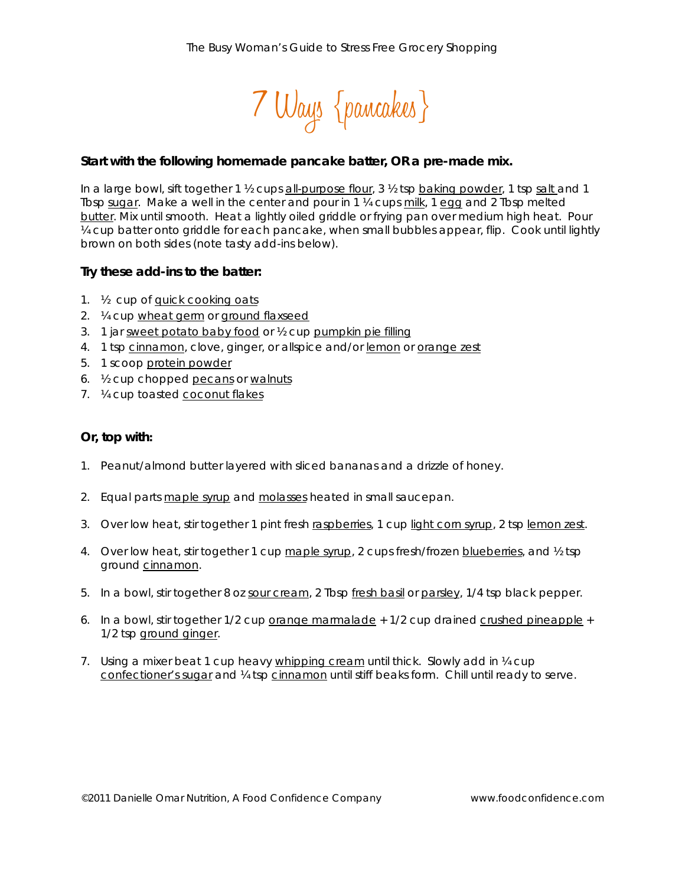# 7 Ways {pancakes}

**Start with the following homemade pancake batter, OR a pre-made mix.**

In a large bowl, sift together 1 ½ cups all-purpose flour, 3 ½ tsp baking powder, 1 tsp salt and 1 Tbsp sugar. Make a well in the center and pour in 1 ¼ cups milk, 1 egg and 2 Tbsp melted butter. Mix until smooth. Heat a lightly oiled griddle or frying pan over medium high heat. Pour ¼ cup batter onto griddle for each pancake, when small bubbles appear, flip. Cook until lightly brown on both sides (note tasty add-ins below).

**Try these add-ins to the batter:**

1. ½ cup of quick cooking oats
2. ¼ cup wheat germ or ground flaxseed
3. 1 jar sweet potato baby food or ½ cup pumpkin pie filling
4. 1 tsp cinnamon, clove, ginger, or allspice and/or lemon or orange zest
5. 1 scoop protein powder
6. ½ cup chopped pecans or walnuts
7. ¼ cup toasted coconut flakes

**Or, top with:**

1. Peanut/almond butter layered with sliced bananas and a drizzle of honey.
2. Equal parts maple syrup and molasses heated in small saucepan.
3. Over low heat, stir together 1 pint fresh raspberries, 1 cup light corn syrup, 2 tsp lemon zest.
4. Over low heat, stir together 1 cup maple syrup, 2 cups fresh/frozen blueberries, and ½ tsp ground cinnamon.
5. In a bowl, stir together 8 oz sour cream, 2 Tbsp fresh basil or parsley, 1/4 tsp black pepper.
6. In a bowl, stir together 1/2 cup orange marmalade + 1/2 cup drained crushed pineapple + 1/2 tsp ground ginger.
7. Using a mixer beat 1 cup heavy whipping cream until thick. Slowly add in ¼ cup confectioner's sugar and ¼ tsp cinnamon until stiff beaks form. Chill until ready to serve.

©2011 Danielle Omar Nutrition, A Food Confidence Company www.foodconfidence.com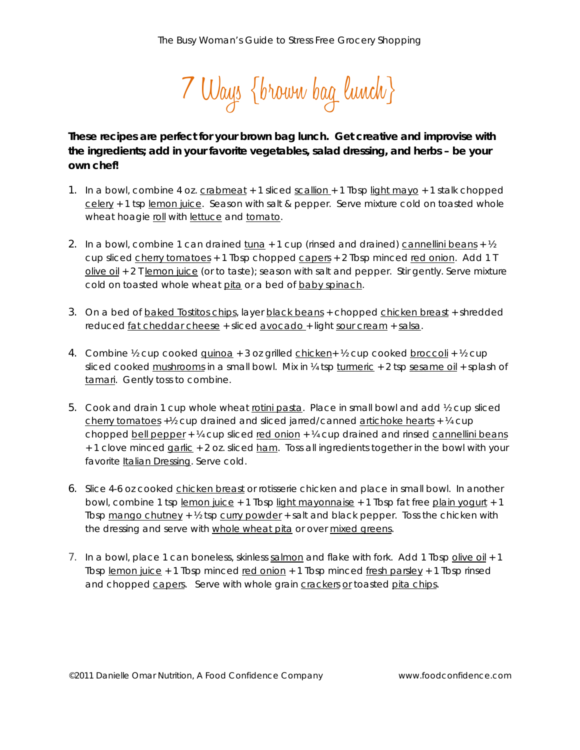# 7 Ways {brown bag lunch}

**These recipes are perfect for your brown bag lunch. Get creative and improvise with the ingredients; add in your favorite vegetables, salad dressing, and herbs – be your own chef!**

1. In a bowl, combine 4 oz. crabmeat + 1 sliced scallion + 1 Tbsp light mayo + 1 stalk chopped celery + 1 tsp lemon juice. Season with salt & pepper. Serve mixture cold on toasted whole wheat hoagie roll with lettuce and tomato.

2. In a bowl, combine 1 can drained tuna + 1 cup (rinsed and drained) cannellini beans + ½ cup sliced cherry tomatoes + 1 Tbsp chopped capers + 2 Tbsp minced red onion. Add 1 T olive oil + 2 T lemon juice (or to taste); season with salt and pepper. Stir gently. Serve mixture cold on toasted whole wheat pita or a bed of baby spinach.

3. On a bed of baked Tostitos chips, layer black beans + chopped chicken breast + shredded reduced fat cheddar cheese + sliced avocado + light sour cream + salsa.

4. Combine ½ cup cooked quinoa + 3 oz grilled chicken+ ½ cup cooked broccoli + ½ cup sliced cooked mushrooms in a small bowl. Mix in ¼ tsp turmeric + 2 tsp sesame oil + splash of tamari. Gently toss to combine.

5. Cook and drain 1 cup whole wheat rotini pasta. Place in small bowl and add ½ cup sliced cherry tomatoes +½ cup drained and sliced jarred/canned artichoke hearts + ¼ cup chopped bell pepper + ¼ cup sliced red onion + ¼ cup drained and rinsed cannellini beans + 1 clove minced garlic + 2 oz. sliced ham. Toss all ingredients together in the bowl with your favorite Italian Dressing. Serve cold.

6. Slice 4-6 oz cooked chicken breast or rotisserie chicken and place in small bowl. In another bowl, combine 1 tsp lemon juice + 1 Tbsp light mayonnaise + 1 Tbsp fat free plain yogurt + 1 Tbsp mango chutney + ½ tsp curry powder + salt and black pepper. Toss the chicken with the dressing and serve with whole wheat pita or over mixed greens.

7. In a bowl, place 1 can boneless, skinless salmon and flake with fork. Add 1 Tbsp olive oil + 1 Tbsp lemon juice + 1 Tbsp minced red onion + 1 Tbsp minced fresh parsley + 1 Tbsp rinsed and chopped capers. Serve with whole grain crackers or toasted pita chips.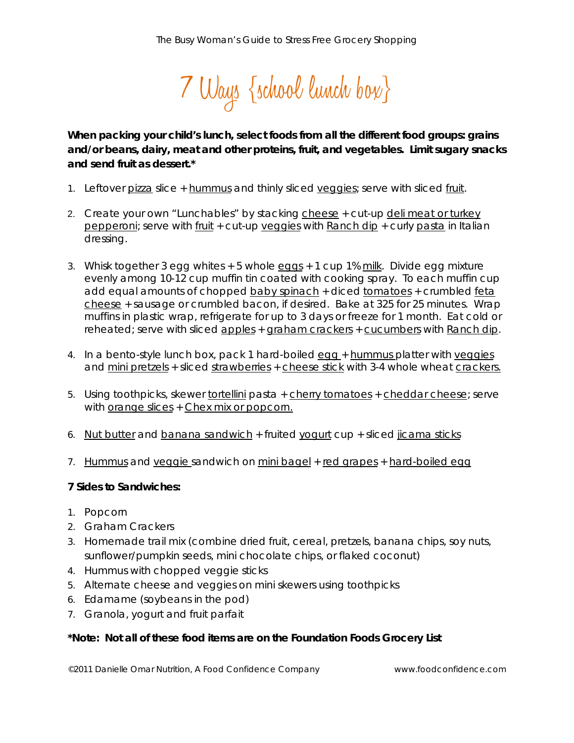# 7 Ways {school lunch box}

**When packing your child's lunch, select foods from all the different food groups: grains and/or beans, dairy, meat and other proteins, fruit, and vegetables. Limit sugary snacks and send fruit as dessert.***

1. Leftover pizza slice + hummus and thinly sliced veggies; serve with sliced fruit.

2. Create your own "Lunchables" by stacking cheese + cut-up deli meat or turkey pepperoni; serve with fruit + cut-up veggies with Ranch dip + curly pasta in Italian dressing.

3. Whisk together 3 egg whites + 5 whole eggs + 1 cup 1% milk. Divide egg mixture evenly among 10-12 cup muffin tin coated with cooking spray. To each muffin cup add equal amounts of chopped baby spinach + diced tomatoes + crumbled feta cheese + sausage or crumbled bacon, if desired. Bake at 325 for 25 minutes. Wrap muffins in plastic wrap, refrigerate for up to 3 days or freeze for 1 month. Eat cold or reheated; serve with sliced apples + graham crackers + cucumbers with Ranch dip.

4. In a bento-style lunch box, pack 1 hard-boiled egg + hummus platter with veggies and mini pretzels + sliced strawberries + cheese stick with 3-4 whole wheat crackers.

5. Using toothpicks, skewer tortellini pasta + cherry tomatoes + cheddar cheese; serve with orange slices + Chex mix or popcorn.

6. Nut butter and banana sandwich + fruited yogurt cup + sliced jicama sticks

7. Hummus and veggie sandwich on mini bagel + red grapes + hard-boiled egg

**7 Sides to Sandwiches:**

1. Popcorn
2. Graham Crackers
3. Homemade trail mix (combine dried fruit, cereal, pretzels, banana chips, soy nuts, sunflower/pumpkin seeds, mini chocolate chips, or flaked coconut)
4. Hummus with chopped veggie sticks
5. Alternate cheese and veggies on mini skewers using toothpicks
6. Edamame (soybeans in the pod)
7. Granola, yogurt and fruit parfait

***Note: Not all of these food items are on the Foundation Foods Grocery List**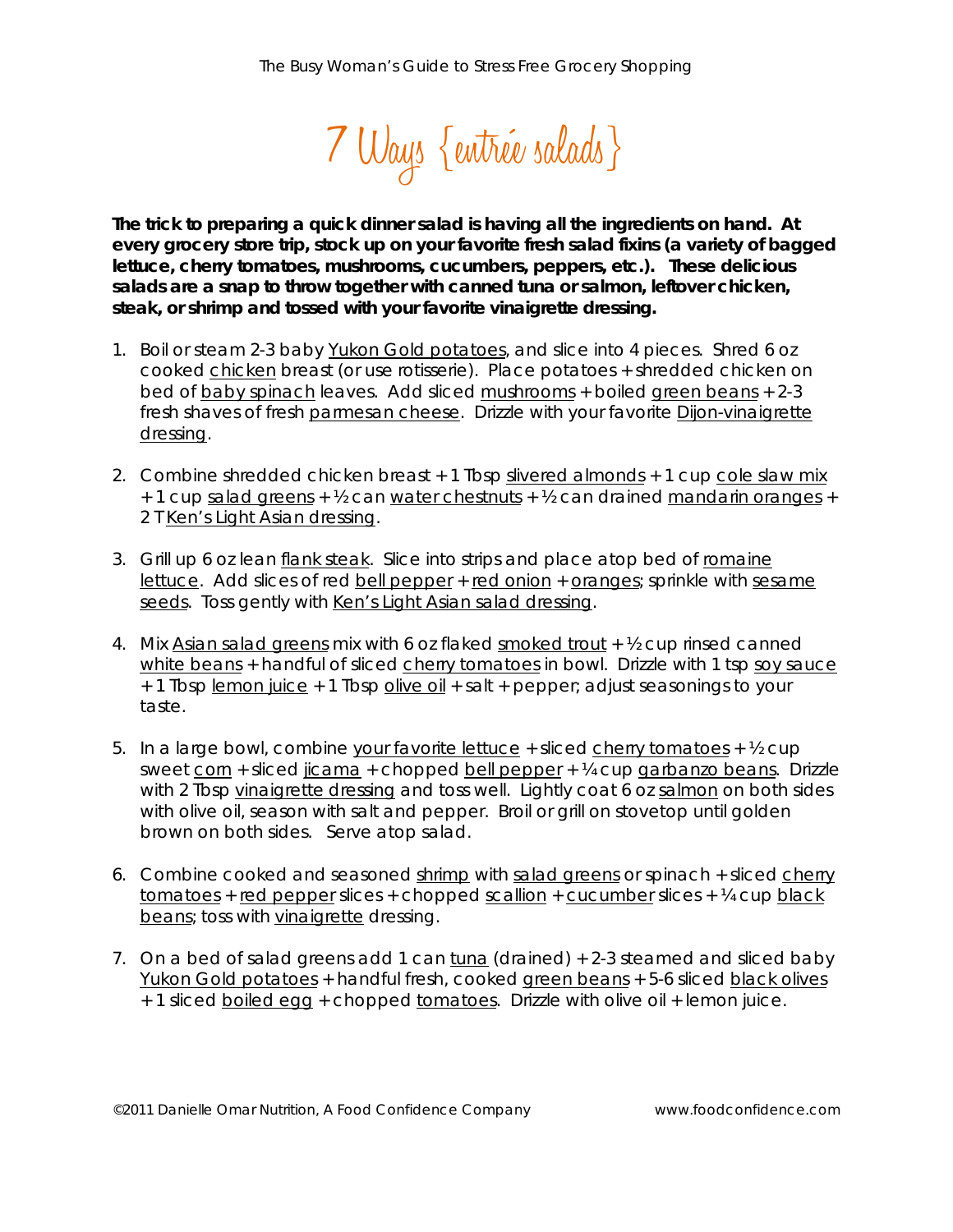# 7 Ways {entrée salads}

**The trick to preparing a quick dinner salad is having all the ingredients on hand. At every grocery store trip, stock up on your favorite fresh salad fixins (a variety of bagged lettuce, cherry tomatoes, mushrooms, cucumbers, peppers, etc.). These delicious salads are a snap to throw together with canned tuna or salmon, leftover chicken, steak, or shrimp and tossed with your favorite vinaigrette dressing.**

1. Boil or steam 2-3 baby Yukon Gold potatoes, and slice into 4 pieces. Shred 6 oz cooked chicken breast (or use rotisserie). Place potatoes + shredded chicken on bed of baby spinach leaves. Add sliced mushrooms + boiled green beans + 2-3 fresh shaves of fresh parmesan cheese. Drizzle with your favorite Dijon-vinaigrette dressing.

2. Combine shredded chicken breast + 1 Tbsp slivered almonds + 1 cup cole slaw mix + 1 cup salad greens + ½ can water chestnuts + ½ can drained mandarin oranges + 2 T Ken's Light Asian dressing.

3. Grill up 6 oz lean flank steak. Slice into strips and place atop bed of romaine lettuce. Add slices of red bell pepper + red onion + oranges; sprinkle with sesame seeds. Toss gently with Ken's Light Asian salad dressing.

4. Mix Asian salad greens mix with 6 oz flaked smoked trout + ½ cup rinsed canned white beans + handful of sliced cherry tomatoes in bowl. Drizzle with 1 tsp soy sauce + 1 Tbsp lemon juice + 1 Tbsp olive oil + salt + pepper; adjust seasonings to your taste.

5. In a large bowl, combine your favorite lettuce + sliced cherry tomatoes + ½ cup sweet corn + sliced jicama + chopped bell pepper + ¼ cup garbanzo beans. Drizzle with 2 Tbsp vinaigrette dressing and toss well. Lightly coat 6 oz salmon on both sides with olive oil, season with salt and pepper. Broil or grill on stovetop until golden brown on both sides. Serve atop salad.

6. Combine cooked and seasoned shrimp with salad greens or spinach + sliced cherry tomatoes + red pepper slices + chopped scallion + cucumber slices + ¼ cup black beans; toss with vinaigrette dressing.

7. On a bed of salad greens add 1 can tuna (drained) + 2-3 steamed and sliced baby Yukon Gold potatoes + handful fresh, cooked green beans + 5-6 sliced black olives + 1 sliced boiled egg + chopped tomatoes. Drizzle with olive oil + lemon juice.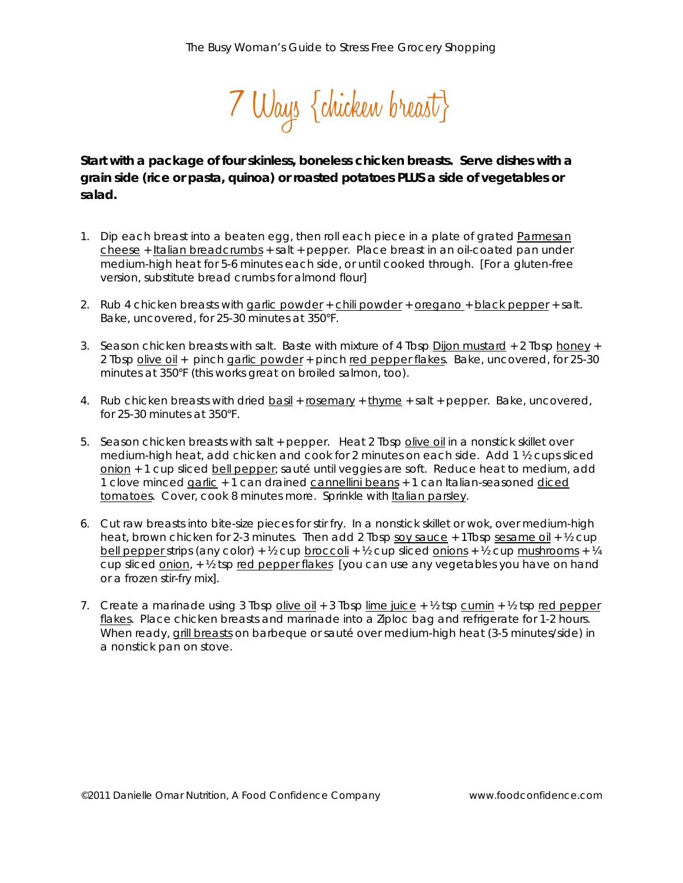# 7 Ways {chicken breast}

**Start with a package of four skinless, boneless chicken breasts. Serve dishes with a grain side (rice or pasta, quinoa) or roasted potatoes PLUS a side of vegetables or salad.**

1. Dip each breast into a beaten egg, then roll each piece in a plate of grated Parmesan cheese + Italian breadcrumbs + salt + pepper. Place breast in an oil-coated pan under medium-high heat for 5-6 minutes each side, or until cooked through. [For a gluten-free version, substitute bread crumbs for almond flour]

2. Rub 4 chicken breasts with garlic powder + chili powder + oregano + black pepper + salt. Bake, uncovered, for 25-30 minutes at 350°F.

3. Season chicken breasts with salt. Baste with mixture of 4 Tbsp Dijon mustard + 2 Tbsp honey + 2 Tbsp olive oil + pinch garlic powder + pinch red pepper flakes. Bake, uncovered, for 25-30 minutes at 350°F (this works great on broiled salmon, too).

4. Rub chicken breasts with dried basil + rosemary + thyme + salt + pepper. Bake, uncovered, for 25-30 minutes at 350°F.

5. Season chicken breasts with salt + pepper. Heat 2 Tbsp olive oil in a nonstick skillet over medium-high heat, add chicken and cook for 2 minutes on each side. Add 1 ½ cups sliced onion + 1 cup sliced bell pepper; sauté until veggies are soft. Reduce heat to medium, add 1 clove minced garlic + 1 can drained cannellini beans + 1 can Italian-seasoned diced tomatoes. Cover, cook 8 minutes more. Sprinkle with Italian parsley.

6. Cut raw breasts into bite-size pieces for stir fry. In a nonstick skillet or wok, over medium-high heat, brown chicken for 2-3 minutes. Then add 2 Tbsp soy sauce + 1Tbsp sesame oil + ½ cup bell pepper strips (any color) + ½ cup broccoli + ½ cup sliced onions + ½ cup mushrooms + ¼ cup sliced onion, + ½ tsp red pepper flakes [you can use any vegetables you have on hand or a frozen stir-fry mix].

7. Create a marinade using 3 Tbsp olive oil + 3 Tbsp lime juice + ½ tsp cumin + ½ tsp red pepper flakes. Place chicken breasts and marinade into a Ziploc bag and refrigerate for 1-2 hours. When ready, grill breasts on barbeque or sauté over medium-high heat (3-5 minutes/side) in a nonstick pan on stove.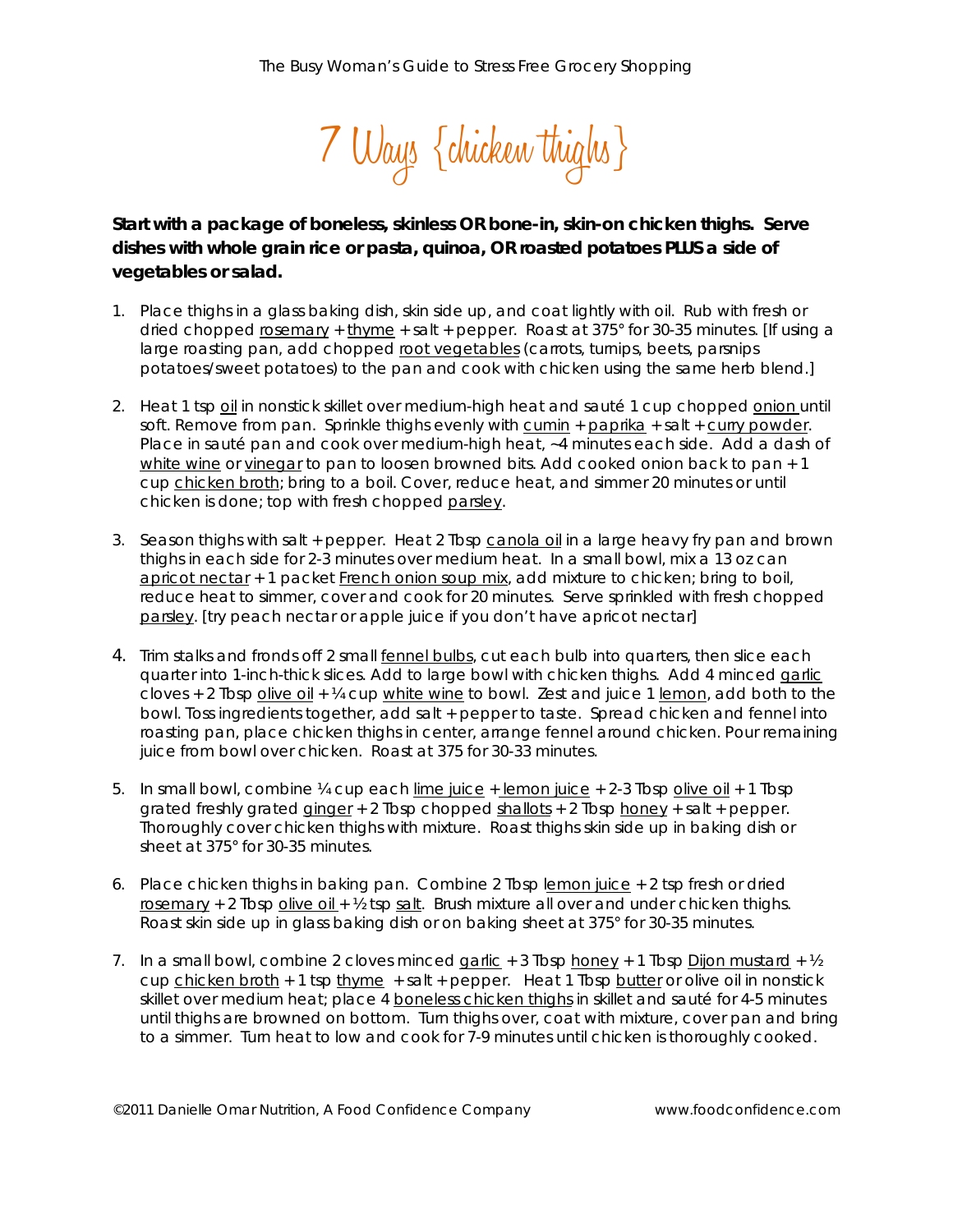# 7 Ways {chicken thighs}

**Start with a package of boneless, skinless OR bone-in, skin-on chicken thighs. Serve dishes with whole grain rice or pasta, quinoa, OR roasted potatoes PLUS a side of vegetables or salad.**

1. Place thighs in a glass baking dish, skin side up, and coat lightly with oil. Rub with fresh or dried chopped rosemary + thyme + salt + pepper. Roast at 375° for 30-35 minutes. [If using a large roasting pan, add chopped root vegetables (carrots, turnips, beets, parsnips potatoes/sweet potatoes) to the pan and cook with chicken using the same herb blend.]

2. Heat 1 tsp oil in nonstick skillet over medium-high heat and sauté 1 cup chopped onion until soft. Remove from pan. Sprinkle thighs evenly with cumin + paprika + salt + curry powder. Place in sauté pan and cook over medium-high heat, ~4 minutes each side. Add a dash of white wine or vinegar to pan to loosen browned bits. Add cooked onion back to pan + 1 cup chicken broth; bring to a boil. Cover, reduce heat, and simmer 20 minutes or until chicken is done; top with fresh chopped parsley.

3. Season thighs with salt + pepper. Heat 2 Tbsp canola oil in a large heavy fry pan and brown thighs in each side for 2-3 minutes over medium heat. In a small bowl, mix a 13 oz can apricot nectar + 1 packet French onion soup mix, add mixture to chicken; bring to boil, reduce heat to simmer, cover and cook for 20 minutes. Serve sprinkled with fresh chopped parsley. [try peach nectar or apple juice if you don't have apricot nectar]

4. Trim stalks and fronds off 2 small fennel bulbs, cut each bulb into quarters, then slice each quarter into 1-inch-thick slices. Add to large bowl with chicken thighs. Add 4 minced garlic cloves + 2 Tbsp olive oil + ¼ cup white wine to bowl. Zest and juice 1 lemon, add both to the bowl. Toss ingredients together, add salt + pepper to taste. Spread chicken and fennel into roasting pan, place chicken thighs in center, arrange fennel around chicken. Pour remaining juice from bowl over chicken. Roast at 375 for 30-33 minutes.

5. In small bowl, combine ¼ cup each lime juice + lemon juice + 2-3 Tbsp olive oil + 1 Tbsp grated freshly grated ginger + 2 Tbsp chopped shallots + 2 Tbsp honey + salt + pepper. Thoroughly cover chicken thighs with mixture. Roast thighs skin side up in baking dish or sheet at 375° for 30-35 minutes.

6. Place chicken thighs in baking pan. Combine 2 Tbsp lemon juice + 2 tsp fresh or dried rosemary + 2 Tbsp olive oil + ½ tsp salt. Brush mixture all over and under chicken thighs. Roast skin side up in glass baking dish or on baking sheet at 375° for 30-35 minutes.

7. In a small bowl, combine 2 cloves minced garlic + 3 Tbsp honey + 1 Tbsp Dijon mustard + ½ cup chicken broth + 1 tsp thyme + salt + pepper. Heat 1 Tbsp butter or olive oil in nonstick skillet over medium heat; place 4 boneless chicken thighs in skillet and sauté for 4-5 minutes until thighs are browned on bottom. Turn thighs over, coat with mixture, cover pan and bring to a simmer. Turn heat to low and cook for 7-9 minutes until chicken is thoroughly cooked.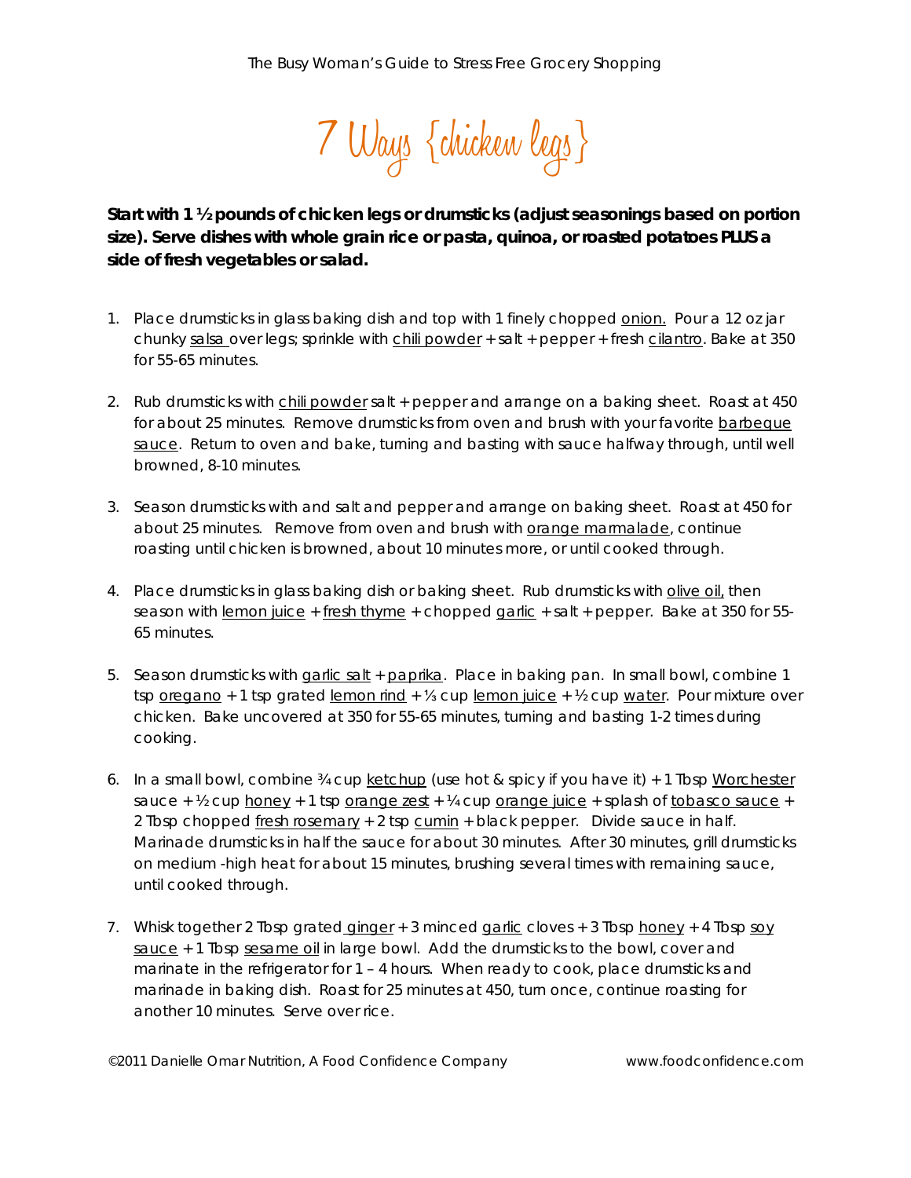# 7 Ways {chicken legs}

**Start with 1 ½ pounds of chicken legs or drumsticks (adjust seasonings based on portion size). Serve dishes with whole grain rice or pasta, quinoa, or roasted potatoes PLUS a side of fresh vegetables or salad.**

1. Place drumsticks in glass baking dish and top with 1 finely chopped onion. Pour a 12 oz jar chunky salsa over legs; sprinkle with chili powder + salt + pepper + fresh cilantro. Bake at 350 for 55-65 minutes.

2. Rub drumsticks with chili powder salt + pepper and arrange on a baking sheet. Roast at 450 for about 25 minutes. Remove drumsticks from oven and brush with your favorite barbeque sauce. Return to oven and bake, turning and basting with sauce halfway through, until well browned, 8-10 minutes.

3. Season drumsticks with and salt and pepper and arrange on baking sheet. Roast at 450 for about 25 minutes. Remove from oven and brush with orange marmalade, continue roasting until chicken is browned, about 10 minutes more, or until cooked through.

4. Place drumsticks in glass baking dish or baking sheet. Rub drumsticks with olive oil, then season with lemon juice + fresh thyme + chopped garlic + salt + pepper. Bake at 350 for 55-65 minutes.

5. Season drumsticks with garlic salt + paprika. Place in baking pan. In small bowl, combine 1 tsp oregano + 1 tsp grated lemon rind + ⅓ cup lemon juice + ½ cup water. Pour mixture over chicken. Bake uncovered at 350 for 55-65 minutes, turning and basting 1-2 times during cooking.

6. In a small bowl, combine ¾ cup ketchup (use hot & spicy if you have it) + 1 Tbsp Worchester sauce + ½ cup honey + 1 tsp orange zest + ¼ cup orange juice + splash of tobasco sauce + 2 Tbsp chopped fresh rosemary + 2 tsp cumin + black pepper. Divide sauce in half. Marinade drumsticks in half the sauce for about 30 minutes. After 30 minutes, grill drumsticks on medium -high heat for about 15 minutes, brushing several times with remaining sauce, until cooked through.

7. Whisk together 2 Tbsp grated ginger + 3 minced garlic cloves + 3 Tbsp honey + 4 Tbsp soy sauce + 1 Tbsp sesame oil in large bowl. Add the drumsticks to the bowl, cover and marinate in the refrigerator for 1 – 4 hours. When ready to cook, place drumsticks and marinade in baking dish. Roast for 25 minutes at 450, turn once, continue roasting for another 10 minutes. Serve over rice.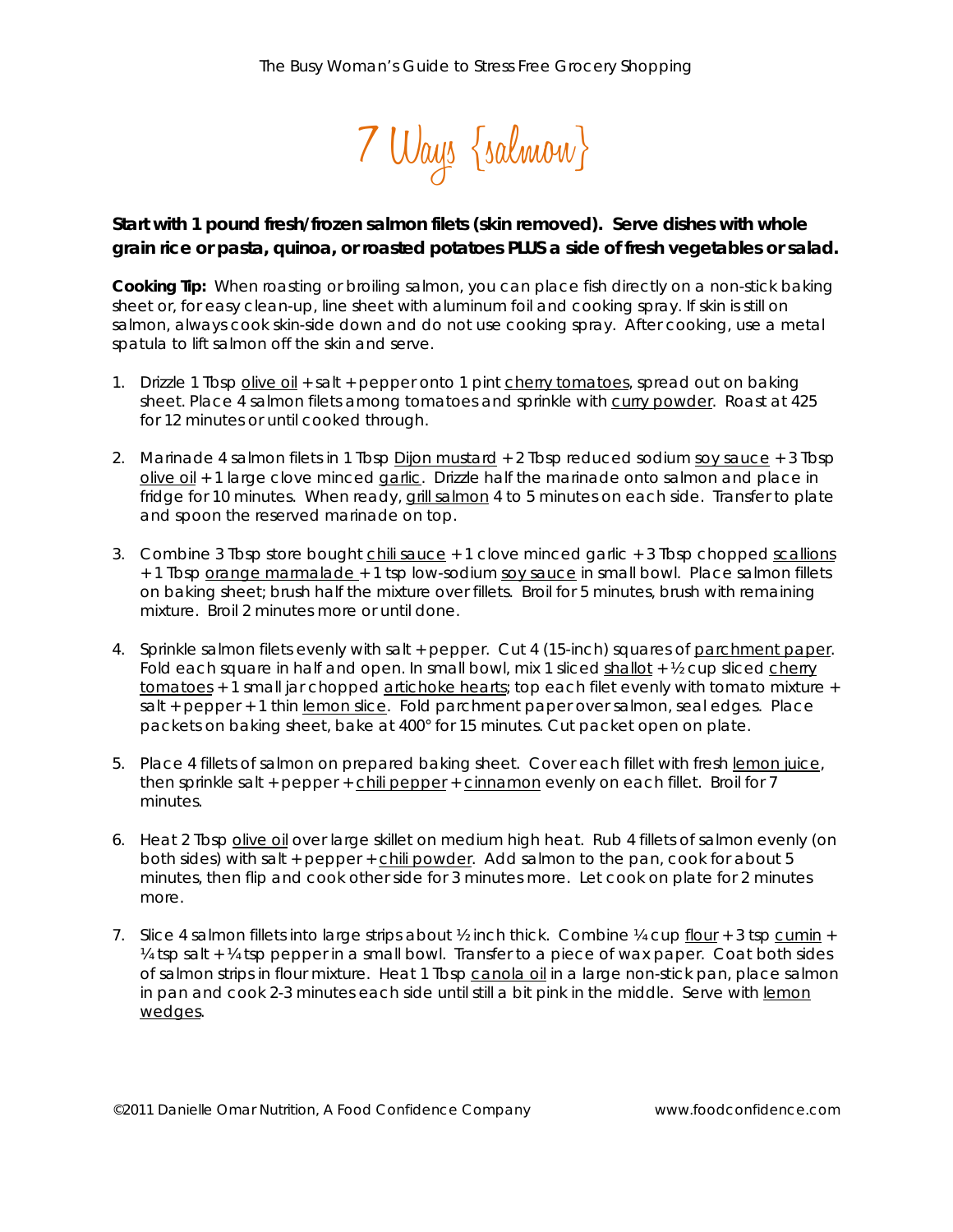# 7 Ways {salmon}

**Start with 1 pound fresh/frozen salmon filets (skin removed). Serve dishes with whole grain rice or pasta, quinoa, or roasted potatoes PLUS a side of fresh vegetables or salad.**

**Cooking Tip:** When roasting or broiling salmon, you can place fish directly on a non-stick baking sheet or, for easy clean-up, line sheet with aluminum foil and cooking spray. If skin is still on salmon, always cook skin-side down and do not use cooking spray. After cooking, use a metal spatula to lift salmon off the skin and serve.

1. Drizzle 1 Tbsp olive oil + salt + pepper onto 1 pint cherry tomatoes, spread out on baking sheet. Place 4 salmon filets among tomatoes and sprinkle with curry powder. Roast at 425 for 12 minutes or until cooked through.

2. Marinade 4 salmon filets in 1 Tbsp Dijon mustard + 2 Tbsp reduced sodium soy sauce + 3 Tbsp olive oil + 1 large clove minced garlic. Drizzle half the marinade onto salmon and place in fridge for 10 minutes. When ready, grill salmon 4 to 5 minutes on each side. Transfer to plate and spoon the reserved marinade on top.

3. Combine 3 Tbsp store bought chili sauce + 1 clove minced garlic + 3 Tbsp chopped scallions + 1 Tbsp orange marmalade + 1 tsp low-sodium soy sauce in small bowl. Place salmon fillets on baking sheet; brush half the mixture over fillets. Broil for 5 minutes, brush with remaining mixture. Broil 2 minutes more or until done.

4. Sprinkle salmon filets evenly with salt + pepper. Cut 4 (15-inch) squares of parchment paper. Fold each square in half and open. In small bowl, mix 1 sliced shallot + ½ cup sliced cherry tomatoes + 1 small jar chopped artichoke hearts; top each filet evenly with tomato mixture + salt + pepper + 1 thin lemon slice. Fold parchment paper over salmon, seal edges. Place packets on baking sheet, bake at 400° for 15 minutes. Cut packet open on plate.

5. Place 4 fillets of salmon on prepared baking sheet. Cover each fillet with fresh lemon juice, then sprinkle salt + pepper + chili pepper + cinnamon evenly on each fillet. Broil for 7 minutes.

6. Heat 2 Tbsp olive oil over large skillet on medium high heat. Rub 4 fillets of salmon evenly (on both sides) with salt + pepper + chili powder. Add salmon to the pan, cook for about 5 minutes, then flip and cook other side for 3 minutes more. Let cook on plate for 2 minutes more.

7. Slice 4 salmon fillets into large strips about ½ inch thick. Combine ¼ cup flour + 3 tsp cumin + ¼ tsp salt + ¼ tsp pepper in a small bowl. Transfer to a piece of wax paper. Coat both sides of salmon strips in flour mixture. Heat 1 Tbsp canola oil in a large non-stick pan, place salmon in pan and cook 2-3 minutes each side until still a bit pink in the middle. Serve with lemon wedges.

©2011 Danielle Omar Nutrition, A Food Confidence Company www.foodconfidence.com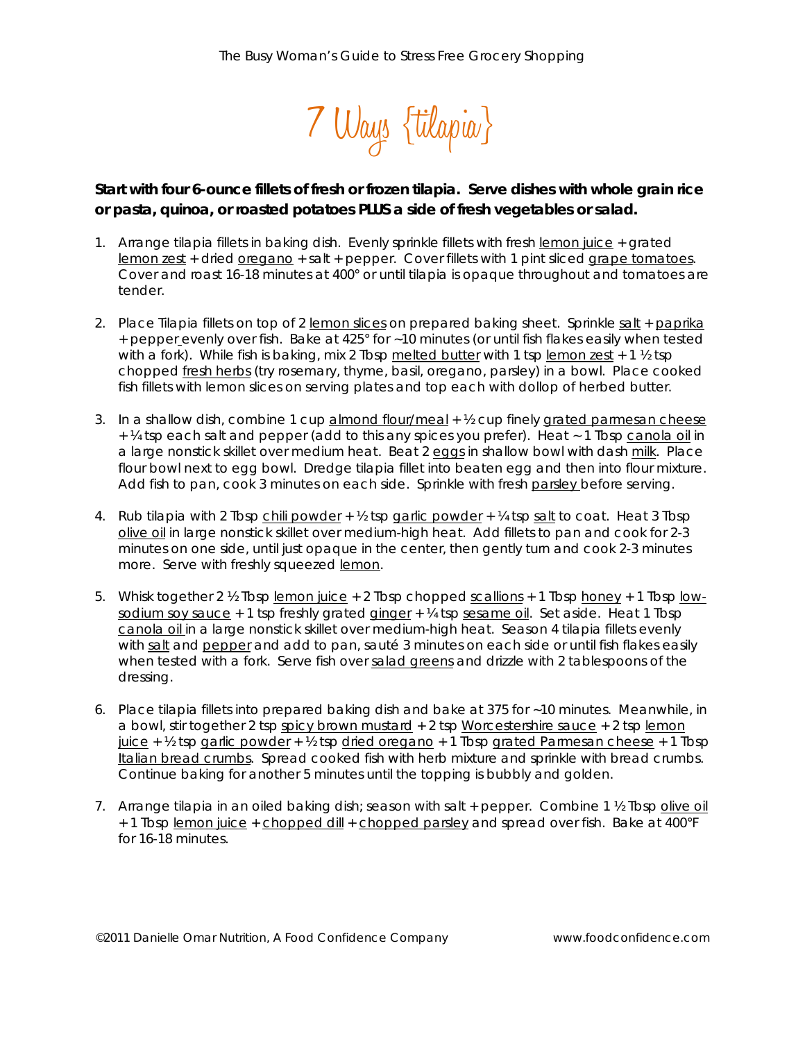# 7 Ways {tilapia}

**Start with four 6-ounce fillets of fresh or frozen tilapia. Serve dishes with whole grain rice or pasta, quinoa, or roasted potatoes PLUS a side of fresh vegetables or salad.**

1. Arrange tilapia fillets in baking dish. Evenly sprinkle fillets with fresh lemon juice + grated lemon zest + dried oregano + salt + pepper. Cover fillets with 1 pint sliced grape tomatoes. Cover and roast 16-18 minutes at 400° or until tilapia is opaque throughout and tomatoes are tender.

2. Place Tilapia fillets on top of 2 lemon slices on prepared baking sheet. Sprinkle salt + paprika + pepper evenly over fish. Bake at 425° for ~10 minutes (or until fish flakes easily when tested with a fork). While fish is baking, mix 2 Tbsp melted butter with 1 tsp lemon zest + 1 ½ tsp chopped fresh herbs (try rosemary, thyme, basil, oregano, parsley) in a bowl. Place cooked fish fillets with lemon slices on serving plates and top each with dollop of herbed butter.

3. In a shallow dish, combine 1 cup almond flour/meal + ½ cup finely grated parmesan cheese + ¼ tsp each salt and pepper (add to this any spices you prefer). Heat ~ 1 Tbsp canola oil in a large nonstick skillet over medium heat. Beat 2 eggs in shallow bowl with dash milk. Place flour bowl next to egg bowl. Dredge tilapia fillet into beaten egg and then into flour mixture. Add fish to pan, cook 3 minutes on each side. Sprinkle with fresh parsley before serving.

4. Rub tilapia with 2 Tbsp chili powder + ½ tsp garlic powder + ¼ tsp salt to coat. Heat 3 Tbsp olive oil in large nonstick skillet over medium-high heat. Add fillets to pan and cook for 2-3 minutes on one side, until just opaque in the center, then gently turn and cook 2-3 minutes more. Serve with freshly squeezed lemon.

5. Whisk together 2 ½ Tbsp lemon juice + 2 Tbsp chopped scallions + 1 Tbsp honey + 1 Tbsp low-sodium soy sauce + 1 tsp freshly grated ginger + ¼ tsp sesame oil. Set aside. Heat 1 Tbsp canola oil in a large nonstick skillet over medium-high heat. Season 4 tilapia fillets evenly with salt and pepper and add to pan, sauté 3 minutes on each side or until fish flakes easily when tested with a fork. Serve fish over salad greens and drizzle with 2 tablespoons of the dressing.

6. Place tilapia fillets into prepared baking dish and bake at 375 for ~10 minutes. Meanwhile, in a bowl, stir together 2 tsp spicy brown mustard + 2 tsp Worcestershire sauce + 2 tsp lemon juice + ½ tsp garlic powder + ½ tsp dried oregano + 1 Tbsp grated Parmesan cheese + 1 Tbsp Italian bread crumbs. Spread cooked fish with herb mixture and sprinkle with bread crumbs. Continue baking for another 5 minutes until the topping is bubbly and golden.

7. Arrange tilapia in an oiled baking dish; season with salt + pepper. Combine 1 ½ Tbsp olive oil + 1 Tbsp lemon juice + chopped dill + chopped parsley and spread over fish. Bake at 400°F for 16-18 minutes.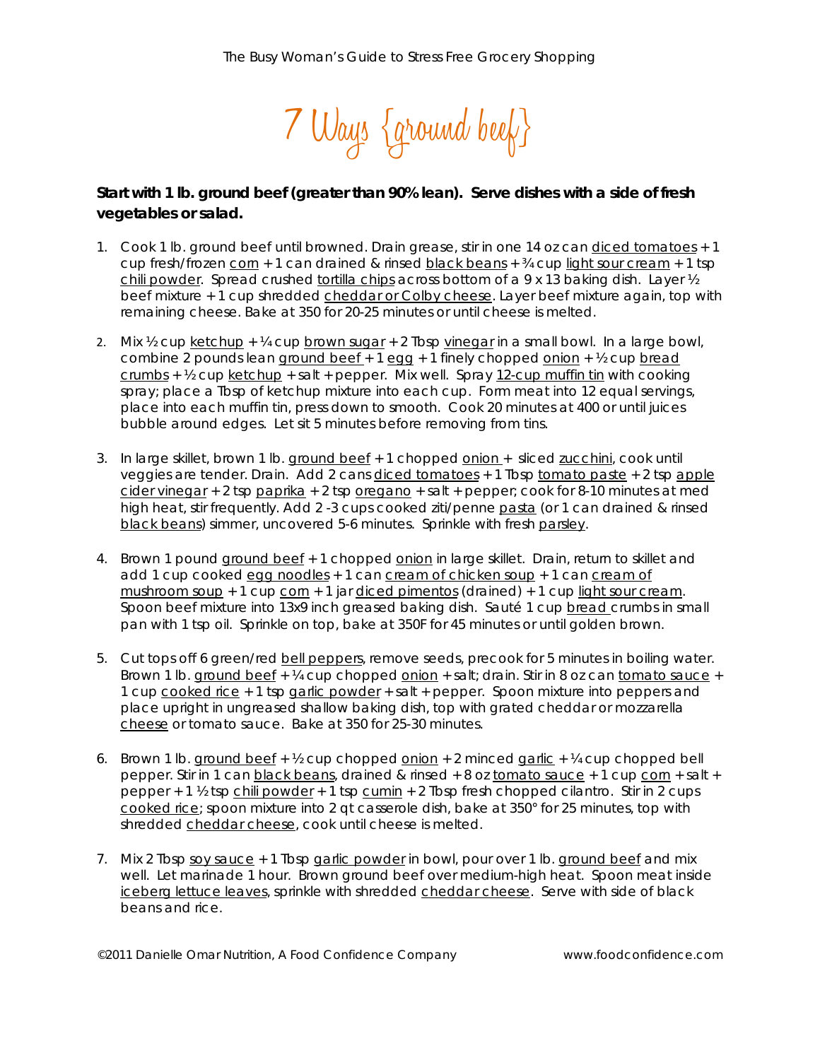# 7 Ways {ground beef}

**Start with 1 lb. ground beef (greater than 90% lean). Serve dishes with a side of fresh vegetables or salad.**

1. Cook 1 lb. ground beef until browned. Drain grease, stir in one 14 oz can diced tomatoes + 1 cup fresh/frozen corn + 1 can drained & rinsed black beans + ¾ cup light sour cream + 1 tsp chili powder. Spread crushed tortilla chips across bottom of a 9 x 13 baking dish. Layer ½ beef mixture + 1 cup shredded cheddar or Colby cheese. Layer beef mixture again, top with remaining cheese. Bake at 350 for 20-25 minutes or until cheese is melted.

2. Mix ½ cup ketchup + ¼ cup brown sugar + 2 Tbsp vinegar in a small bowl. In a large bowl, combine 2 pounds lean ground beef + 1 egg + 1 finely chopped onion + ½ cup bread crumbs + ½ cup ketchup + salt + pepper. Mix well. Spray 12-cup muffin tin with cooking spray; place a Tbsp of ketchup mixture into each cup. Form meat into 12 equal servings, place into each muffin tin, press down to smooth. Cook 20 minutes at 400 or until juices bubble around edges. Let sit 5 minutes before removing from tins.

3. In large skillet, brown 1 lb. ground beef + 1 chopped onion + sliced zucchini, cook until veggies are tender. Drain. Add 2 cans diced tomatoes + 1 Tbsp tomato paste + 2 tsp apple cider vinegar + 2 tsp paprika + 2 tsp oregano + salt + pepper; cook for 8-10 minutes at med high heat, stir frequently. Add 2 -3 cups cooked ziti/penne pasta (or 1 can drained & rinsed black beans) simmer, uncovered 5-6 minutes. Sprinkle with fresh parsley.

4. Brown 1 pound ground beef + 1 chopped onion in large skillet. Drain, return to skillet and add 1 cup cooked egg noodles + 1 can cream of chicken soup + 1 can cream of mushroom soup + 1 cup corn + 1 jar diced pimentos (drained) + 1 cup light sour cream. Spoon beef mixture into 13x9 inch greased baking dish. Sauté 1 cup bread crumbs in small pan with 1 tsp oil. Sprinkle on top, bake at 350F for 45 minutes or until golden brown.

5. Cut tops off 6 green/red bell peppers, remove seeds, precook for 5 minutes in boiling water. Brown 1 lb. ground beef + ¼ cup chopped onion + salt; drain. Stir in 8 oz can tomato sauce + 1 cup cooked rice + 1 tsp garlic powder + salt + pepper. Spoon mixture into peppers and place upright in ungreased shallow baking dish, top with grated cheddar or mozzarella cheese or tomato sauce. Bake at 350 for 25-30 minutes.

6. Brown 1 lb. ground beef + ½ cup chopped onion + 2 minced garlic + ¼ cup chopped bell pepper. Stir in 1 can black beans, drained & rinsed + 8 oz tomato sauce + 1 cup corn + salt + pepper + 1 ½ tsp chili powder + 1 tsp cumin + 2 Tbsp fresh chopped cilantro. Stir in 2 cups cooked rice; spoon mixture into 2 qt casserole dish, bake at 350° for 25 minutes, top with shredded cheddar cheese, cook until cheese is melted.

7. Mix 2 Tbsp soy sauce + 1 Tbsp garlic powder in bowl, pour over 1 lb. ground beef and mix well. Let marinade 1 hour. Brown ground beef over medium-high heat. Spoon meat inside iceberg lettuce leaves, sprinkle with shredded cheddar cheese. Serve with side of black beans and rice.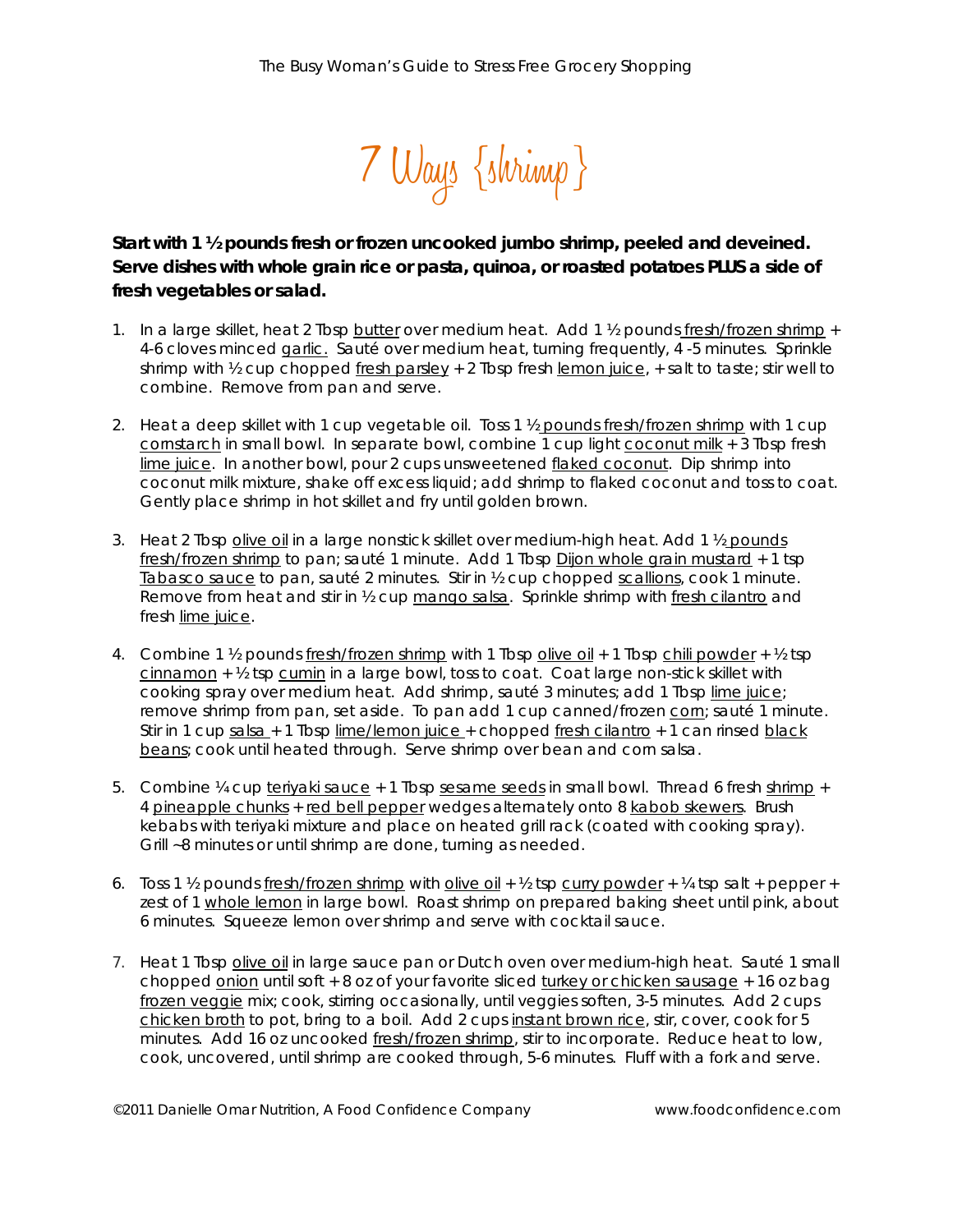# 7 Ways {shrimp}

**Start with 1 ½ pounds fresh or frozen uncooked jumbo shrimp, peeled and deveined. Serve dishes with whole grain rice or pasta, quinoa, or roasted potatoes PLUS a side of fresh vegetables or salad.**

1. In a large skillet, heat 2 Tbsp butter over medium heat. Add 1 ½ pounds fresh/frozen shrimp + 4-6 cloves minced garlic. Sauté over medium heat, turning frequently, 4 -5 minutes. Sprinkle shrimp with ½ cup chopped fresh parsley + 2 Tbsp fresh lemon juice, + salt to taste; stir well to combine. Remove from pan and serve.

2. Heat a deep skillet with 1 cup vegetable oil. Toss 1 ½ pounds fresh/frozen shrimp with 1 cup cornstarch in small bowl. In separate bowl, combine 1 cup light coconut milk + 3 Tbsp fresh lime juice. In another bowl, pour 2 cups unsweetened flaked coconut. Dip shrimp into coconut milk mixture, shake off excess liquid; add shrimp to flaked coconut and toss to coat. Gently place shrimp in hot skillet and fry until golden brown.

3. Heat 2 Tbsp olive oil in a large nonstick skillet over medium-high heat. Add 1 ½ pounds fresh/frozen shrimp to pan; sauté 1 minute. Add 1 Tbsp Dijon whole grain mustard + 1 tsp Tabasco sauce to pan, sauté 2 minutes. Stir in ½ cup chopped scallions, cook 1 minute. Remove from heat and stir in ½ cup mango salsa. Sprinkle shrimp with fresh cilantro and fresh lime juice.

4. Combine 1 ½ pounds fresh/frozen shrimp with 1 Tbsp olive oil + 1 Tbsp chili powder + ½ tsp cinnamon + ½ tsp cumin in a large bowl, toss to coat. Coat large non-stick skillet with cooking spray over medium heat. Add shrimp, sauté 3 minutes; add 1 Tbsp lime juice; remove shrimp from pan, set aside. To pan add 1 cup canned/frozen corn; sauté 1 minute. Stir in 1 cup salsa + 1 Tbsp lime/lemon juice + chopped fresh cilantro + 1 can rinsed black beans; cook until heated through. Serve shrimp over bean and corn salsa.

5. Combine ¼ cup teriyaki sauce + 1 Tbsp sesame seeds in small bowl. Thread 6 fresh shrimp + 4 pineapple chunks + red bell pepper wedges alternately onto 8 kabob skewers. Brush kebabs with teriyaki mixture and place on heated grill rack (coated with cooking spray). Grill ~8 minutes or until shrimp are done, turning as needed.

6. Toss 1 ½ pounds fresh/frozen shrimp with olive oil + ½ tsp curry powder + ¼ tsp salt + pepper + zest of 1 whole lemon in large bowl. Roast shrimp on prepared baking sheet until pink, about 6 minutes. Squeeze lemon over shrimp and serve with cocktail sauce.

7. Heat 1 Tbsp olive oil in large sauce pan or Dutch oven over medium-high heat. Sauté 1 small chopped onion until soft + 8 oz of your favorite sliced turkey or chicken sausage + 16 oz bag frozen veggie mix; cook, stirring occasionally, until veggies soften, 3-5 minutes. Add 2 cups chicken broth to pot, bring to a boil. Add 2 cups instant brown rice, stir, cover, cook for 5 minutes. Add 16 oz uncooked fresh/frozen shrimp, stir to incorporate. Reduce heat to low, cook, uncovered, until shrimp are cooked through, 5-6 minutes. Fluff with a fork and serve.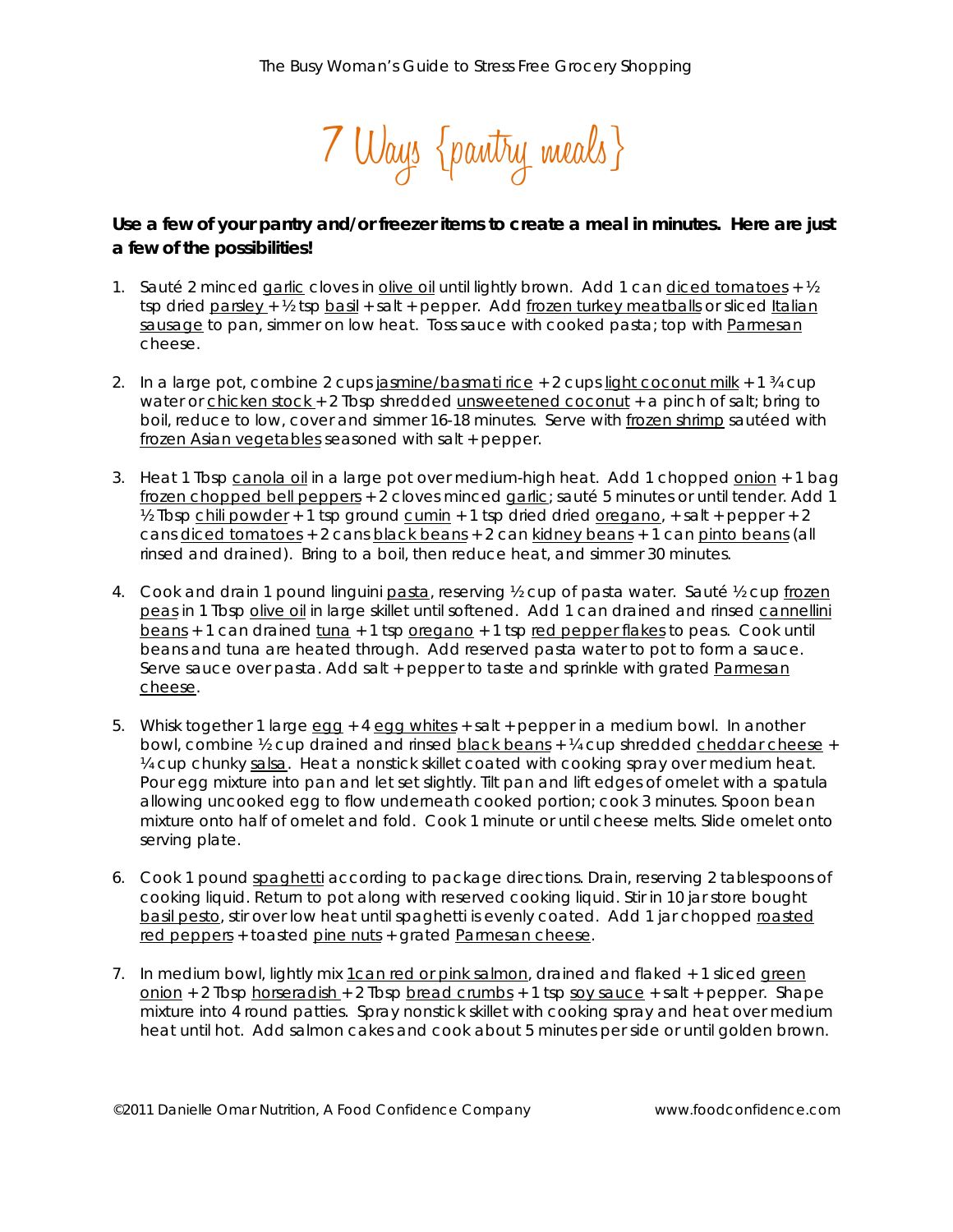# 7 Ways {pantry meals}

**Use a few of your pantry and/or freezer items to create a meal in minutes. Here are just a few of the possibilities!**

1. Sauté 2 minced garlic cloves in olive oil until lightly brown. Add 1 can diced tomatoes + ½ tsp dried parsley + ½ tsp basil + salt + pepper. Add frozen turkey meatballs or sliced Italian sausage to pan, simmer on low heat. Toss sauce with cooked pasta; top with Parmesan cheese.

2. In a large pot, combine 2 cups jasmine/basmati rice + 2 cups light coconut milk + 1 ¾ cup water or chicken stock + 2 Tbsp shredded unsweetened coconut + a pinch of salt; bring to boil, reduce to low, cover and simmer 16-18 minutes. Serve with frozen shrimp sautéed with frozen Asian vegetables seasoned with salt + pepper.

3. Heat 1 Tbsp canola oil in a large pot over medium-high heat. Add 1 chopped onion + 1 bag frozen chopped bell peppers + 2 cloves minced garlic; sauté 5 minutes or until tender. Add 1 ½ Tbsp chili powder + 1 tsp ground cumin + 1 tsp dried dried oregano, + salt + pepper + 2 cans diced tomatoes + 2 cans black beans + 2 can kidney beans + 1 can pinto beans (all rinsed and drained). Bring to a boil, then reduce heat, and simmer 30 minutes.

4. Cook and drain 1 pound linguini pasta, reserving ½ cup of pasta water. Sauté ½ cup frozen peas in 1 Tbsp olive oil in large skillet until softened. Add 1 can drained and rinsed cannellini beans + 1 can drained tuna + 1 tsp oregano + 1 tsp red pepper flakes to peas. Cook until beans and tuna are heated through. Add reserved pasta water to pot to form a sauce. Serve sauce over pasta. Add salt + pepper to taste and sprinkle with grated Parmesan cheese.

5. Whisk together 1 large egg + 4 egg whites + salt + pepper in a medium bowl. In another bowl, combine ½ cup drained and rinsed black beans + ¼ cup shredded cheddar cheese + ¼ cup chunky salsa. Heat a nonstick skillet coated with cooking spray over medium heat. Pour egg mixture into pan and let set slightly. Tilt pan and lift edges of omelet with a spatula allowing uncooked egg to flow underneath cooked portion; cook 3 minutes. Spoon bean mixture onto half of omelet and fold. Cook 1 minute or until cheese melts. Slide omelet onto serving plate.

6. Cook 1 pound spaghetti according to package directions. Drain, reserving 2 tablespoons of cooking liquid. Return to pot along with reserved cooking liquid. Stir in 10 jar store bought basil pesto, stir over low heat until spaghetti is evenly coated. Add 1 jar chopped roasted red peppers + toasted pine nuts + grated Parmesan cheese.

7. In medium bowl, lightly mix 1can red or pink salmon, drained and flaked + 1 sliced green onion + 2 Tbsp horseradish + 2 Tbsp bread crumbs + 1 tsp soy sauce + salt + pepper. Shape mixture into 4 round patties. Spray nonstick skillet with cooking spray and heat over medium heat until hot. Add salmon cakes and cook about 5 minutes per side or until golden brown.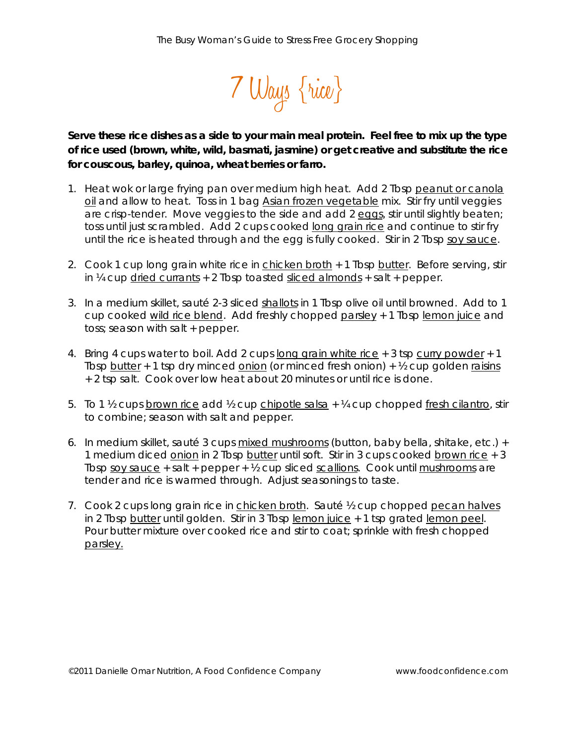# 7 Ways {rice}

**Serve these rice dishes as a side to your main meal protein. Feel free to mix up the type of rice used (brown, white, wild, basmati, jasmine) or get creative and substitute the rice for couscous, barley, quinoa, wheat berries or farro.**

1. Heat wok or large frying pan over medium high heat. Add 2 Tbsp peanut or canola oil and allow to heat. Toss in 1 bag Asian frozen vegetable mix. Stir fry until veggies are crisp-tender. Move veggies to the side and add 2 eggs, stir until slightly beaten; toss until just scrambled. Add 2 cups cooked long grain rice and continue to stir fry until the rice is heated through and the egg is fully cooked. Stir in 2 Tbsp soy sauce.

2. Cook 1 cup long grain white rice in chicken broth + 1 Tbsp butter. Before serving, stir in ¼ cup dried currants + 2 Tbsp toasted sliced almonds + salt + pepper.

3. In a medium skillet, sauté 2-3 sliced shallots in 1 Tbsp olive oil until browned. Add to 1 cup cooked wild rice blend. Add freshly chopped parsley + 1 Tbsp lemon juice and toss; season with salt + pepper.

4. Bring 4 cups water to boil. Add 2 cups long grain white rice + 3 tsp curry powder + 1 Tbsp butter + 1 tsp dry minced onion (or minced fresh onion) + ½ cup golden raisins + 2 tsp salt. Cook over low heat about 20 minutes or until rice is done.

5. To 1 ½ cups brown rice add ½ cup chipotle salsa + ¼ cup chopped fresh cilantro, stir to combine; season with salt and pepper.

6. In medium skillet, sauté 3 cups mixed mushrooms (button, baby bella, shitake, etc.) + 1 medium diced onion in 2 Tbsp butter until soft. Stir in 3 cups cooked brown rice + 3 Tbsp soy sauce + salt + pepper + ½ cup sliced scallions. Cook until mushrooms are tender and rice is warmed through. Adjust seasonings to taste.

7. Cook 2 cups long grain rice in chicken broth. Sauté ½ cup chopped pecan halves in 2 Tbsp butter until golden. Stir in 3 Tbsp lemon juice + 1 tsp grated lemon peel. Pour butter mixture over cooked rice and stir to coat; sprinkle with fresh chopped parsley.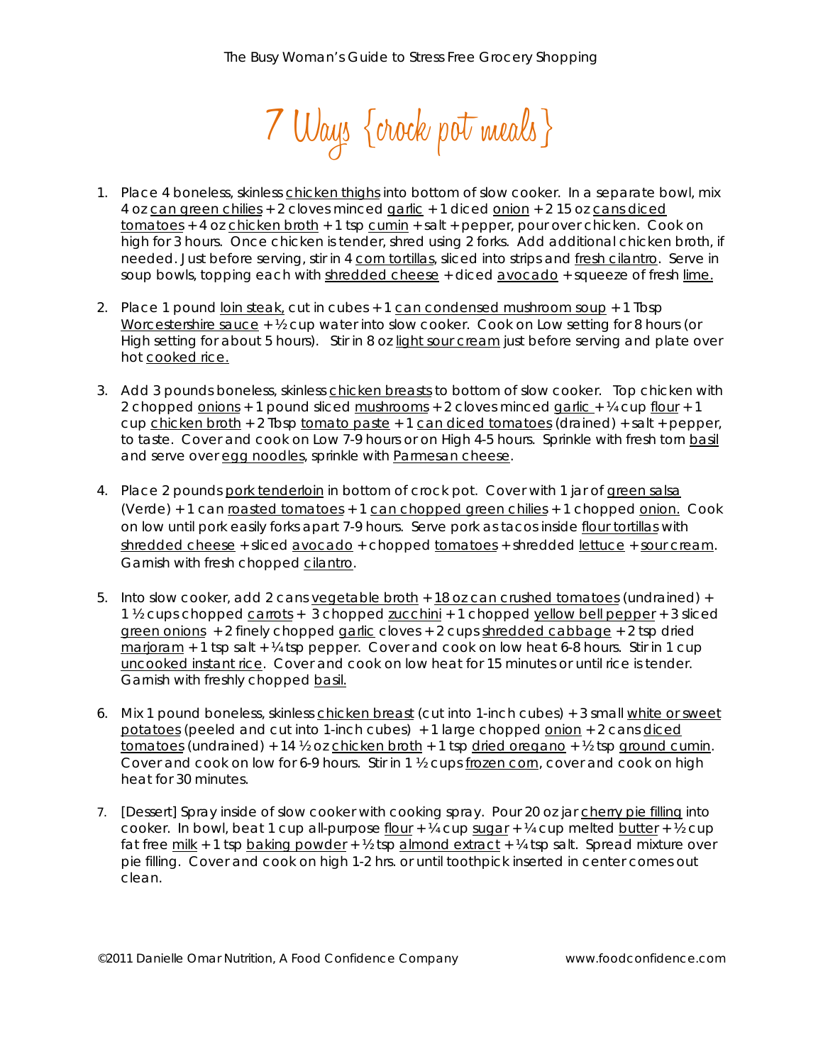# 7 Ways {crock pot meals}

1. Place 4 boneless, skinless chicken thighs into bottom of slow cooker. In a separate bowl, mix 4 oz can green chilies + 2 cloves minced garlic + 1 diced onion + 2 15 oz cans diced tomatoes + 4 oz chicken broth + 1 tsp cumin + salt + pepper, pour over chicken. Cook on high for 3 hours. Once chicken is tender, shred using 2 forks. Add additional chicken broth, if needed. Just before serving, stir in 4 corn tortillas, sliced into strips and fresh cilantro. Serve in soup bowls, topping each with shredded cheese + diced avocado + squeeze of fresh lime.

2. Place 1 pound loin steak, cut in cubes + 1 can condensed mushroom soup + 1 Tbsp Worcestershire sauce + ½ cup water into slow cooker. Cook on Low setting for 8 hours (or High setting for about 5 hours). Stir in 8 oz light sour cream just before serving and plate over hot cooked rice.

3. Add 3 pounds boneless, skinless chicken breasts to bottom of slow cooker. Top chicken with 2 chopped onions + 1 pound sliced mushrooms + 2 cloves minced garlic + ¼ cup flour + 1 cup chicken broth + 2 Tbsp tomato paste + 1 can diced tomatoes (drained) + salt + pepper, to taste. Cover and cook on Low 7-9 hours or on High 4-5 hours. Sprinkle with fresh torn basil and serve over egg noodles, sprinkle with Parmesan cheese.

4. Place 2 pounds pork tenderloin in bottom of crock pot. Cover with 1 jar of green salsa (Verde) + 1 can roasted tomatoes + 1 can chopped green chilies + 1 chopped onion. Cook on low until pork easily forks apart 7-9 hours. Serve pork as tacos inside flour tortillas with shredded cheese + sliced avocado + chopped tomatoes + shredded lettuce + sour cream. Garnish with fresh chopped cilantro.

5. Into slow cooker, add 2 cans vegetable broth + 18 oz can crushed tomatoes (undrained) + 1 ½ cups chopped carrots + 3 chopped zucchini + 1 chopped yellow bell pepper + 3 sliced green onions + 2 finely chopped garlic cloves + 2 cups shredded cabbage + 2 tsp dried marjoram + 1 tsp salt + ¼ tsp pepper. Cover and cook on low heat 6-8 hours. Stir in 1 cup uncooked instant rice. Cover and cook on low heat for 15 minutes or until rice is tender. Garnish with freshly chopped basil.

6. Mix 1 pound boneless, skinless chicken breast (cut into 1-inch cubes) + 3 small white or sweet potatoes (peeled and cut into 1-inch cubes) + 1 large chopped onion + 2 cans diced tomatoes (undrained) + 14 ½ oz chicken broth + 1 tsp dried oregano + ½ tsp ground cumin. Cover and cook on low for 6-9 hours. Stir in 1 ½ cups frozen corn, cover and cook on high heat for 30 minutes.

7. [Dessert] Spray inside of slow cooker with cooking spray. Pour 20 oz jar cherry pie filling into cooker. In bowl, beat 1 cup all-purpose flour + ¼ cup sugar + ¼ cup melted butter + ½ cup fat free milk + 1 tsp baking powder + ½ tsp almond extract + ¼ tsp salt. Spread mixture over pie filling. Cover and cook on high 1-2 hrs. or until toothpick inserted in center comes out clean.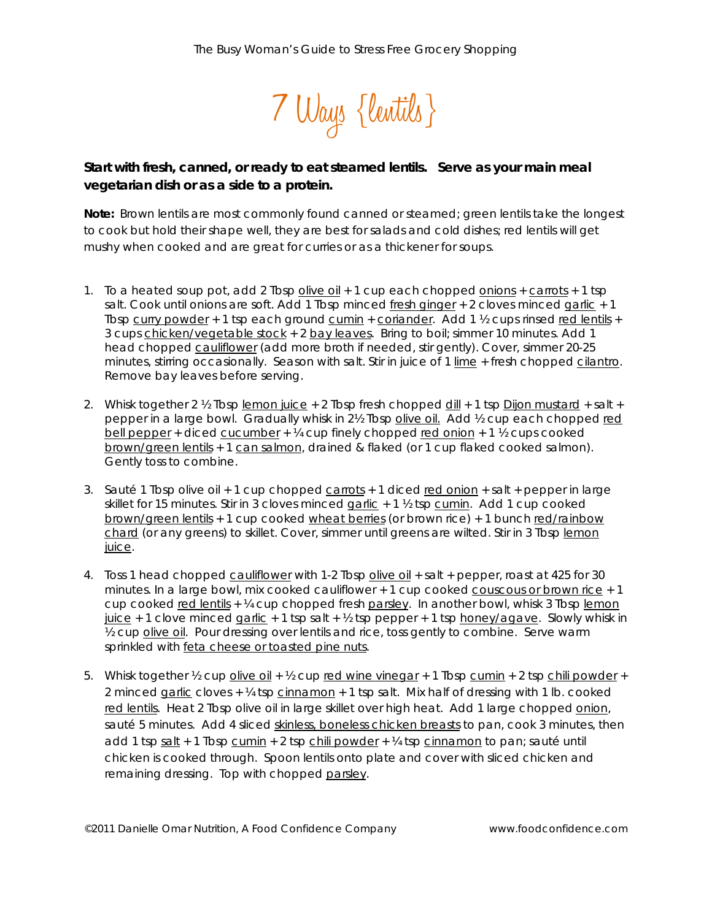# 7 Ways {lentils}

**Start with fresh, canned, or ready to eat steamed lentils. Serve as your main meal vegetarian dish or as a side to a protein.**

**Note:** Brown lentils are most commonly found canned or steamed; green lentils take the longest to cook but hold their shape well, they are best for salads and cold dishes; red lentils will get mushy when cooked and are great for curries or as a thickener for soups.

1. To a heated soup pot, add 2 Tbsp olive oil + 1 cup each chopped onions + carrots + 1 tsp salt. Cook until onions are soft. Add 1 Tbsp minced fresh ginger + 2 cloves minced garlic + 1 Tbsp curry powder + 1 tsp each ground cumin + coriander. Add 1 ½ cups rinsed red lentils + 3 cups chicken/vegetable stock + 2 bay leaves. Bring to boil; simmer 10 minutes. Add 1 head chopped cauliflower (add more broth if needed, stir gently). Cover, simmer 20-25 minutes, stirring occasionally. Season with salt. Stir in juice of 1 lime + fresh chopped cilantro. Remove bay leaves before serving.

2. Whisk together 2 ½ Tbsp lemon juice + 2 Tbsp fresh chopped dill + 1 tsp Dijon mustard + salt + pepper in a large bowl. Gradually whisk in 2½ Tbsp olive oil. Add ½ cup each chopped red bell pepper + diced cucumber + ¼ cup finely chopped red onion + 1 ½ cups cooked brown/green lentils + 1 can salmon, drained & flaked (or 1 cup flaked cooked salmon). Gently toss to combine.

3. Sauté 1 Tbsp olive oil + 1 cup chopped carrots + 1 diced red onion + salt + pepper in large skillet for 15 minutes. Stir in 3 cloves minced garlic + 1 ½ tsp cumin. Add 1 cup cooked brown/green lentils + 1 cup cooked wheat berries (or brown rice) + 1 bunch red/rainbow chard (or any greens) to skillet. Cover, simmer until greens are wilted. Stir in 3 Tbsp lemon juice.

4. Toss 1 head chopped cauliflower with 1-2 Tbsp olive oil + salt + pepper, roast at 425 for 30 minutes. In a large bowl, mix cooked cauliflower + 1 cup cooked couscous or brown rice + 1 cup cooked red lentils + ¼ cup chopped fresh parsley. In another bowl, whisk 3 Tbsp lemon juice + 1 clove minced garlic + 1 tsp salt + ½ tsp pepper + 1 tsp honey/agave. Slowly whisk in ½ cup olive oil. Pour dressing over lentils and rice, toss gently to combine. Serve warm sprinkled with feta cheese or toasted pine nuts.

5. Whisk together ½ cup olive oil + ½ cup red wine vinegar + 1 Tbsp cumin + 2 tsp chili powder + 2 minced garlic cloves + ¼ tsp cinnamon + 1 tsp salt. Mix half of dressing with 1 lb. cooked red lentils. Heat 2 Tbsp olive oil in large skillet over high heat. Add 1 large chopped onion, sauté 5 minutes. Add 4 sliced skinless, boneless chicken breasts to pan, cook 3 minutes, then add 1 tsp salt + 1 Tbsp cumin + 2 tsp chili powder + ¼ tsp cinnamon to pan; sauté until chicken is cooked through. Spoon lentils onto plate and cover with sliced chicken and remaining dressing. Top with chopped parsley.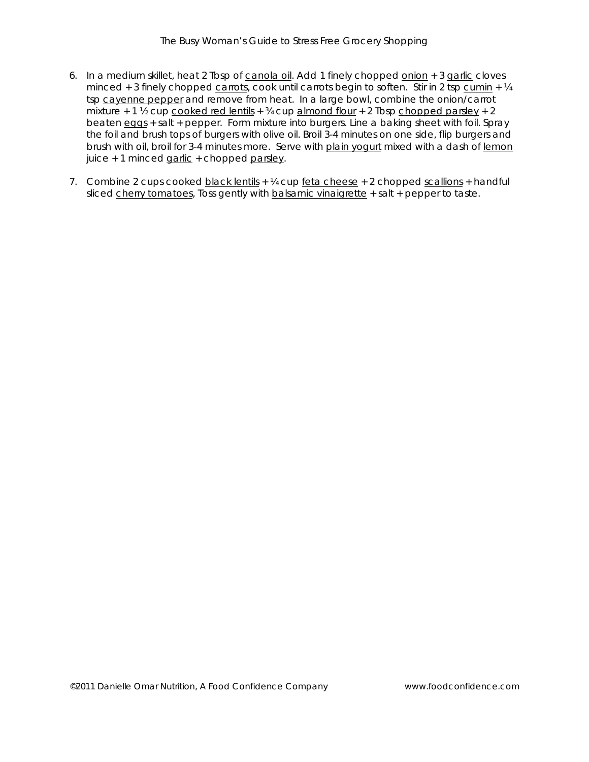6. In a medium skillet, heat 2 Tbsp of canola oil. Add 1 finely chopped onion + 3 garlic cloves minced + 3 finely chopped carrots, cook until carrots begin to soften. Stir in 2 tsp cumin + ¼ tsp cayenne pepper and remove from heat. In a large bowl, combine the onion/carrot mixture + 1 ½ cup cooked red lentils + ¾ cup almond flour + 2 Tbsp chopped parsley + 2 beaten eggs + salt + pepper. Form mixture into burgers. Line a baking sheet with foil. Spray the foil and brush tops of burgers with olive oil. Broil 3-4 minutes on one side, flip burgers and brush with oil, broil for 3-4 minutes more. Serve with plain yogurt mixed with a dash of lemon juice + 1 minced garlic + chopped parsley.

7. Combine 2 cups cooked black lentils + ¼ cup feta cheese + 2 chopped scallions + handful sliced cherry tomatoes, Toss gently with balsamic vinaigrette + salt + pepper to taste.

©2011 Danielle Omar Nutrition, A Food Confidence Company www.foodconfidence.com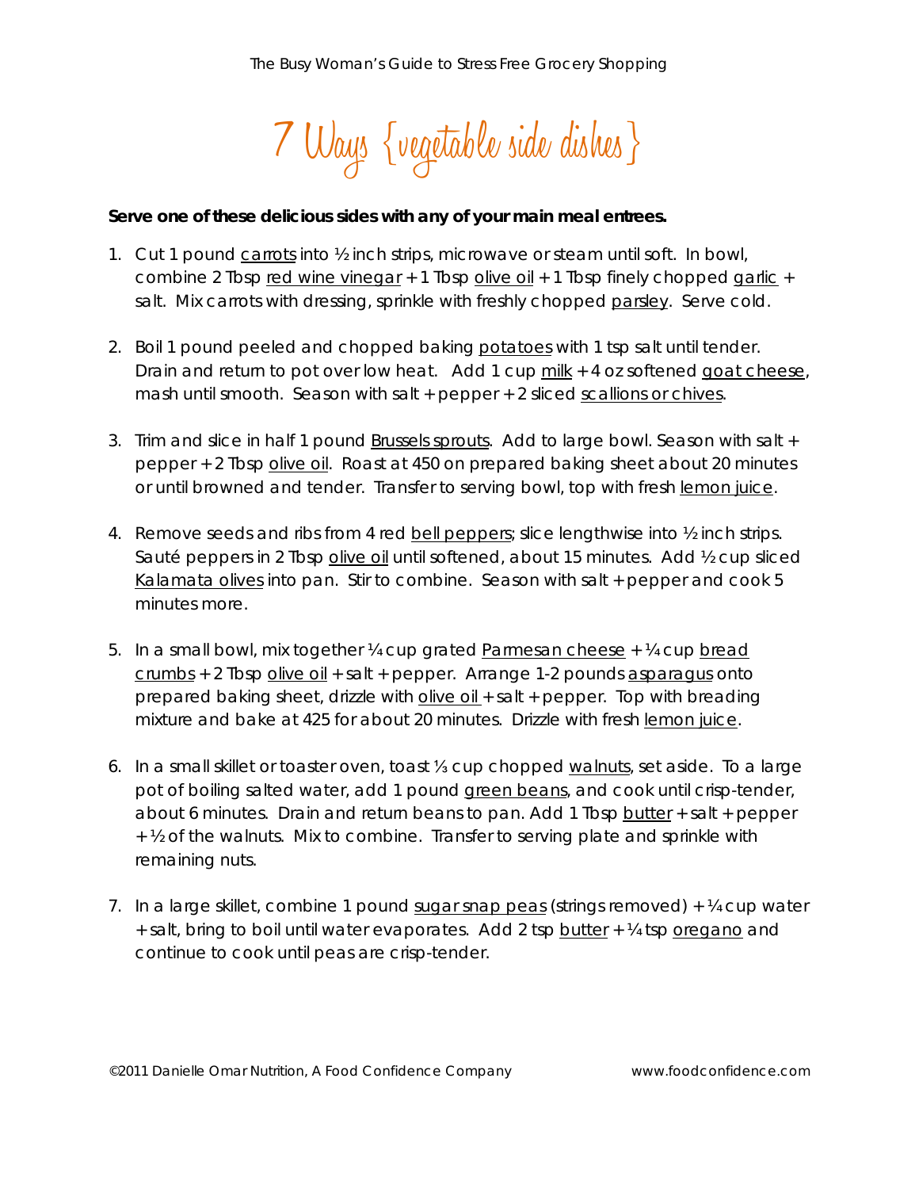# 7 Ways {vegetable side dishes}

**Serve one of these delicious sides with any of your main meal entrees.**

1. Cut 1 pound carrots into ½ inch strips, microwave or steam until soft. In bowl, combine 2 Tbsp red wine vinegar + 1 Tbsp olive oil + 1 Tbsp finely chopped garlic + salt. Mix carrots with dressing, sprinkle with freshly chopped parsley. Serve cold.

2. Boil 1 pound peeled and chopped baking potatoes with 1 tsp salt until tender. Drain and return to pot over low heat. Add 1 cup milk + 4 oz softened goat cheese, mash until smooth. Season with salt + pepper + 2 sliced scallions or chives.

3. Trim and slice in half 1 pound Brussels sprouts. Add to large bowl. Season with salt + pepper + 2 Tbsp olive oil. Roast at 450 on prepared baking sheet about 20 minutes or until browned and tender. Transfer to serving bowl, top with fresh lemon juice.

4. Remove seeds and ribs from 4 red bell peppers; slice lengthwise into ½ inch strips. Sauté peppers in 2 Tbsp olive oil until softened, about 15 minutes. Add ½ cup sliced Kalamata olives into pan. Stir to combine. Season with salt + pepper and cook 5 minutes more.

5. In a small bowl, mix together ¼ cup grated Parmesan cheese + ¼ cup bread crumbs + 2 Tbsp olive oil + salt + pepper. Arrange 1-2 pounds asparagus onto prepared baking sheet, drizzle with olive oil + salt + pepper. Top with breading mixture and bake at 425 for about 20 minutes. Drizzle with fresh lemon juice.

6. In a small skillet or toaster oven, toast ⅓ cup chopped walnuts, set aside. To a large pot of boiling salted water, add 1 pound green beans, and cook until crisp-tender, about 6 minutes. Drain and return beans to pan. Add 1 Tbsp butter + salt + pepper + ½ of the walnuts. Mix to combine. Transfer to serving plate and sprinkle with remaining nuts.

7. In a large skillet, combine 1 pound sugar snap peas (strings removed) + ¼ cup water + salt, bring to boil until water evaporates. Add 2 tsp butter + ¼ tsp oregano and continue to cook until peas are crisp-tender.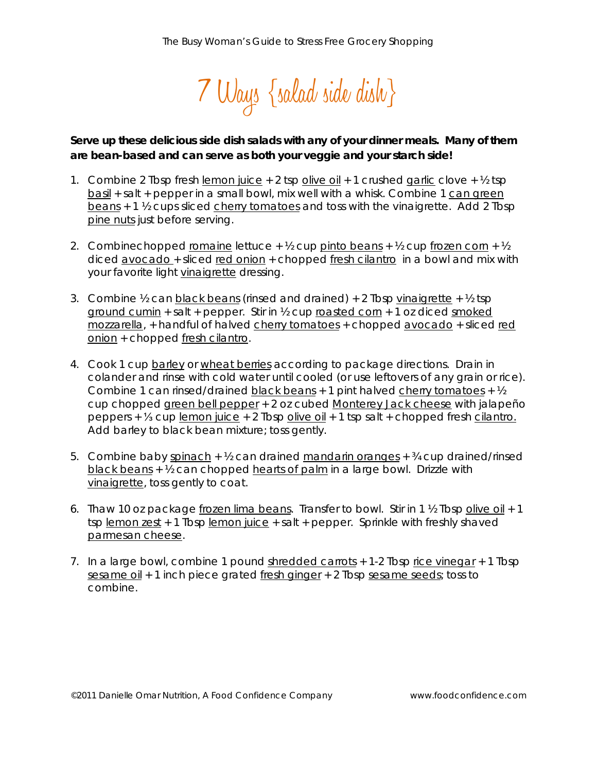# 7 Ways {salad side dish}

**Serve up these delicious side dish salads with any of your dinner meals. Many of them are bean-based and can serve as both your veggie and your starch side!**

1. Combine 2 Tbsp fresh lemon juice + 2 tsp olive oil + 1 crushed garlic clove + ½ tsp basil + salt + pepper in a small bowl, mix well with a whisk. Combine 1 can green beans + 1 ½ cups sliced cherry tomatoes and toss with the vinaigrette. Add 2 Tbsp pine nuts just before serving.

2. Combinechopped romaine lettuce + ½ cup pinto beans + ½ cup frozen corn + ½ diced avocado + sliced red onion + chopped fresh cilantro in a bowl and mix with your favorite light vinaigrette dressing.

3. Combine ½ can black beans (rinsed and drained) + 2 Tbsp vinaigrette + ½ tsp ground cumin + salt + pepper. Stir in ½ cup roasted corn + 1 oz diced smoked mozzarella, + handful of halved cherry tomatoes + chopped avocado + sliced red onion + chopped fresh cilantro.

4. Cook 1 cup barley or wheat berries according to package directions. Drain in colander and rinse with cold water until cooled (or use leftovers of any grain or rice). Combine 1 can rinsed/drained black beans + 1 pint halved cherry tomatoes + ½ cup chopped green bell pepper + 2 oz cubed Monterey Jack cheese with jalapeño peppers + ⅓ cup lemon juice + 2 Tbsp olive oil + 1 tsp salt + chopped fresh cilantro. Add barley to black bean mixture; toss gently.

5. Combine baby spinach + ½ can drained mandarin oranges + ¾ cup drained/rinsed black beans + ½ can chopped hearts of palm in a large bowl. Drizzle with vinaigrette, toss gently to coat.

6. Thaw 10 oz package frozen lima beans. Transfer to bowl. Stir in 1 ½ Tbsp olive oil + 1 tsp lemon zest + 1 Tbsp lemon juice + salt + pepper. Sprinkle with freshly shaved parmesan cheese.

7. In a large bowl, combine 1 pound shredded carrots + 1-2 Tbsp rice vinegar + 1 Tbsp sesame oil + 1 inch piece grated fresh ginger + 2 Tbsp sesame seeds; toss to combine.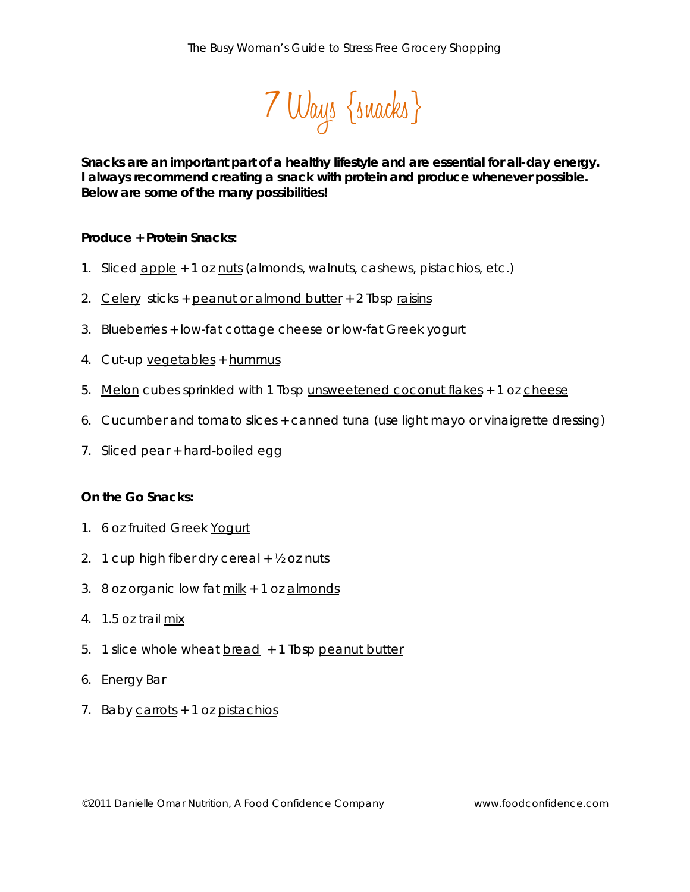# 7 Ways {snacks}

**Snacks are an important part of a healthy lifestyle and are essential for all-day energy. I always recommend creating a snack with protein and produce whenever possible. Below are some of the many possibilities!**

**Produce + Protein Snacks:**

1. Sliced apple + 1 oz nuts (almonds, walnuts, cashews, pistachios, etc.)
2. Celery sticks + peanut or almond butter + 2 Tbsp raisins
3. Blueberries + low-fat cottage cheese or low-fat Greek yogurt
4. Cut-up vegetables + hummus
5. Melon cubes sprinkled with 1 Tbsp unsweetened coconut flakes + 1 oz cheese
6. Cucumber and tomato slices + canned tuna (use light mayo or vinaigrette dressing)
7. Sliced pear + hard-boiled egg

**On the Go Snacks:**

1. 6 oz fruited Greek Yogurt
2. 1 cup high fiber dry cereal + ½ oz nuts
3. 8 oz organic low fat milk + 1 oz almonds
4. 1.5 oz trail mix
5. 1 slice whole wheat bread + 1 Tbsp peanut butter
6. Energy Bar
7. Baby carrots + 1 oz pistachios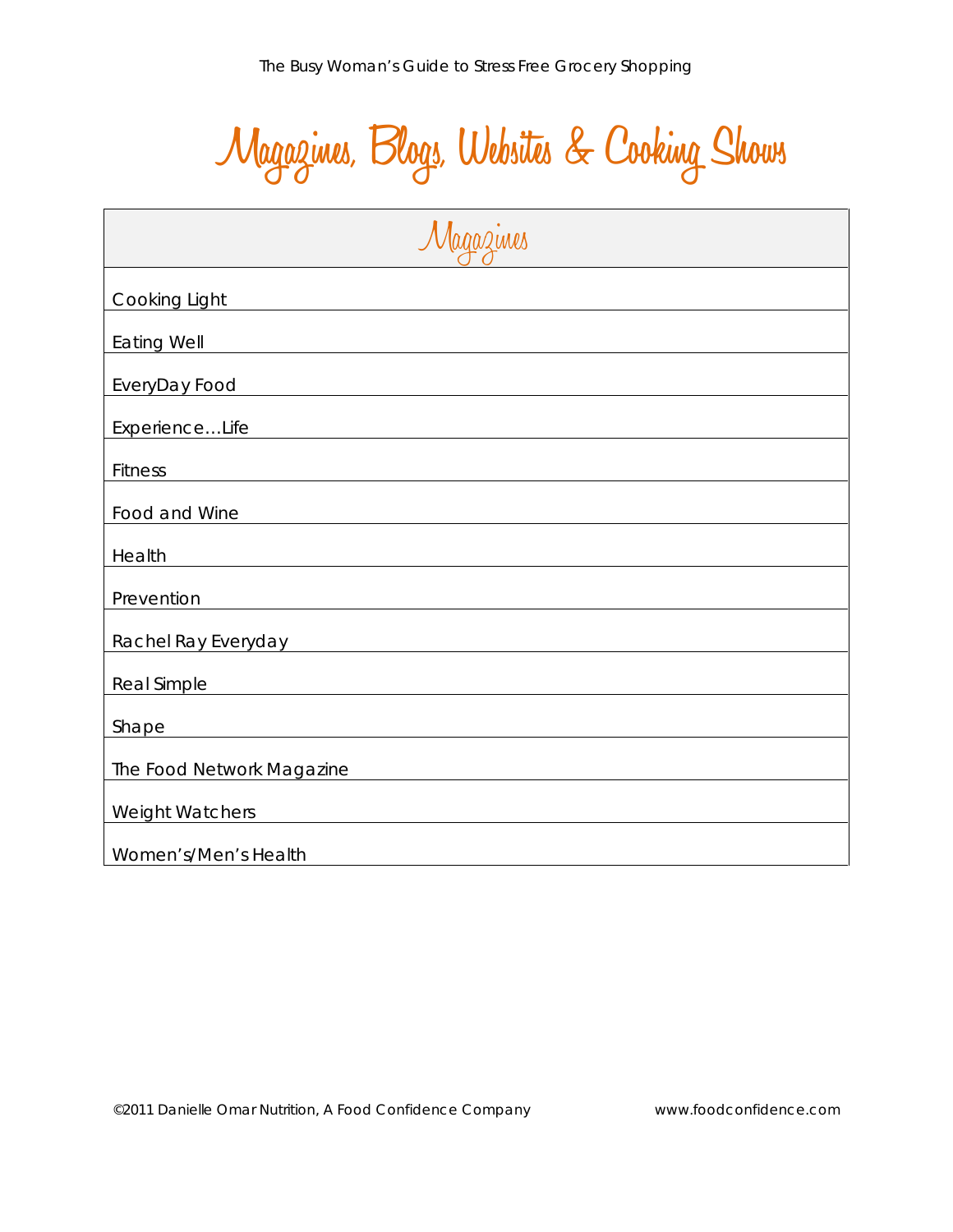# Magazines, Blogs, Websites & Cooking Shows

| Magazines |
| --- |
| Cooking Light |
| Eating Well |
| EveryDay Food |
| Experience…Life |
| Fitness |
| Food and Wine |
| Health |
| Prevention |
| Rachel Ray Everyday |
| Real Simple |
| Shape |
| The Food Network Magazine |
| Weight Watchers |
| Women's/Men's Health |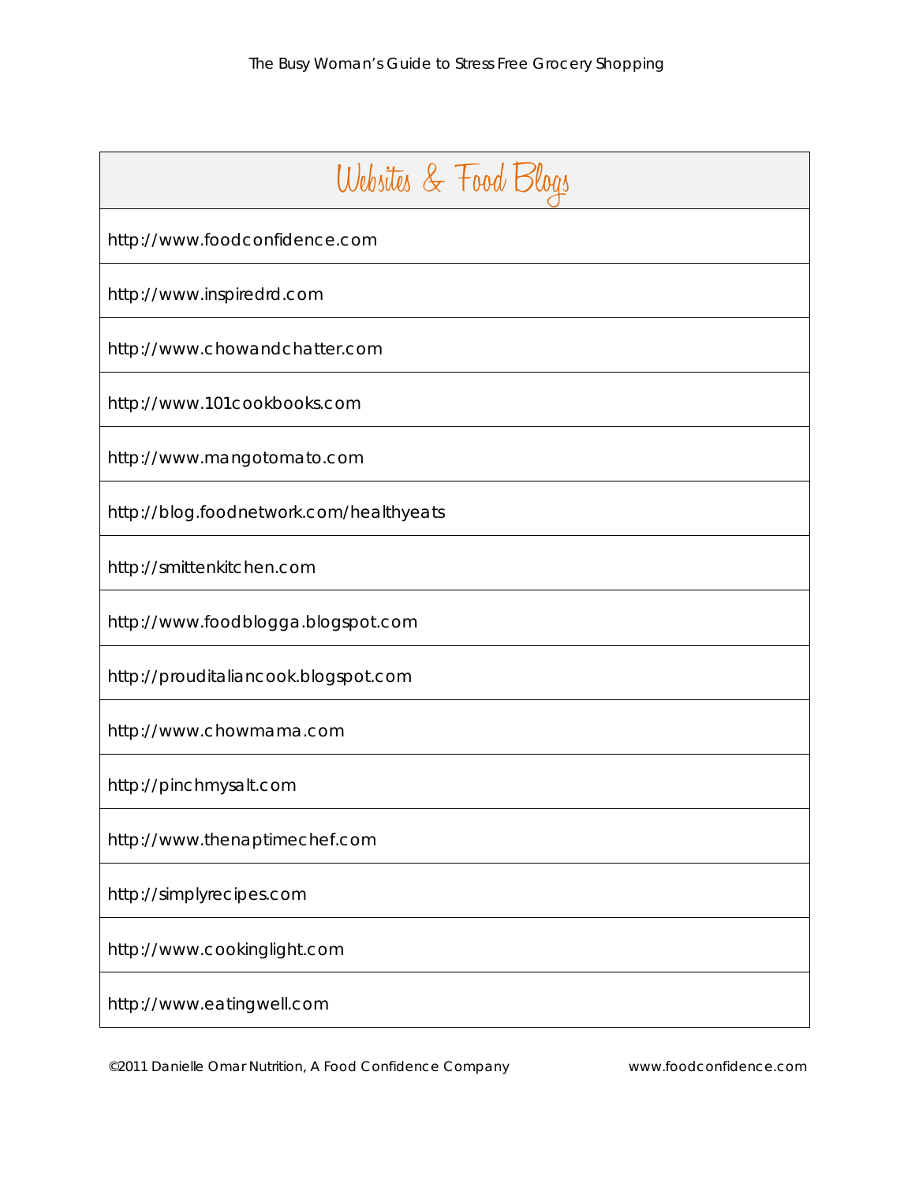| Websites & Food Blogs |
| --- |
| http://www.foodconfidence.com |
| http://www.inspiredrd.com |
| http://www.chowandchatter.com |
| http://www.101cookbooks.com |
| http://www.mangotomato.com |
| http://blog.foodnetwork.com/healthyeats |
| http://smittenkitchen.com |
| http://www.foodblogga.blogspot.com |
| http://prouditaliancook.blogspot.com |
| http://www.chowmama.com |
| http://pinchmysalt.com |
| http://www.thenaptimechef.com |
| http://simplyrecipes.com |
| http://www.cookinglight.com |
| http://www.eatingwell.com |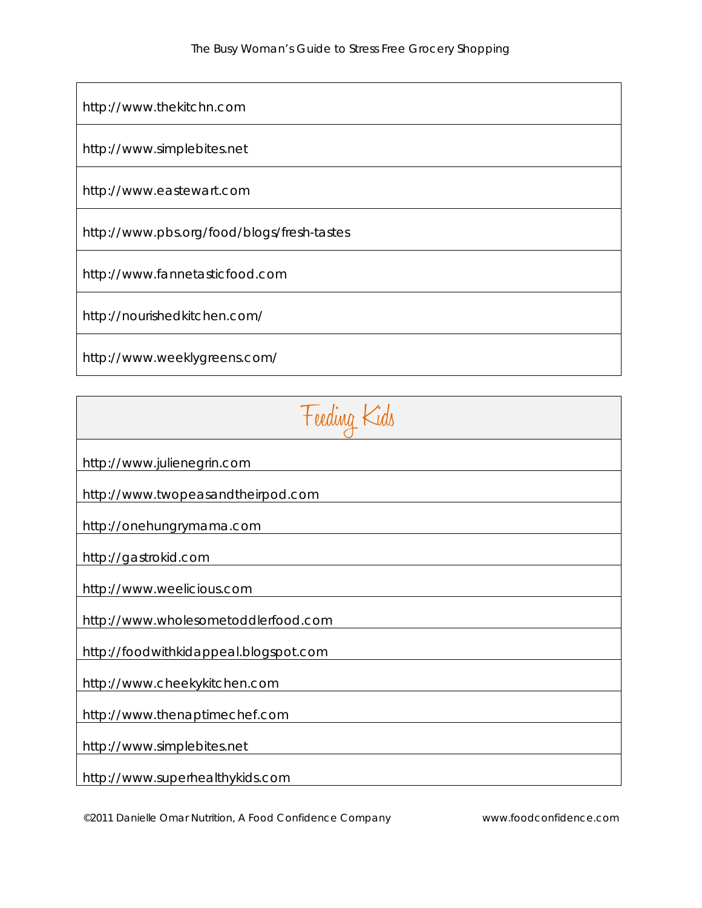| |
|---|
| http://www.thekitchn.com |
| http://www.simplebites.net |
| http://www.eastewart.com |
| http://www.pbs.org/food/blogs/fresh-tastes |
| http://www.fannetasticfood.com |
| http://nourishedkitchen.com/ |
| http://www.weeklygreens.com/ |

| Feeding Kids |
|---|
| http://www.julienegrin.com |
| http://www.twopeasandtheirpod.com |
| http://onehungrymama.com |
| http://gastrokid.com |
| http://www.weelicious.com |
| http://www.wholesometoddlerfood.com |
| http://foodwithkidappeal.blogspot.com |
| http://www.cheekykitchen.com |
| http://www.thenaptimechef.com |
| http://www.simplebites.net |
| http://www.superhealthykids.com |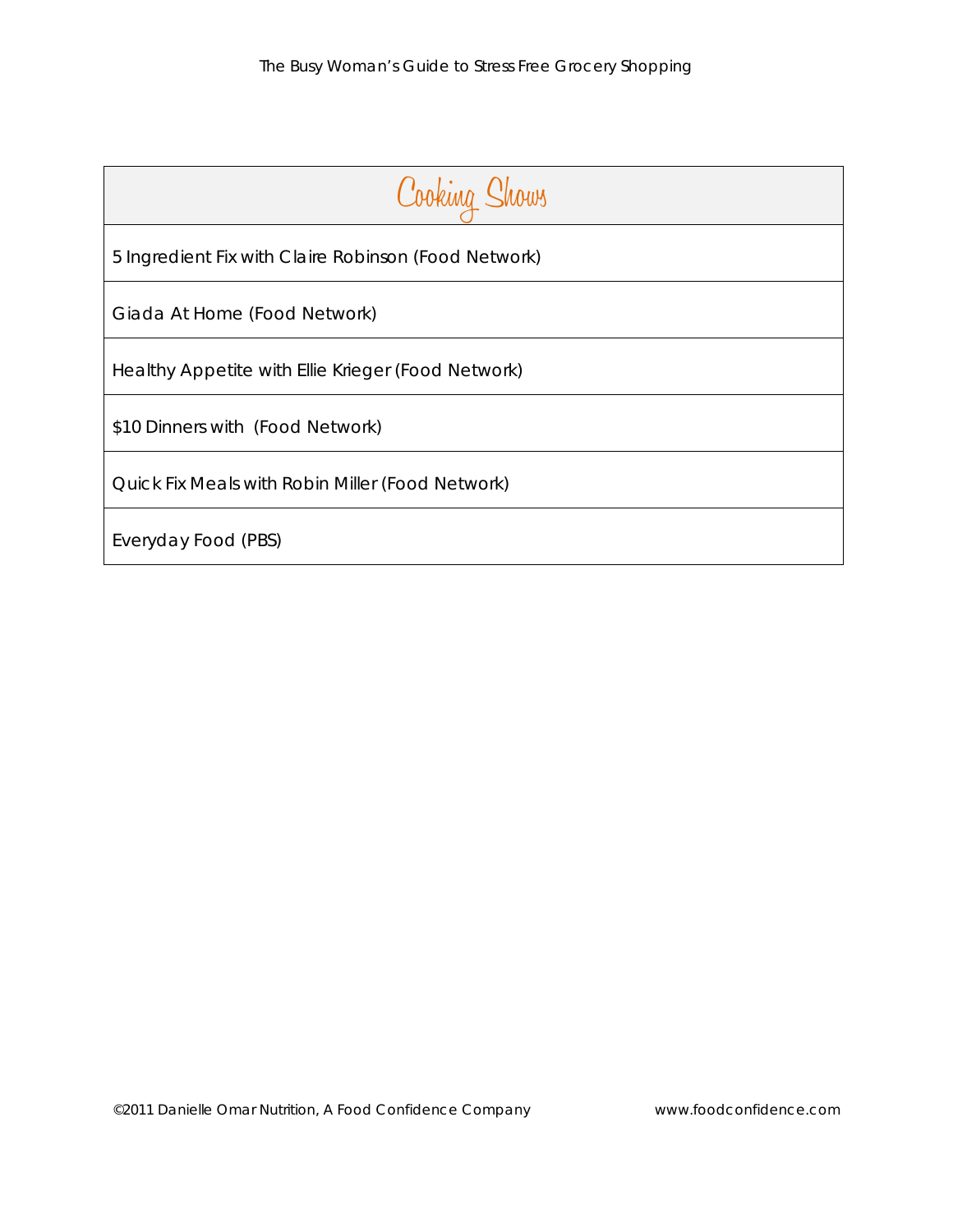| Cooking Shows |
| --- |
| 5 Ingredient Fix with Claire Robinson (Food Network) |
| Giada At Home (Food Network) |
| Healthy Appetite with Ellie Krieger (Food Network) |
| $10 Dinners with (Food Network) |
| Quick Fix Meals with Robin Miller (Food Network) |
| Everyday Food (PBS) |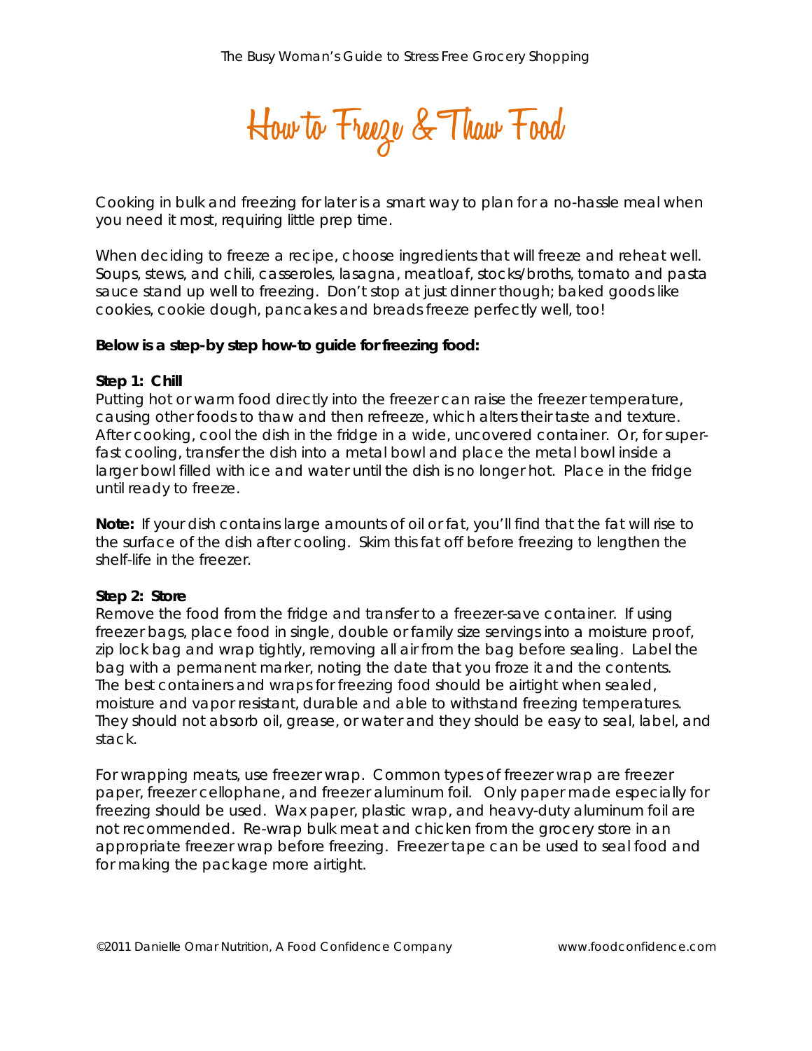# How to Freeze & Thaw Food

Cooking in bulk and freezing for later is a smart way to plan for a no-hassle meal when you need it most, requiring little prep time.

When deciding to freeze a recipe, choose ingredients that will freeze and reheat well. Soups, stews, and chili, casseroles, lasagna, meatloaf, stocks/broths, tomato and pasta sauce stand up well to freezing. Don't stop at just dinner though; baked goods like cookies, cookie dough, pancakes and breads freeze perfectly well, too!

**Below is a step-by step how-to guide for freezing food:**

**Step 1: Chill**
Putting hot or warm food directly into the freezer can raise the freezer temperature, causing other foods to thaw and then refreeze, which alters their taste and texture. After cooking, cool the dish in the fridge in a wide, uncovered container. Or, for super-fast cooling, transfer the dish into a metal bowl and place the metal bowl inside a larger bowl filled with ice and water until the dish is no longer hot. Place in the fridge until ready to freeze.

**Note:** If your dish contains large amounts of oil or fat, you'll find that the fat will rise to the surface of the dish after cooling. Skim this fat off before freezing to lengthen the shelf-life in the freezer.

**Step 2: Store**
Remove the food from the fridge and transfer to a freezer-save container. If using freezer bags, place food in single, double or family size servings into a moisture proof, zip lock bag and wrap tightly, removing all air from the bag before sealing. Label the bag with a permanent marker, noting the date that you froze it and the contents. The best containers and wraps for freezing food should be airtight when sealed, moisture and vapor resistant, durable and able to withstand freezing temperatures. They should not absorb oil, grease, or water and they should be easy to seal, label, and stack.

For wrapping meats, use freezer wrap. Common types of freezer wrap are freezer paper, freezer cellophane, and freezer aluminum foil. Only paper made especially for freezing should be used. Wax paper, plastic wrap, and heavy-duty aluminum foil are not recommended. Re-wrap bulk meat and chicken from the grocery store in an appropriate freezer wrap before freezing. Freezer tape can be used to seal food and for making the package more airtight.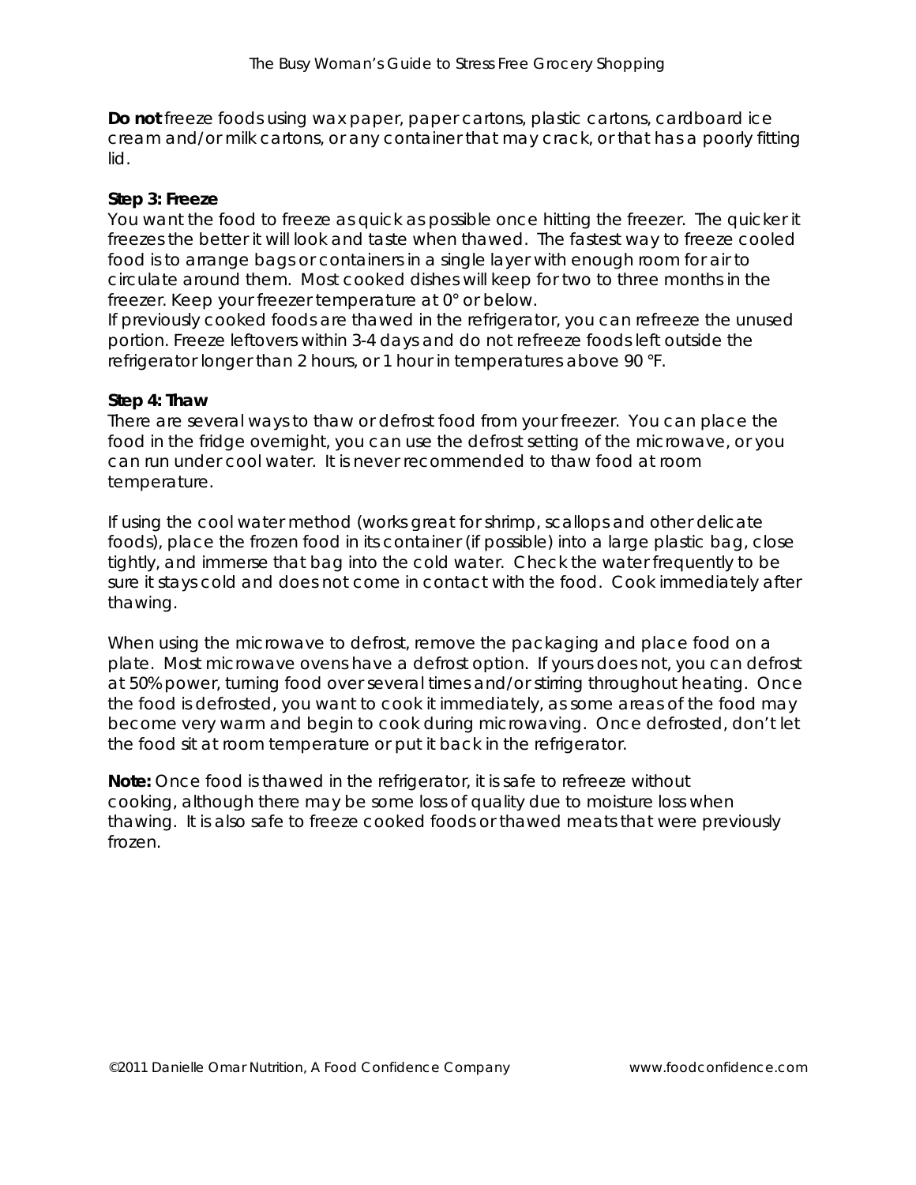**Do not** freeze foods using wax paper, paper cartons, plastic cartons, cardboard ice cream and/or milk cartons, or any container that may crack, or that has a poorly fitting lid.

**Step 3: Freeze**

You want the food to freeze as quick as possible once hitting the freezer. The quicker it freezes the better it will look and taste when thawed. The fastest way to freeze cooled food is to arrange bags or containers in a single layer with enough room for air to circulate around them. Most cooked dishes will keep for two to three months in the freezer. Keep your freezer temperature at 0° or below.

If previously cooked foods are thawed in the refrigerator, you can refreeze the unused portion. Freeze leftovers within 3-4 days and do not refreeze foods left outside the refrigerator longer than 2 hours, or 1 hour in temperatures above 90 °F.

**Step 4: Thaw**

There are several ways to thaw or defrost food from your freezer. You can place the food in the fridge overnight, you can use the defrost setting of the microwave, or you can run under cool water. It is never recommended to thaw food at room temperature.

If using the cool water method (works great for shrimp, scallops and other delicate foods), place the frozen food in its container (if possible) into a large plastic bag, close tightly, and immerse that bag into the cold water. Check the water frequently to be sure it stays cold and does not come in contact with the food. Cook immediately after thawing.

When using the microwave to defrost, remove the packaging and place food on a plate. Most microwave ovens have a defrost option. If yours does not, you can defrost at 50% power, turning food over several times and/or stirring throughout heating. Once the food is defrosted, you want to cook it immediately, as some areas of the food may become very warm and begin to cook during microwaving. Once defrosted, don't let the food sit at room temperature or put it back in the refrigerator.

**Note:** Once food is thawed in the refrigerator, it is safe to refreeze without cooking, although there may be some loss of quality due to moisture loss when thawing. It is also safe to freeze cooked foods or thawed meats that were previously frozen.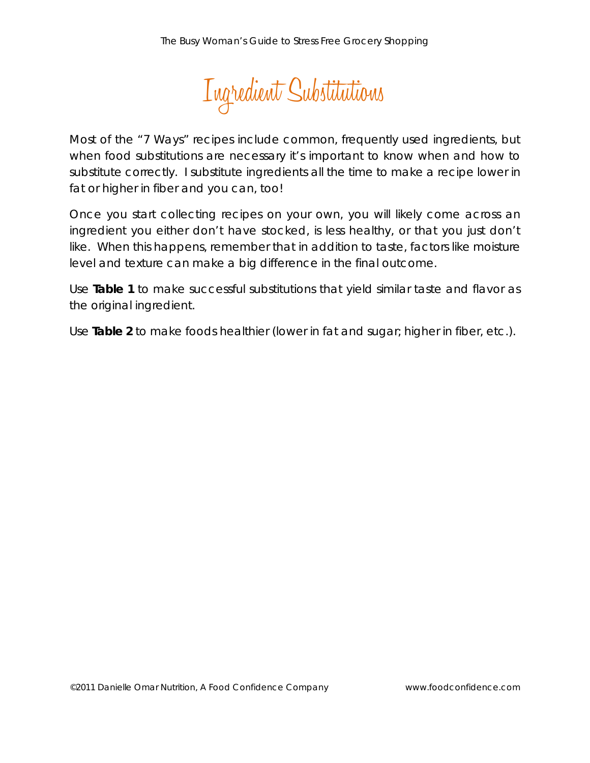# Ingredient Substitutions

Most of the "7 Ways" recipes include common, frequently used ingredients, but when food substitutions are necessary it's important to know when and how to substitute correctly. I substitute ingredients all the time to make a recipe lower in fat or higher in fiber and you can, too!

Once you start collecting recipes on your own, you will likely come across an ingredient you either don't have stocked, is less healthy, or that you just don't like. When this happens, remember that in addition to taste, factors like moisture level and texture can make a big difference in the final outcome.

Use **Table 1** to make successful substitutions that yield similar taste and flavor as the original ingredient.

Use **Table 2** to make foods healthier (lower in fat and sugar; higher in fiber, etc.).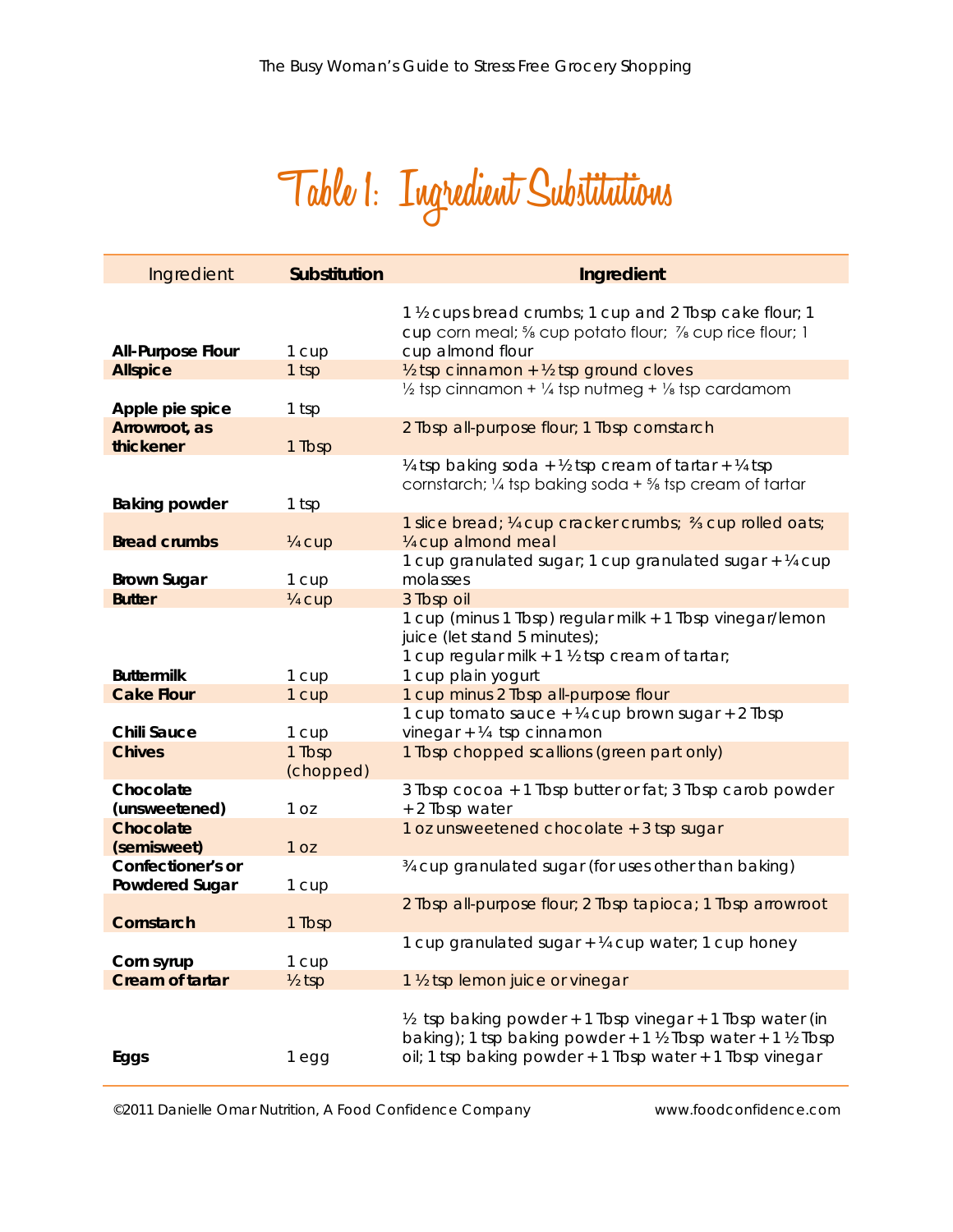# Table 1: Ingredient Substitutions

| Ingredient | Substitution | Ingredient |
|---|---|---|
| **All-Purpose Flour** | 1 cup | 1 ½ cups bread crumbs; 1 cup and 2 Tbsp cake flour; 1 cup corn meal; ⅝ cup potato flour; ⅞ cup rice flour; 1 cup almond flour |
| **Allspice** | 1 tsp | ½ tsp cinnamon + ½ tsp ground cloves |
| **Apple pie spice** | 1 tsp | ½ tsp cinnamon + ¼ tsp nutmeg + ⅛ tsp cardamom |
| **Arrowroot, as thickener** | 1 Tbsp | 2 Tbsp all-purpose flour; 1 Tbsp cornstarch |
| **Baking powder** | 1 tsp | ¼ tsp baking soda + ½ tsp cream of tartar + ¼ tsp cornstarch; ¼ tsp baking soda + ⅝ tsp cream of tartar |
| **Bread crumbs** | ¼ cup | 1 slice bread; ¼ cup cracker crumbs; ⅔ cup rolled oats; ¼ cup almond meal |
| **Brown Sugar** | 1 cup | 1 cup granulated sugar; 1 cup granulated sugar + ¼ cup molasses |
| **Butter** | ¼ cup | 3 Tbsp oil |
| **Buttermilk** | 1 cup | 1 cup (minus 1 Tbsp) regular milk + 1 Tbsp vinegar/lemon juice (let stand 5 minutes); 1 cup regular milk + 1 ½ tsp cream of tartar; 1 cup plain yogurt |
| **Cake Flour** | 1 cup | 1 cup minus 2 Tbsp all-purpose flour |
| **Chili Sauce** | 1 cup | 1 cup tomato sauce + ¼ cup brown sugar + 2 Tbsp vinegar + ¼ tsp cinnamon |
| **Chives** | 1 Tbsp (chopped) | 1 Tbsp chopped scallions (green part only) |
| **Chocolate (unsweetened)** | 1 oz | 3 Tbsp cocoa + 1 Tbsp butter or fat; 3 Tbsp carob powder + 2 Tbsp water |
| **Chocolate (semisweet)** | 1 oz | 1 oz unsweetened chocolate + 3 tsp sugar |
| **Confectioner's or Powdered Sugar** | 1 cup | ¾ cup granulated sugar (for uses other than baking) |
| **Cornstarch** | 1 Tbsp | 2 Tbsp all-purpose flour; 2 Tbsp tapioca; 1 Tbsp arrowroot |
| **Corn syrup** | 1 cup | 1 cup granulated sugar + ¼ cup water; 1 cup honey |
| **Cream of tartar** | ½ tsp | 1 ½ tsp lemon juice or vinegar |
| **Eggs** | 1 egg | ½ tsp baking powder + 1 Tbsp vinegar + 1 Tbsp water (in baking); 1 tsp baking powder + 1 ½ Tbsp water + 1 ½ Tbsp oil; 1 tsp baking powder + 1 Tbsp water + 1 Tbsp vinegar |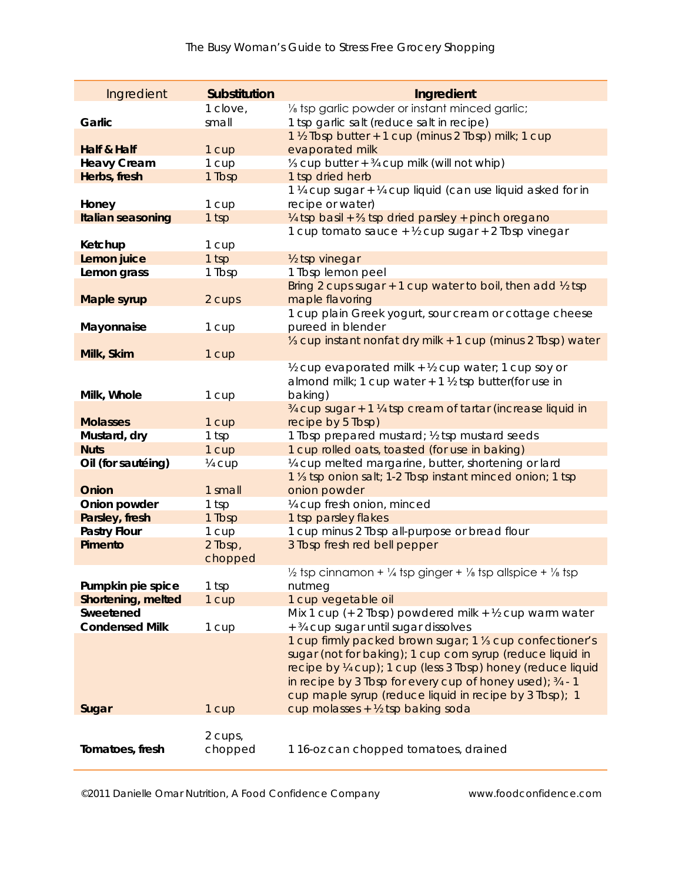| Ingredient | Substitution | Ingredient |
|---|---|---|
| **Garlic** | 1 clove, small | ⅛ tsp garlic powder or instant minced garlic; 1 tsp garlic salt (reduce salt in recipe) |
| **Half & Half** | 1 cup | 1 ½ Tbsp butter + 1 cup (minus 2 Tbsp) milk; 1 cup evaporated milk |
| **Heavy Cream** | 1 cup | ⅓ cup butter + ¾ cup milk (will not whip) |
| **Herbs, fresh** | 1 Tbsp | 1 tsp dried herb |
| **Honey** | 1 cup | 1 ¼ cup sugar + ¼ cup liquid (can use liquid asked for in recipe or water) |
| **Italian seasoning** | 1 tsp | ¼ tsp basil + ⅔ tsp dried parsley + pinch oregano |
| **Ketchup** | 1 cup | 1 cup tomato sauce + ½ cup sugar + 2 Tbsp vinegar |
| **Lemon juice** | 1 tsp | ½ tsp vinegar |
| **Lemon grass** | 1 Tbsp | 1 Tbsp lemon peel |
| **Maple syrup** | 2 cups | Bring 2 cups sugar + 1 cup water to boil, then add ½ tsp maple flavoring |
| **Mayonnaise** | 1 cup | 1 cup plain Greek yogurt, sour cream or cottage cheese pureed in blender |
| **Milk, Skim** | 1 cup | ⅓ cup instant nonfat dry milk + 1 cup (minus 2 Tbsp) water |
| **Milk, Whole** | 1 cup | ½ cup evaporated milk + ½ cup water; 1 cup soy or almond milk; 1 cup water + 1 ½ tsp butter(for use in baking) |
| **Molasses** | 1 cup | ¾ cup sugar + 1 ¼ tsp cream of tartar (increase liquid in recipe by 5 Tbsp) |
| **Mustard, dry** | 1 tsp | 1 Tbsp prepared mustard; ½ tsp mustard seeds |
| **Nuts** | 1 cup | 1 cup rolled oats, toasted (for use in baking) |
| **Oil (for sautéing)** | ¼ cup | ¼ cup melted margarine, butter, shortening or lard |
| **Onion** | 1 small | 1 ⅓ tsp onion salt; 1-2 Tbsp instant minced onion; 1 tsp onion powder |
| **Onion powder** | 1 tsp | ¼ cup fresh onion, minced |
| **Parsley, fresh** | 1 Tbsp | 1 tsp parsley flakes |
| **Pastry Flour** | 1 cup | 1 cup minus 2 Tbsp all-purpose or bread flour |
| **Pimento** | 2 Tbsp, chopped | 3 Tbsp fresh red bell pepper |
| **Pumpkin pie spice** | 1 tsp | ½ tsp cinnamon + ¼ tsp ginger + ⅛ tsp allspice + ⅛ tsp nutmeg |
| **Shortening, melted** | 1 cup | 1 cup vegetable oil |
| **Sweetened Condensed Milk** | 1 cup | Mix 1 cup (+ 2 Tbsp) powdered milk + ½ cup warm water + ¾ cup sugar until sugar dissolves |
| **Sugar** | 1 cup | 1 cup firmly packed brown sugar; 1 ⅓ cup confectioner's sugar (not for baking); 1 cup corn syrup (reduce liquid in recipe by ¼ cup); 1 cup (less 3 Tbsp) honey (reduce liquid in recipe by 3 Tbsp for every cup of honey used); ¾ - 1 cup maple syrup (reduce liquid in recipe by 3 Tbsp); 1 cup molasses + ½ tsp baking soda |
| **Tomatoes, fresh** | 2 cups, chopped | 1 16-oz can chopped tomatoes, drained |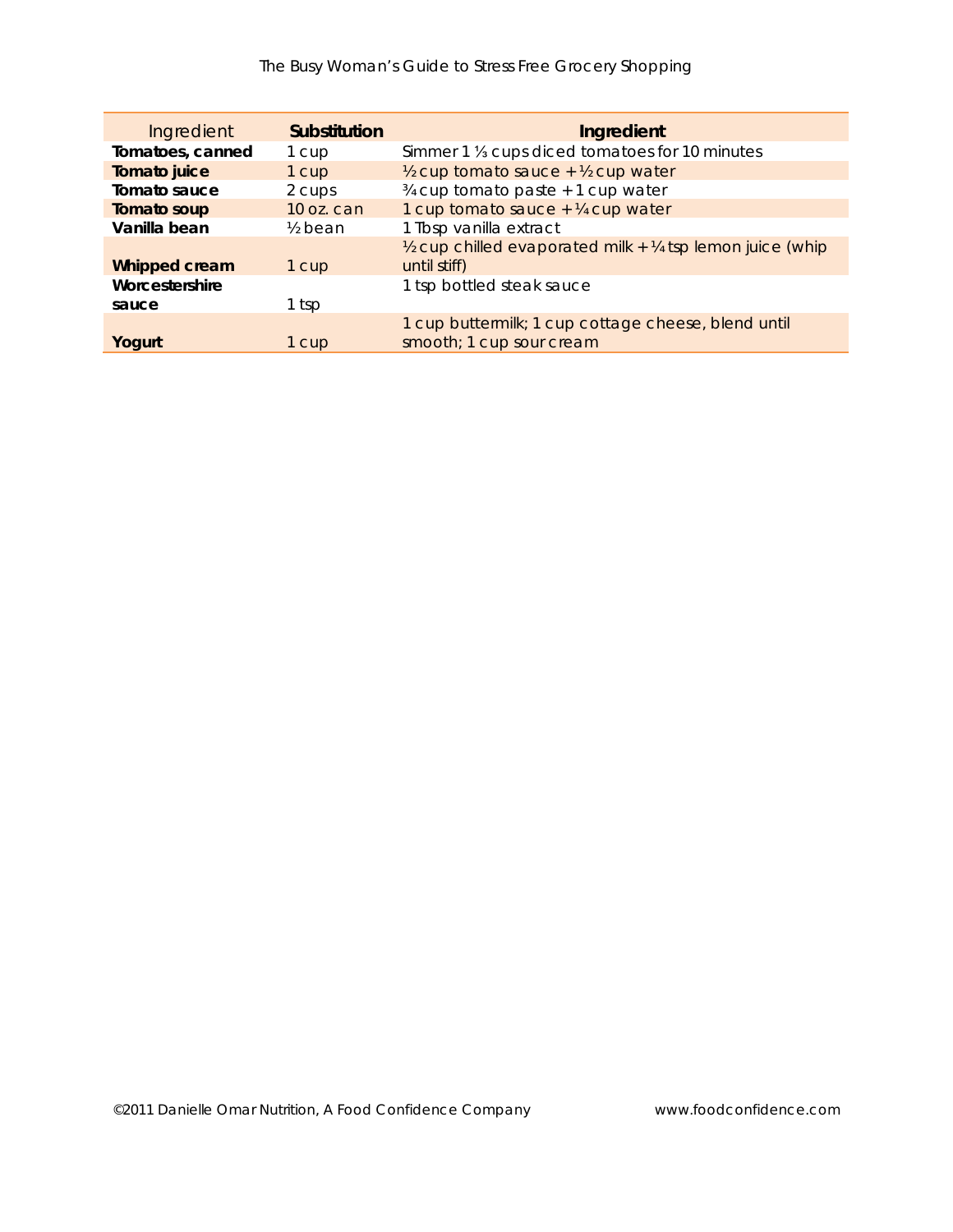| Ingredient | Substitution | Ingredient |
|---|---|---|
| **Tomatoes, canned** | 1 cup | Simmer 1 ⅓ cups diced tomatoes for 10 minutes |
| **Tomato juice** | 1 cup | ½ cup tomato sauce + ½ cup water |
| **Tomato sauce** | 2 cups | ¾ cup tomato paste + 1 cup water |
| **Tomato soup** | 10 oz. can | 1 cup tomato sauce + ¼ cup water |
| **Vanilla bean** | ½ bean | 1 Tbsp vanilla extract |
| **Whipped cream** | 1 cup | ½ cup chilled evaporated milk + ¼ tsp lemon juice (whip until stiff) |
| **Worcestershire sauce** | 1 tsp | 1 tsp bottled steak sauce |
| **Yogurt** | 1 cup | 1 cup buttermilk; 1 cup cottage cheese, blend until smooth; 1 cup sour cream |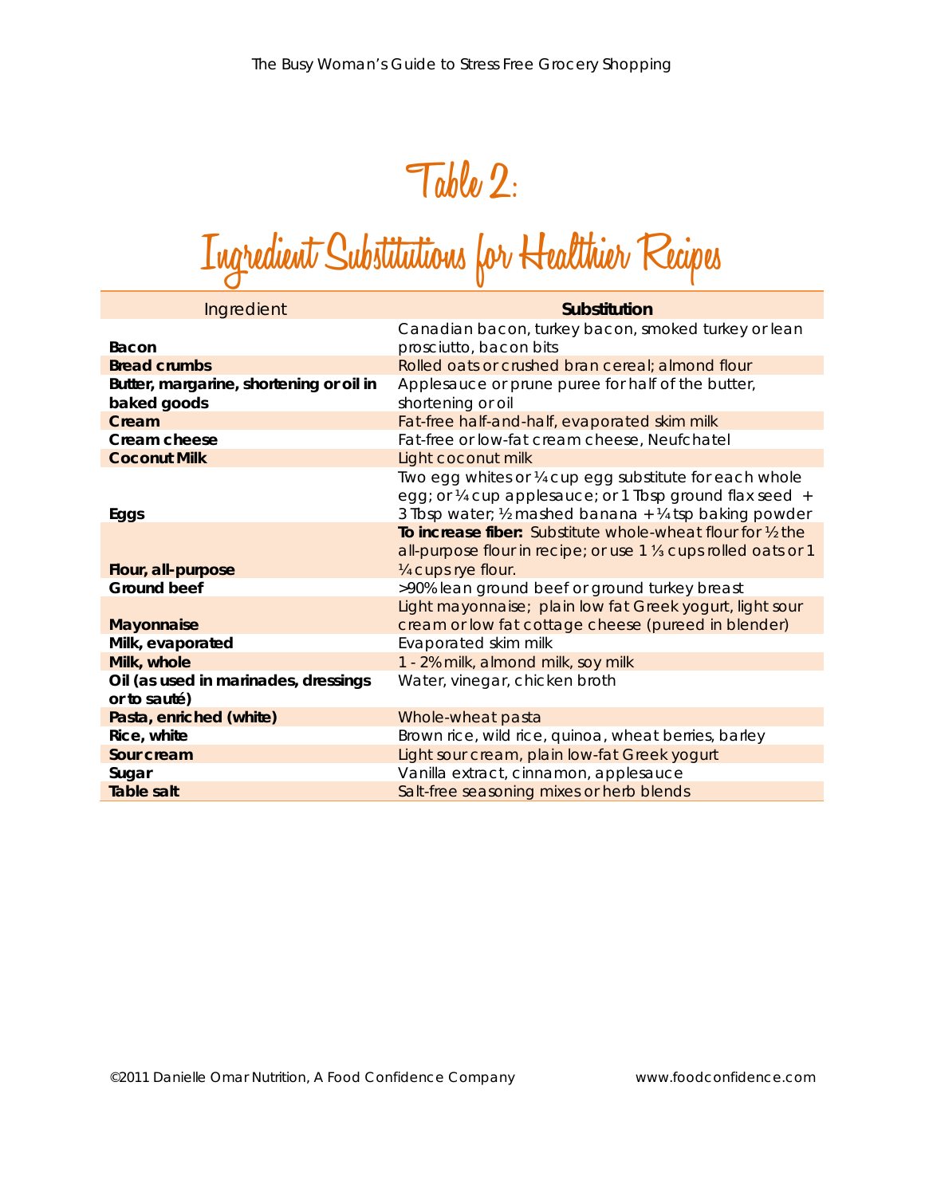# Table 2:

# Ingredient Substitutions for Healthier Recipes

| Ingredient | **Substitution** |
|---|---|
| **Bacon** | Canadian bacon, turkey bacon, smoked turkey or lean prosciutto, bacon bits |
| **Bread crumbs** | Rolled oats or crushed bran cereal; almond flour |
| **Butter, margarine, shortening or oil in baked goods** | Applesauce or prune puree for half of the butter, shortening or oil |
| **Cream** | Fat-free half-and-half, evaporated skim milk |
| **Cream cheese** | Fat-free or low-fat cream cheese, Neufchatel |
| **Coconut Milk** | Light coconut milk |
| **Eggs** | Two egg whites or ¼ cup egg substitute for each whole egg; or ¼ cup applesauce; or 1 Tbsp ground flax seed + 3 Tbsp water; ½ mashed banana + ¼ tsp baking powder |
| **Flour, all-purpose** | **To increase fiber:** Substitute whole-wheat flour for ½ the all-purpose flour in recipe; or use 1 ⅓ cups rolled oats or 1 ¼ cups rye flour. |
| **Ground beef** | >90% lean ground beef or ground turkey breast |
| **Mayonnaise** | Light mayonnaise; plain low fat Greek yogurt, light sour cream or low fat cottage cheese (pureed in blender) |
| **Milk, evaporated** | Evaporated skim milk |
| **Milk, whole** | 1 - 2% milk, almond milk, soy milk |
| **Oil (as used in marinades, dressings or to sauté)** | Water, vinegar, chicken broth |
| **Pasta, enriched (white)** | Whole-wheat pasta |
| **Rice, white** | Brown rice, wild rice, quinoa, wheat berries, barley |
| **Sour cream** | Light sour cream, plain low-fat Greek yogurt |
| **Sugar** | Vanilla extract, cinnamon, applesauce |
| **Table salt** | Salt-free seasoning mixes or herb blends |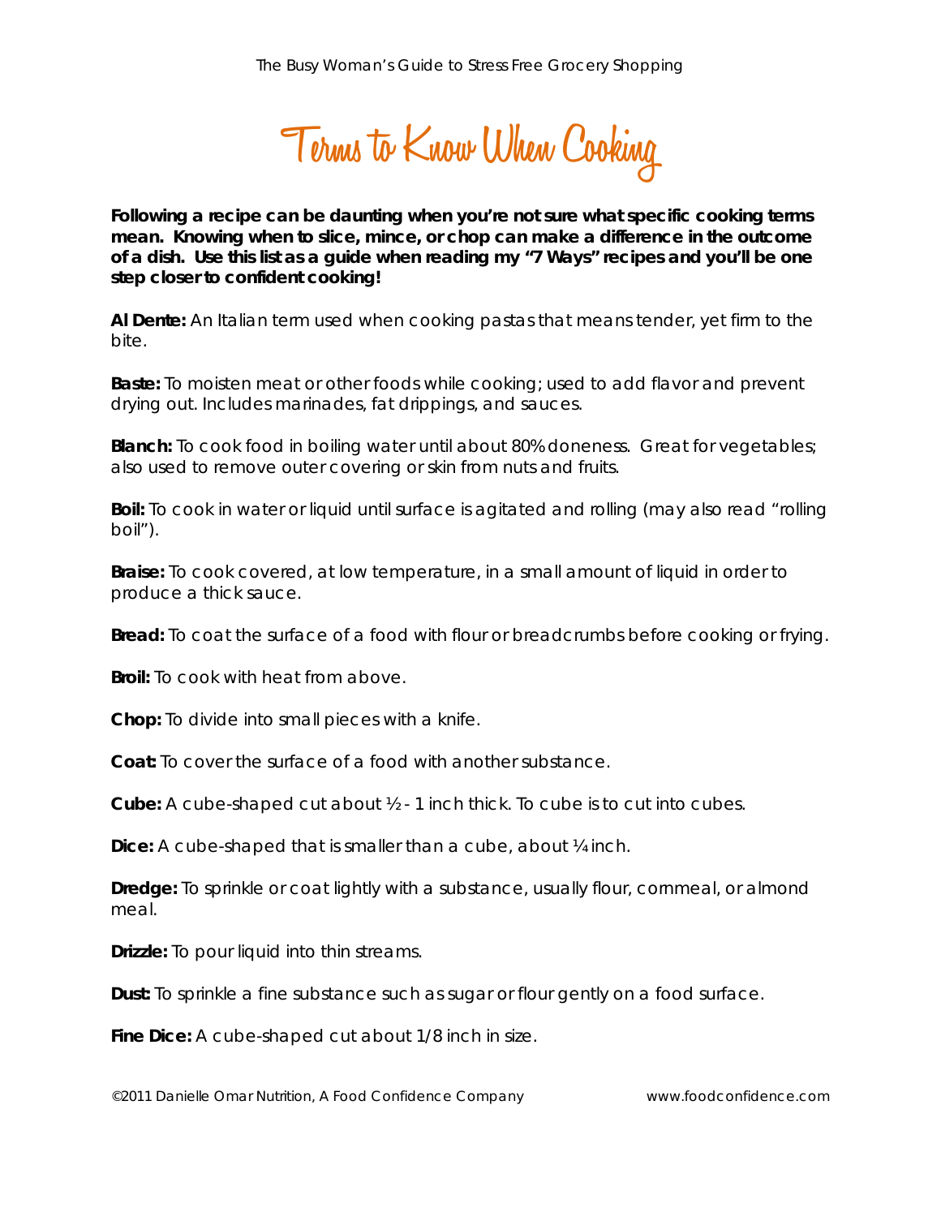# Terms to Know When Cooking

**Following a recipe can be daunting when you're not sure what specific cooking terms mean. Knowing when to slice, mince, or chop can make a difference in the outcome of a dish. Use this list as a guide when reading my "7 Ways" recipes and you'll be one step closer to confident cooking!**

**Al Dente:** An Italian term used when cooking pastas that means tender, yet firm to the bite.

**Baste:** To moisten meat or other foods while cooking; used to add flavor and prevent drying out. Includes marinades, fat drippings, and sauces.

**Blanch:** To cook food in boiling water until about 80% doneness. Great for vegetables; also used to remove outer covering or skin from nuts and fruits.

**Boil:** To cook in water or liquid until surface is agitated and rolling (may also read "rolling boil").

**Braise:** To cook covered, at low temperature, in a small amount of liquid in order to produce a thick sauce.

**Bread:** To coat the surface of a food with flour or breadcrumbs before cooking or frying.

**Broil:** To cook with heat from above.

**Chop:** To divide into small pieces with a knife.

**Coat:** To cover the surface of a food with another substance.

**Cube:** A cube-shaped cut about ½ - 1 inch thick. To cube is to cut into cubes.

**Dice:** A cube-shaped that is smaller than a cube, about ¼ inch.

**Dredge:** To sprinkle or coat lightly with a substance, usually flour, cornmeal, or almond meal.

**Drizzle:** To pour liquid into thin streams.

**Dust:** To sprinkle a fine substance such as sugar or flour gently on a food surface.

**Fine Dice:** A cube-shaped cut about 1/8 inch in size.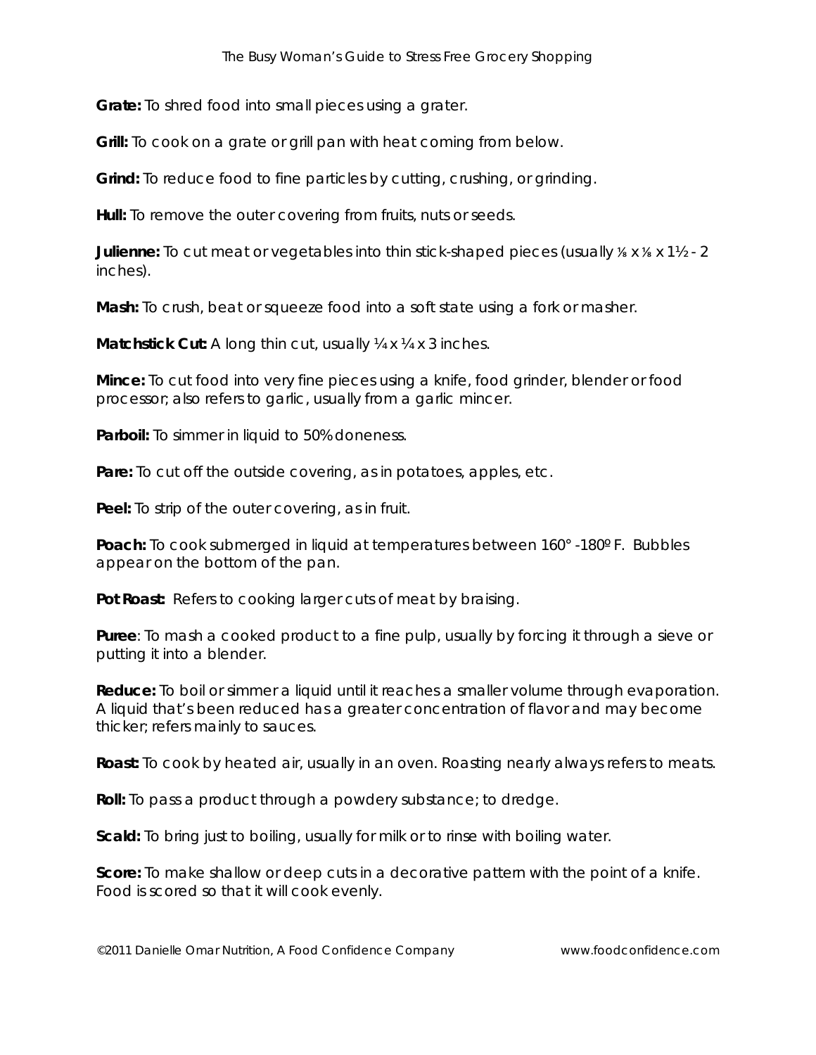**Grate:** To shred food into small pieces using a grater.

**Grill:** To cook on a grate or grill pan with heat coming from below.

**Grind:** To reduce food to fine particles by cutting, crushing, or grinding.

**Hull:** To remove the outer covering from fruits, nuts or seeds.

**Julienne:** To cut meat or vegetables into thin stick-shaped pieces (usually ⅛ x ⅛ x 1½ - 2 inches).

**Mash:** To crush, beat or squeeze food into a soft state using a fork or masher.

**Matchstick Cut:** A long thin cut, usually ¼ x ¼ x 3 inches.

**Mince:** To cut food into very fine pieces using a knife, food grinder, blender or food processor; also refers to garlic, usually from a garlic mincer.

**Parboil:** To simmer in liquid to 50% doneness.

**Pare:** To cut off the outside covering, as in potatoes, apples, etc.

**Peel:** To strip of the outer covering, as in fruit.

**Poach:** To cook submerged in liquid at temperatures between 160° -180º F. Bubbles appear on the bottom of the pan.

**Pot Roast:** Refers to cooking larger cuts of meat by braising.

**Puree**: To mash a cooked product to a fine pulp, usually by forcing it through a sieve or putting it into a blender.

**Reduce:** To boil or simmer a liquid until it reaches a smaller volume through evaporation. A liquid that's been reduced has a greater concentration of flavor and may become thicker; refers mainly to sauces.

**Roast:** To cook by heated air, usually in an oven. Roasting nearly always refers to meats.

**Roll:** To pass a product through a powdery substance; to dredge.

**Scald:** To bring just to boiling, usually for milk or to rinse with boiling water.

**Score:** To make shallow or deep cuts in a decorative pattern with the point of a knife. Food is scored so that it will cook evenly.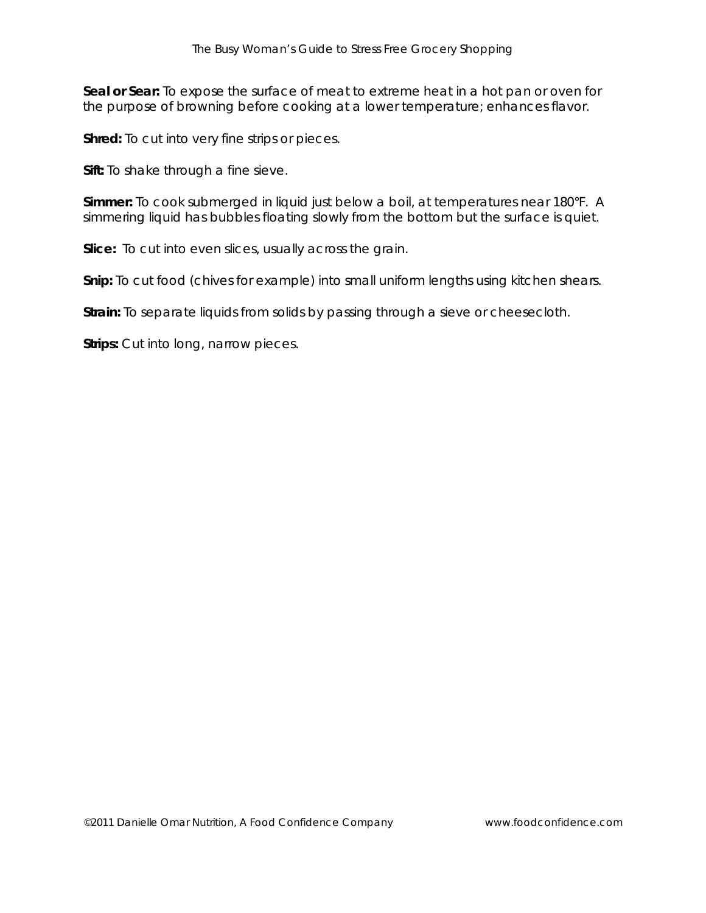**Seal or Sear:** To expose the surface of meat to extreme heat in a hot pan or oven for the purpose of browning before cooking at a lower temperature; enhances flavor.

**Shred:** To cut into very fine strips or pieces.

**Sift:** To shake through a fine sieve.

**Simmer:** To cook submerged in liquid just below a boil, at temperatures near 180°F. A simmering liquid has bubbles floating slowly from the bottom but the surface is quiet.

**Slice:** To cut into even slices, usually across the grain.

**Snip:** To cut food (chives for example) into small uniform lengths using kitchen shears.

**Strain:** To separate liquids from solids by passing through a sieve or cheesecloth.

**Strips:** Cut into long, narrow pieces.